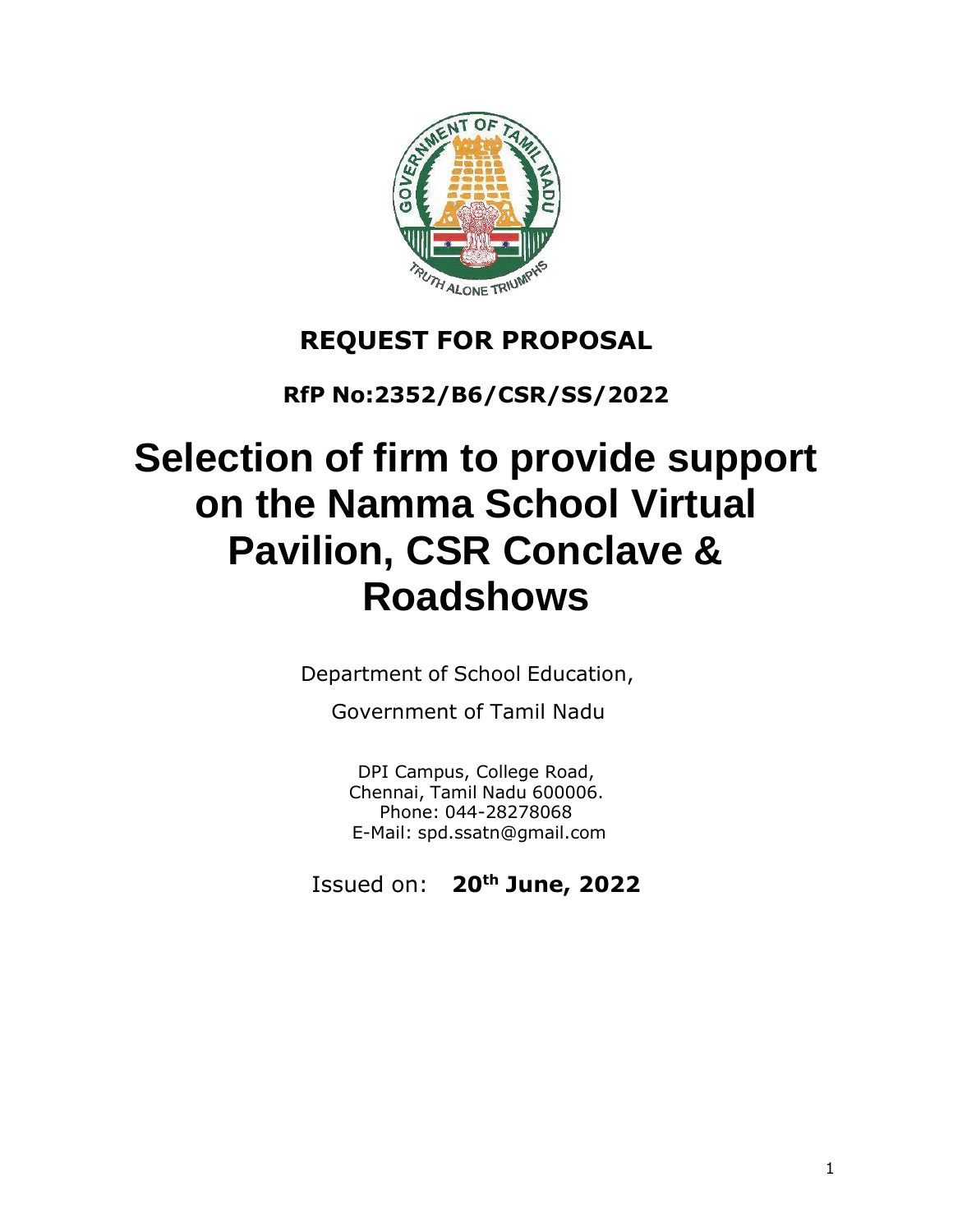# REQUEST FOR PROPOSAL

**RfP No:2352/B6/CSR/SS/2022**

# Selection of firm to provide support on the Namma School Virtual Pavilion, CSR Conclave & Roadshows

Department of School Education,

Government of Tamil Nadu

DPI Campus, College Road,
Chennai, Tamil Nadu 600006.
Phone: 044-28278068
E-Mail: spd.ssatn@gmail.com

Issued on: **20th June, 2022**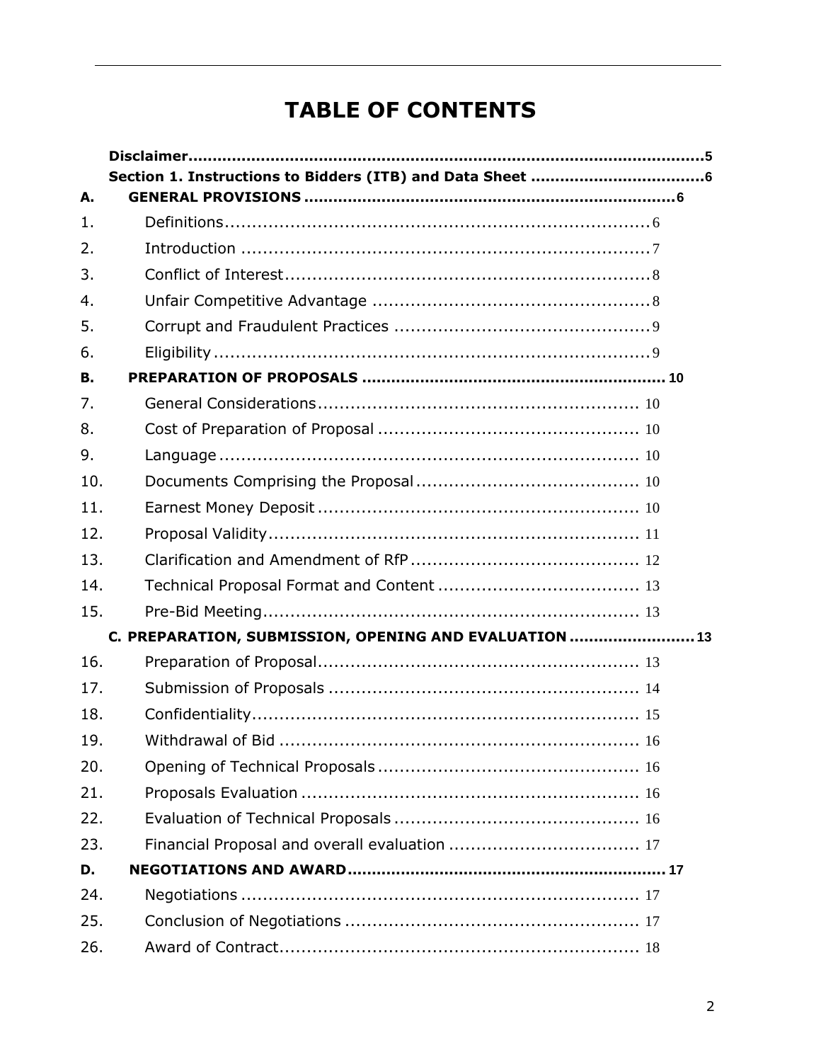# TABLE OF CONTENTS

**Disclaimer**......................................................................................................**5**

**Section 1. Instructions to Bidders (ITB) and Data Sheet** ...................................**6**

**A. GENERAL PROVISIONS** .........................................................................**6**

1. Definitions.................................................................................6
2. Introduction ..............................................................................7
3. Conflict of Interest.......................................................................8
4. Unfair Competitive Advantage ......................................................8
5. Corrupt and Fraudulent Practices ...................................................9
6. Eligibility ...................................................................................9

**B. PREPARATION OF PROPOSALS** ...........................................................**10**

7. General Considerations.............................................................10
8. Cost of Preparation of Proposal ..................................................10
9. Language ...............................................................................10
10. Documents Comprising the Proposal ...........................................10
11. Earnest Money Deposit ............................................................10
12. Proposal Validity......................................................................11
13. Clarification and Amendment of RfP ...........................................12
14. Technical Proposal Format and Content ......................................13
15. Pre-Bid Meeting.......................................................................13

**C. PREPARATION, SUBMISSION, OPENING AND EVALUATION** .........................**13**

16. Preparation of Proposal.............................................................13
17. Submission of Proposals ...........................................................14
18. Confidentiality..........................................................................15
19. Withdrawal of Bid ....................................................................16
20. Opening of Technical Proposals .................................................16
21. Proposals Evaluation ................................................................16
22. Evaluation of Technical Proposals ..............................................16
23. Financial Proposal and overall evaluation ....................................17

**D. NEGOTIATIONS AND AWARD** ..............................................................**17**

24. Negotiations ...........................................................................17
25. Conclusion of Negotiations .......................................................17
26. Award of Contract....................................................................18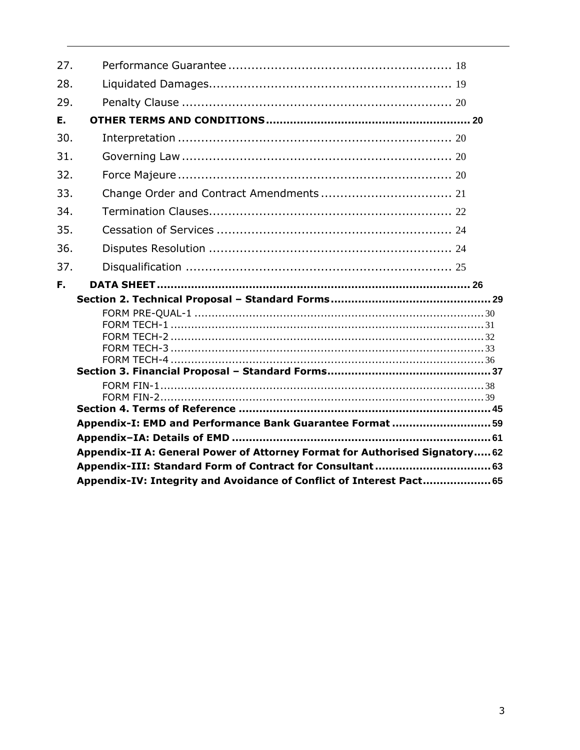27. Performance Guarantee ........................................................ 18

28. Liquidated Damages............................................................. 19

29. Penalty Clause .................................................................... 20

**E. OTHER TERMS AND CONDITIONS ........................................................ 20**

30. Interpretation ...................................................................... 20

31. Governing Law .................................................................... 20

32. Force Majeure ...................................................................... 20

33. Change Order and Contract Amendments ................................. 21

34. Termination Clauses............................................................. 22

35. Cessation of Services ............................................................ 24

36. Disputes Resolution .............................................................. 24

37. Disqualification .................................................................... 25

**F. DATA SHEET ........................................................................................ 26**

**Section 2. Technical Proposal – Standard Forms ............................................. 29**

FORM PRE-QUAL-1 ................................................................................ 30
FORM TECH-1 ........................................................................................ 31
FORM TECH-2 ........................................................................................ 32
FORM TECH-3 ........................................................................................ 33
FORM TECH-4 ........................................................................................ 36

**Section 3. Financial Proposal – Standard Forms ............................................... 37**

FORM FIN-1 ........................................................................................... 38
FORM FIN-2 ........................................................................................... 39

**Section 4. Terms of Reference ........................................................................ 45**

**Appendix-I: EMD and Performance Bank Guarantee Format ............................. 59**

**Appendix–IA: Details of EMD .......................................................................... 61**

**Appendix-II A: General Power of Attorney Format for Authorised Signatory ..... 62**

**Appendix-III: Standard Form of Contract for Consultant ................................. 63**

**Appendix-IV: Integrity and Avoidance of Conflict of Interest Pact ..................... 65**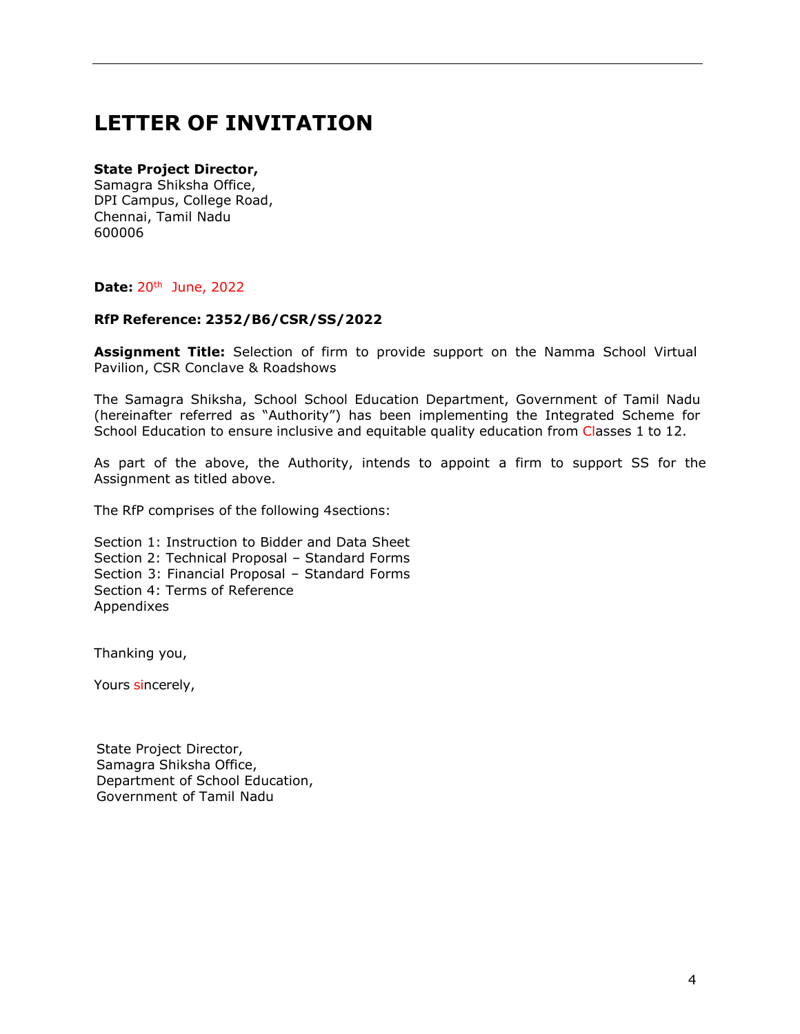# LETTER OF INVITATION

**State Project Director,**
Samagra Shiksha Office,
DPI Campus, College Road,
Chennai, Tamil Nadu
600006

**Date:** 20th June, 2022

**RfP Reference: 2352/B6/CSR/SS/2022**

**Assignment Title:** Selection of firm to provide support on the Namma School Virtual Pavilion, CSR Conclave & Roadshows

The Samagra Shiksha, School School Education Department, Government of Tamil Nadu (hereinafter referred as "Authority") has been implementing the Integrated Scheme for School Education to ensure inclusive and equitable quality education from Classes 1 to 12.

As part of the above, the Authority, intends to appoint a firm to support SS for the Assignment as titled above.

The RfP comprises of the following 4sections:

Section 1: Instruction to Bidder and Data Sheet
Section 2: Technical Proposal – Standard Forms
Section 3: Financial Proposal – Standard Forms
Section 4: Terms of Reference
Appendixes

Thanking you,

Yours sincerely,

State Project Director,
Samagra Shiksha Office,
Department of School Education,
Government of Tamil Nadu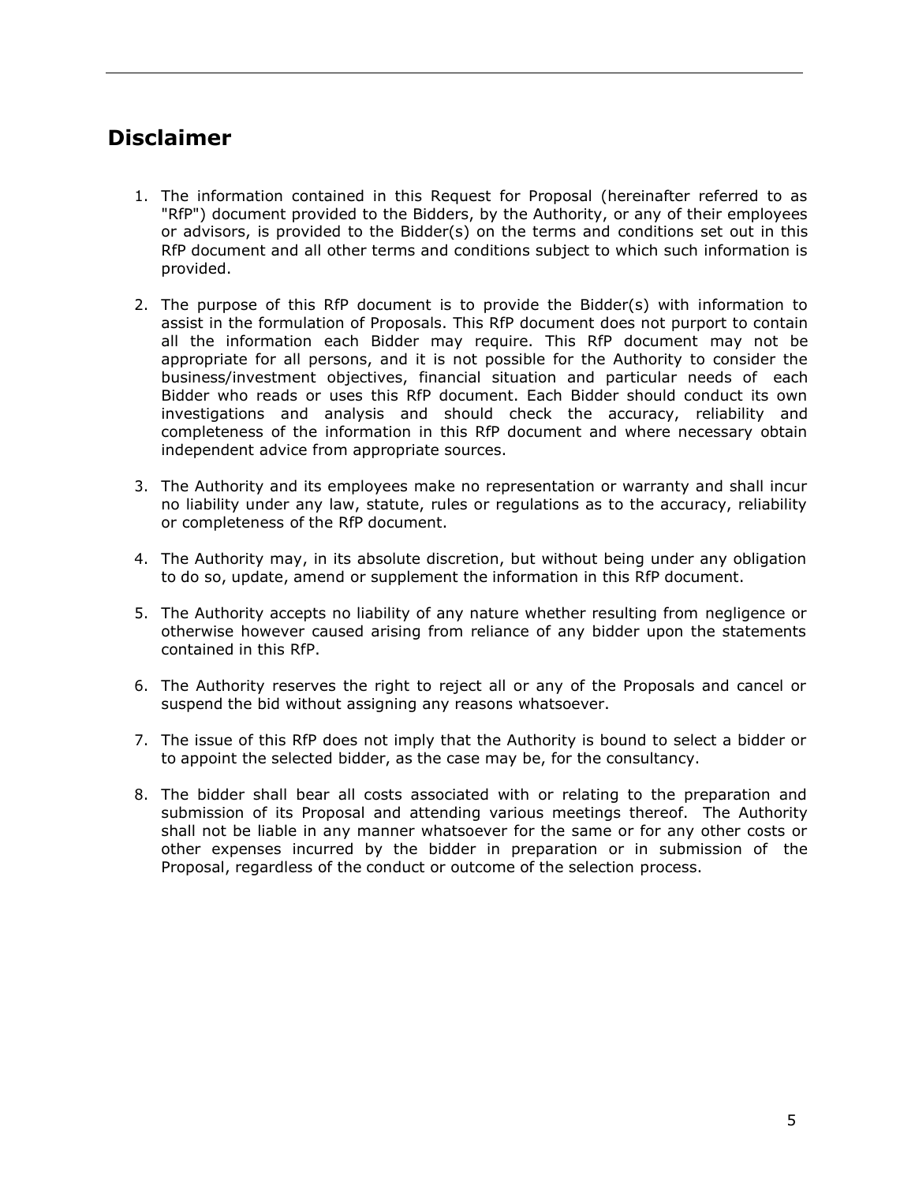## Disclaimer

1. The information contained in this Request for Proposal (hereinafter referred to as "RfP") document provided to the Bidders, by the Authority, or any of their employees or advisors, is provided to the Bidder(s) on the terms and conditions set out in this RfP document and all other terms and conditions subject to which such information is provided.

2. The purpose of this RfP document is to provide the Bidder(s) with information to assist in the formulation of Proposals. This RfP document does not purport to contain all the information each Bidder may require. This RfP document may not be appropriate for all persons, and it is not possible for the Authority to consider the business/investment objectives, financial situation and particular needs of each Bidder who reads or uses this RfP document. Each Bidder should conduct its own investigations and analysis and should check the accuracy, reliability and completeness of the information in this RfP document and where necessary obtain independent advice from appropriate sources.

3. The Authority and its employees make no representation or warranty and shall incur no liability under any law, statute, rules or regulations as to the accuracy, reliability or completeness of the RfP document.

4. The Authority may, in its absolute discretion, but without being under any obligation to do so, update, amend or supplement the information in this RfP document.

5. The Authority accepts no liability of any nature whether resulting from negligence or otherwise however caused arising from reliance of any bidder upon the statements contained in this RfP.

6. The Authority reserves the right to reject all or any of the Proposals and cancel or suspend the bid without assigning any reasons whatsoever.

7. The issue of this RfP does not imply that the Authority is bound to select a bidder or to appoint the selected bidder, as the case may be, for the consultancy.

8. The bidder shall bear all costs associated with or relating to the preparation and submission of its Proposal and attending various meetings thereof. The Authority shall not be liable in any manner whatsoever for the same or for any other costs or other expenses incurred by the bidder in preparation or in submission of the Proposal, regardless of the conduct or outcome of the selection process.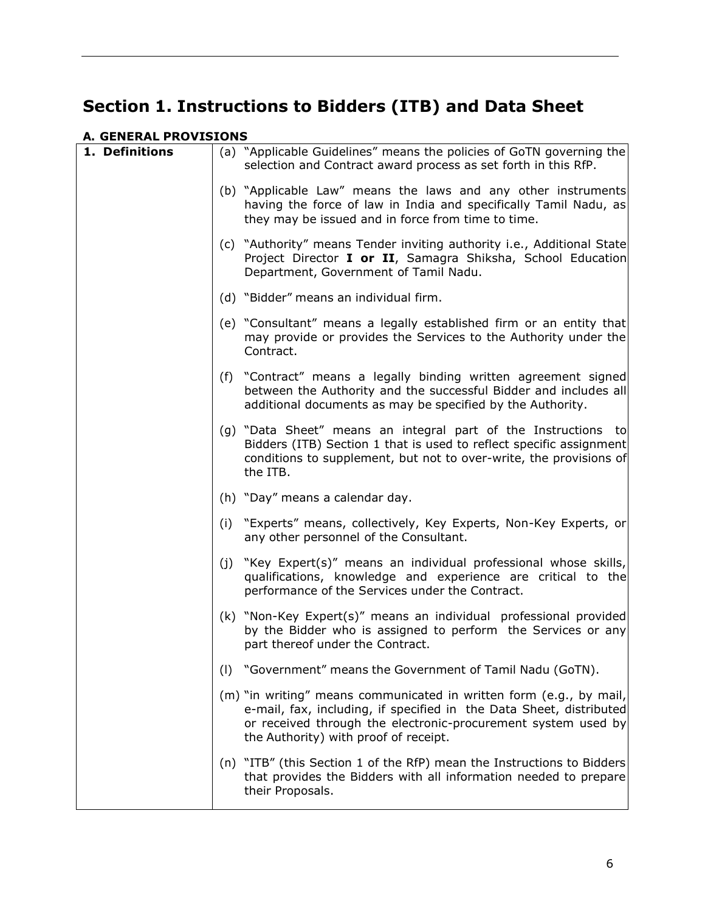# Section 1. Instructions to Bidders (ITB) and Data Sheet

### A. GENERAL PROVISIONS

| 1. Definitions | (a) "Applicable Guidelines" means the policies of GoTN governing the selection and Contract award process as set forth in this RfP.<br><br>(b) "Applicable Law" means the laws and any other instruments having the force of law in India and specifically Tamil Nadu, as they may be issued and in force from time to time.<br><br>(c) "Authority" means Tender inviting authority i.e., Additional State Project Director **I or II**, Samagra Shiksha, School Education Department, Government of Tamil Nadu.<br><br>(d) "Bidder" means an individual firm.<br><br>(e) "Consultant" means a legally established firm or an entity that may provide or provides the Services to the Authority under the Contract.<br><br>(f) "Contract" means a legally binding written agreement signed between the Authority and the successful Bidder and includes all additional documents as may be specified by the Authority.<br><br>(g) "Data Sheet" means an integral part of the Instructions to Bidders (ITB) Section 1 that is used to reflect specific assignment conditions to supplement, but not to over-write, the provisions of the ITB.<br><br>(h) "Day" means a calendar day.<br><br>(i) "Experts" means, collectively, Key Experts, Non-Key Experts, or any other personnel of the Consultant.<br><br>(j) "Key Expert(s)" means an individual professional whose skills, qualifications, knowledge and experience are critical to the performance of the Services under the Contract.<br><br>(k) "Non-Key Expert(s)" means an individual professional provided by the Bidder who is assigned to perform the Services or any part thereof under the Contract.<br><br>(l) "Government" means the Government of Tamil Nadu (GoTN).<br><br>(m) "in writing" means communicated in written form (e.g., by mail, e-mail, fax, including, if specified in the Data Sheet, distributed or received through the electronic-procurement system used by the Authority) with proof of receipt.<br><br>(n) "ITB" (this Section 1 of the RfP) mean the Instructions to Bidders that provides the Bidders with all information needed to prepare their Proposals. |
|---|---|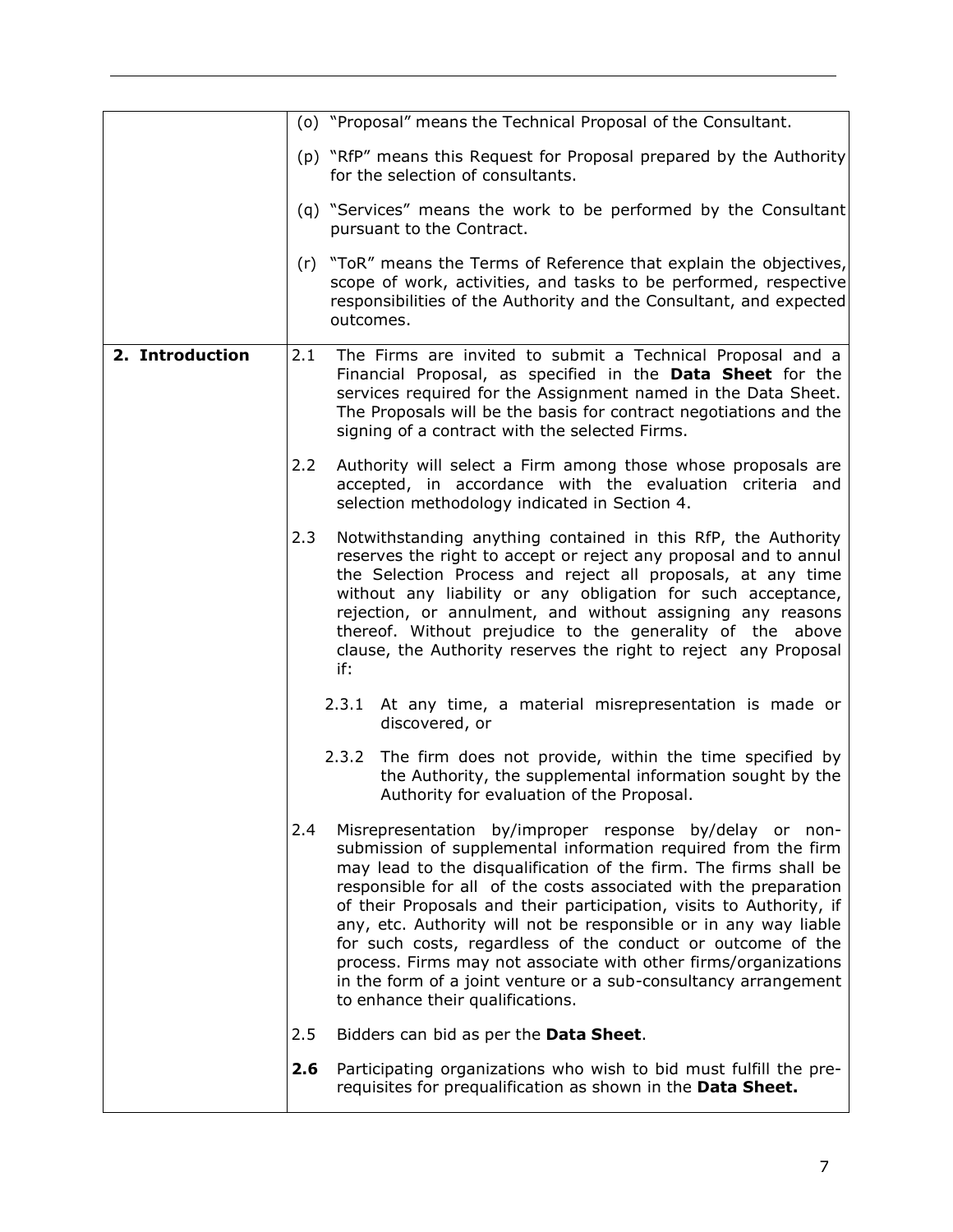| | |
|---|---|
| | (o) "Proposal" means the Technical Proposal of the Consultant.<br><br>(p) "RfP" means this Request for Proposal prepared by the Authority for the selection of consultants.<br><br>(q) "Services" means the work to be performed by the Consultant pursuant to the Contract.<br><br>(r) "ToR" means the Terms of Reference that explain the objectives, scope of work, activities, and tasks to be performed, respective responsibilities of the Authority and the Consultant, and expected outcomes. |
| **2. Introduction** | 2.1 The Firms are invited to submit a Technical Proposal and a Financial Proposal, as specified in the **Data Sheet** for the services required for the Assignment named in the Data Sheet. The Proposals will be the basis for contract negotiations and the signing of a contract with the selected Firms.<br><br>2.2 Authority will select a Firm among those whose proposals are accepted, in accordance with the evaluation criteria and selection methodology indicated in Section 4.<br><br>2.3 Notwithstanding anything contained in this RfP, the Authority reserves the right to accept or reject any proposal and to annul the Selection Process and reject all proposals, at any time without any liability or any obligation for such acceptance, rejection, or annulment, and without assigning any reasons thereof. Without prejudice to the generality of the above clause, the Authority reserves the right to reject any Proposal if:<br><br>2.3.1 At any time, a material misrepresentation is made or discovered, or<br><br>2.3.2 The firm does not provide, within the time specified by the Authority, the supplemental information sought by the Authority for evaluation of the Proposal.<br><br>2.4 Misrepresentation by/improper response by/delay or non-submission of supplemental information required from the firm may lead to the disqualification of the firm. The firms shall be responsible for all of the costs associated with the preparation of their Proposals and their participation, visits to Authority, if any, etc. Authority will not be responsible or in any way liable for such costs, regardless of the conduct or outcome of the process. Firms may not associate with other firms/organizations in the form of a joint venture or a sub-consultancy arrangement to enhance their qualifications.<br><br>2.5 Bidders can bid as per the **Data Sheet**.<br><br>**2.6** Participating organizations who wish to bid must fulfill the pre-requisites for prequalification as shown in the **Data Sheet.** |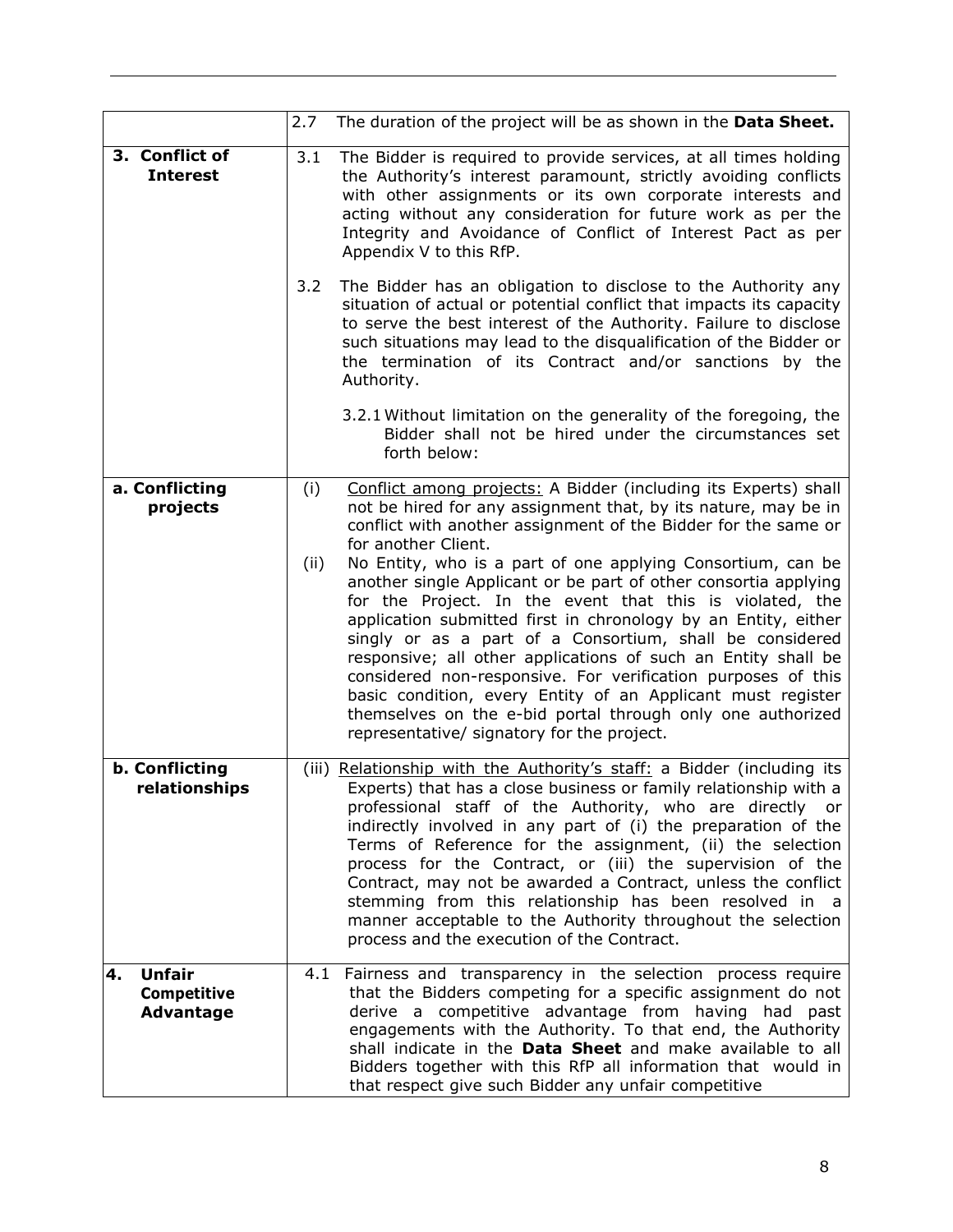| | |
|---|---|
| | 2.7 The duration of the project will be as shown in the **Data Sheet.** |
| **3. Conflict of Interest** | 3.1 The Bidder is required to provide services, at all times holding the Authority's interest paramount, strictly avoiding conflicts with other assignments or its own corporate interests and acting without any consideration for future work as per the Integrity and Avoidance of Conflict of Interest Pact as per Appendix V to this RfP.<br><br>3.2 The Bidder has an obligation to disclose to the Authority any situation of actual or potential conflict that impacts its capacity to serve the best interest of the Authority. Failure to disclose such situations may lead to the disqualification of the Bidder or the termination of its Contract and/or sanctions by the Authority.<br><br>3.2.1 Without limitation on the generality of the foregoing, the Bidder shall not be hired under the circumstances set forth below: |
| **a. Conflicting projects** | (i) Conflict among projects: A Bidder (including its Experts) shall not be hired for any assignment that, by its nature, may be in conflict with another assignment of the Bidder for the same or for another Client.<br>(ii) No Entity, who is a part of one applying Consortium, can be another single Applicant or be part of other consortia applying for the Project. In the event that this is violated, the application submitted first in chronology by an Entity, either singly or as a part of a Consortium, shall be considered responsive; all other applications of such an Entity shall be considered non-responsive. For verification purposes of this basic condition, every Entity of an Applicant must register themselves on the e-bid portal through only one authorized representative/ signatory for the project. |
| **b. Conflicting relationships** | (iii) Relationship with the Authority's staff: a Bidder (including its Experts) that has a close business or family relationship with a professional staff of the Authority, who are directly or indirectly involved in any part of (i) the preparation of the Terms of Reference for the assignment, (ii) the selection process for the Contract, or (iii) the supervision of the Contract, may not be awarded a Contract, unless the conflict stemming from this relationship has been resolved in a manner acceptable to the Authority throughout the selection process and the execution of the Contract. |
| **4. Unfair Competitive Advantage** | 4.1 Fairness and transparency in the selection process require that the Bidders competing for a specific assignment do not derive a competitive advantage from having had past engagements with the Authority. To that end, the Authority shall indicate in the **Data Sheet** and make available to all Bidders together with this RfP all information that would in that respect give such Bidder any unfair competitive |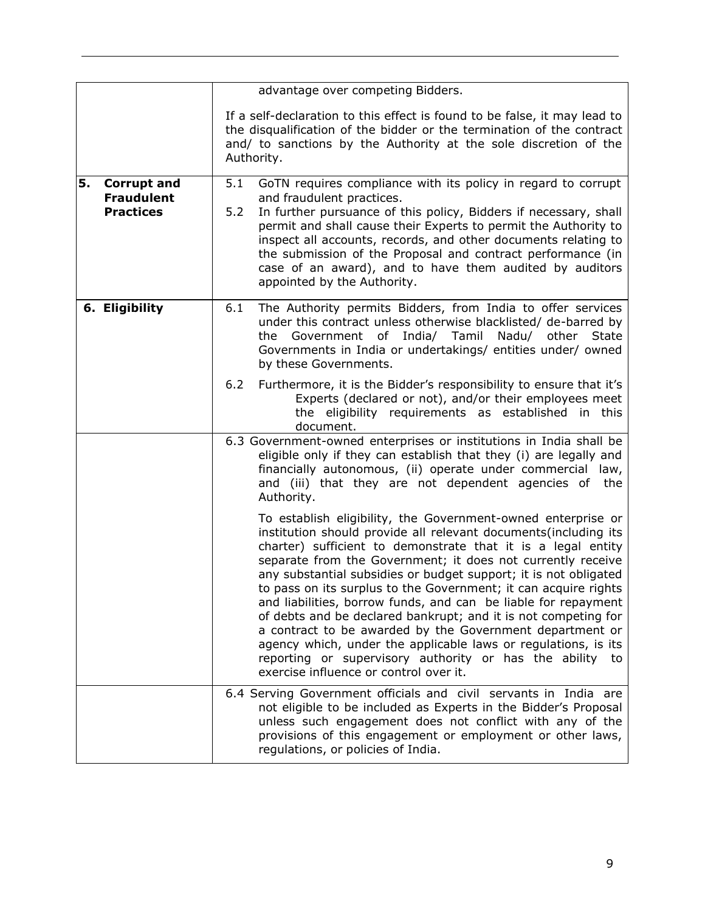| | |
|---|---|
| | advantage over competing Bidders.<br><br>If a self-declaration to this effect is found to be false, it may lead to the disqualification of the bidder or the termination of the contract and/ to sanctions by the Authority at the sole discretion of the Authority. |
| **5. Corrupt and Fraudulent Practices** | 5.1 GoTN requires compliance with its policy in regard to corrupt and fraudulent practices.<br>5.2 In further pursuance of this policy, Bidders if necessary, shall permit and shall cause their Experts to permit the Authority to inspect all accounts, records, and other documents relating to the submission of the Proposal and contract performance (in case of an award), and to have them audited by auditors appointed by the Authority. |
| **6. Eligibility** | 6.1 The Authority permits Bidders, from India to offer services under this contract unless otherwise blacklisted/ de-barred by the Government of India/ Tamil Nadu/ other State Governments in India or undertakings/ entities under/ owned by these Governments.<br><br>6.2 Furthermore, it is the Bidder's responsibility to ensure that it's Experts (declared or not), and/or their employees meet the eligibility requirements as established in this document. |
| | 6.3 Government-owned enterprises or institutions in India shall be eligible only if they can establish that they (i) are legally and financially autonomous, (ii) operate under commercial law, and (iii) that they are not dependent agencies of the Authority.<br><br>To establish eligibility, the Government-owned enterprise or institution should provide all relevant documents(including its charter) sufficient to demonstrate that it is a legal entity separate from the Government; it does not currently receive any substantial subsidies or budget support; it is not obligated to pass on its surplus to the Government; it can acquire rights and liabilities, borrow funds, and can be liable for repayment of debts and be declared bankrupt; and it is not competing for a contract to be awarded by the Government department or agency which, under the applicable laws or regulations, is its reporting or supervisory authority or has the ability to exercise influence or control over it. |
| | 6.4 Serving Government officials and civil servants in India are not eligible to be included as Experts in the Bidder's Proposal unless such engagement does not conflict with any of the provisions of this engagement or employment or other laws, regulations, or policies of India. |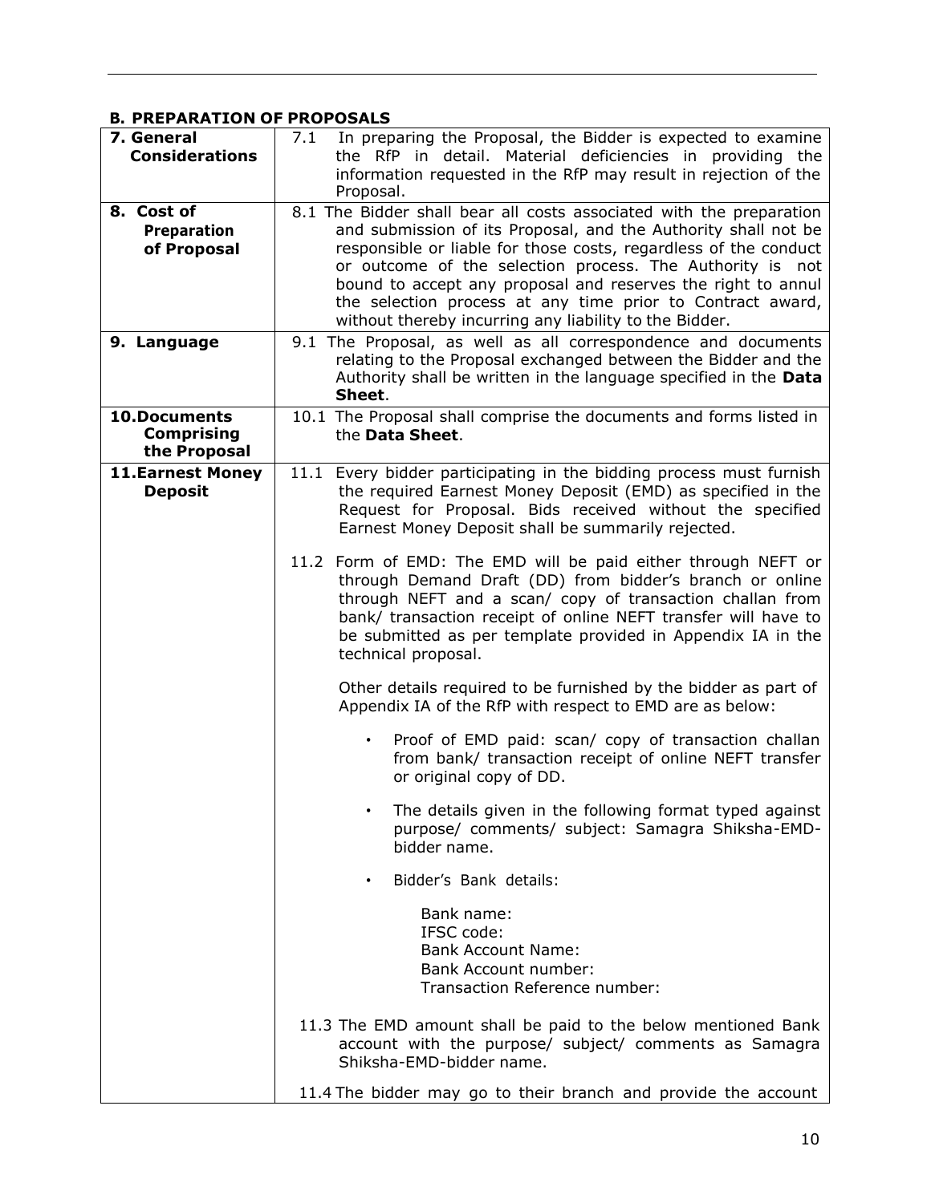## B. PREPARATION OF PROPOSALS

| | |
|---|---|
| **7. General Considerations** | 7.1 In preparing the Proposal, the Bidder is expected to examine the RfP in detail. Material deficiencies in providing the information requested in the RfP may result in rejection of the Proposal. |
| **8. Cost of Preparation of Proposal** | 8.1 The Bidder shall bear all costs associated with the preparation and submission of its Proposal, and the Authority shall not be responsible or liable for those costs, regardless of the conduct or outcome of the selection process. The Authority is not bound to accept any proposal and reserves the right to annul the selection process at any time prior to Contract award, without thereby incurring any liability to the Bidder. |
| **9. Language** | 9.1 The Proposal, as well as all correspondence and documents relating to the Proposal exchanged between the Bidder and the Authority shall be written in the language specified in the **Data Sheet**. |
| **10. Documents Comprising the Proposal** | 10.1 The Proposal shall comprise the documents and forms listed in the **Data Sheet**. |
| **11. Earnest Money Deposit** | 11.1 Every bidder participating in the bidding process must furnish the required Earnest Money Deposit (EMD) as specified in the Request for Proposal. Bids received without the specified Earnest Money Deposit shall be summarily rejected.<br><br>11.2 Form of EMD: The EMD will be paid either through NEFT or through Demand Draft (DD) from bidder's branch or online through NEFT and a scan/ copy of transaction challan from bank/ transaction receipt of online NEFT transfer will have to be submitted as per template provided in Appendix IA in the technical proposal.<br><br>Other details required to be furnished by the bidder as part of Appendix IA of the RfP with respect to EMD are as below:<br><br>• Proof of EMD paid: scan/ copy of transaction challan from bank/ transaction receipt of online NEFT transfer or original copy of DD.<br><br>• The details given in the following format typed against purpose/ comments/ subject: Samagra Shiksha-EMD-bidder name.<br><br>• Bidder's Bank details:<br><br>Bank name:<br>IFSC code:<br>Bank Account Name:<br>Bank Account number:<br>Transaction Reference number:<br><br>11.3 The EMD amount shall be paid to the below mentioned Bank account with the purpose/ subject/ comments as Samagra Shiksha-EMD-bidder name.<br><br>11.4 The bidder may go to their branch and provide the account |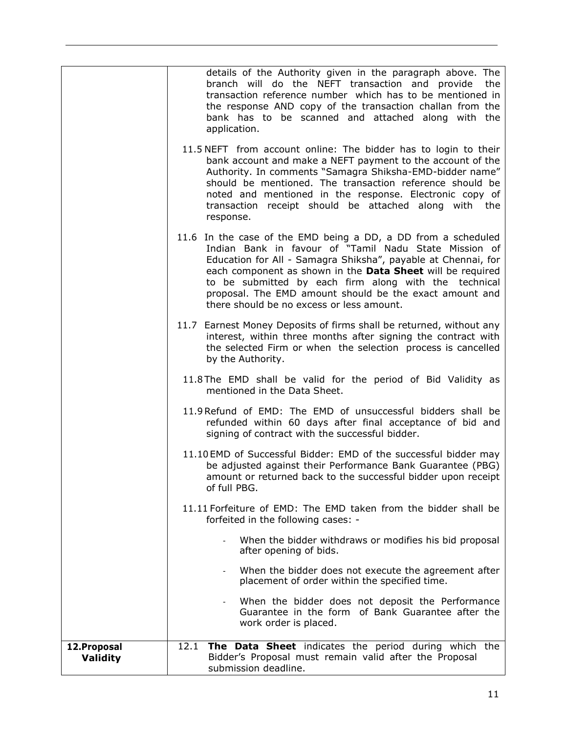| | |
|---|---|
| | details of the Authority given in the paragraph above. The branch will do the NEFT transaction and provide the transaction reference number which has to be mentioned in the response AND copy of the transaction challan from the bank has to be scanned and attached along with the application.<br><br>11.5 NEFT from account online: The bidder has to login to their bank account and make a NEFT payment to the account of the Authority. In comments "Samagra Shiksha-EMD-bidder name" should be mentioned. The transaction reference should be noted and mentioned in the response. Electronic copy of transaction receipt should be attached along with the response.<br><br>11.6 In the case of the EMD being a DD, a DD from a scheduled Indian Bank in favour of "Tamil Nadu State Mission of Education for All - Samagra Shiksha", payable at Chennai, for each component as shown in the **Data Sheet** will be required to be submitted by each firm along with the technical proposal. The EMD amount should be the exact amount and there should be no excess or less amount.<br><br>11.7 Earnest Money Deposits of firms shall be returned, without any interest, within three months after signing the contract with the selected Firm or when the selection process is cancelled by the Authority.<br><br>11.8 The EMD shall be valid for the period of Bid Validity as mentioned in the Data Sheet.<br><br>11.9 Refund of EMD: The EMD of unsuccessful bidders shall be refunded within 60 days after final acceptance of bid and signing of contract with the successful bidder.<br><br>11.10 EMD of Successful Bidder: EMD of the successful bidder may be adjusted against their Performance Bank Guarantee (PBG) amount or returned back to the successful bidder upon receipt of full PBG.<br><br>11.11 Forfeiture of EMD: The EMD taken from the bidder shall be forfeited in the following cases: -<br><br>- When the bidder withdraws or modifies his bid proposal after opening of bids.<br>- When the bidder does not execute the agreement after placement of order within the specified time.<br>- When the bidder does not deposit the Performance Guarantee in the form of Bank Guarantee after the work order is placed. |
| **12.Proposal Validity** | 12.1 **The Data Sheet** indicates the period during which the Bidder's Proposal must remain valid after the Proposal submission deadline. |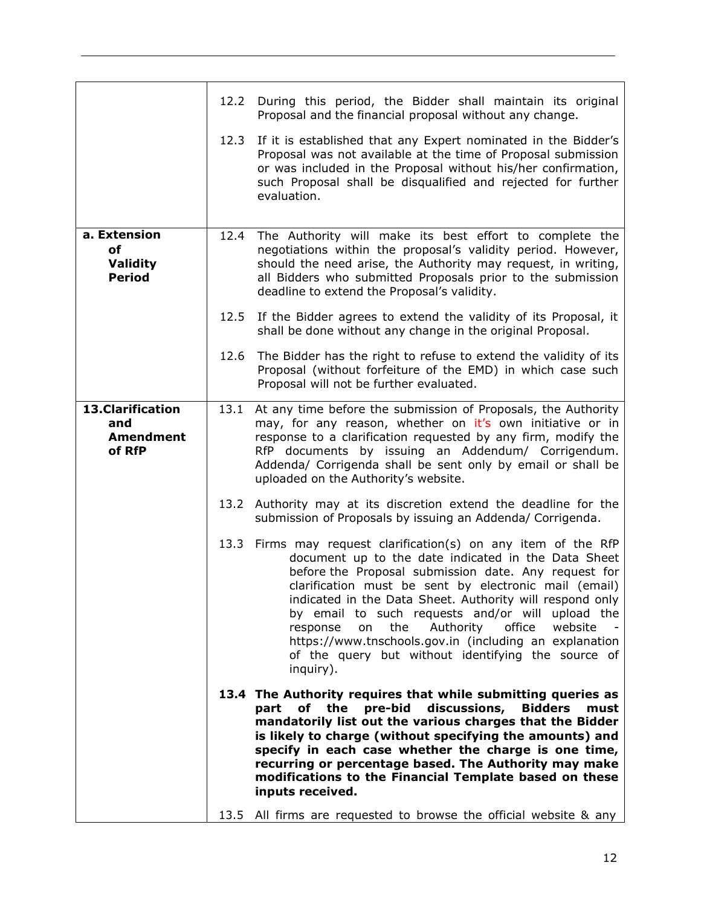| | |
|---|---|
| | 12.2 During this period, the Bidder shall maintain its original Proposal and the financial proposal without any change.<br><br>12.3 If it is established that any Expert nominated in the Bidder's Proposal was not available at the time of Proposal submission or was included in the Proposal without his/her confirmation, such Proposal shall be disqualified and rejected for further evaluation. |
| **a. Extension of Validity Period** | 12.4 The Authority will make its best effort to complete the negotiations within the proposal's validity period. However, should the need arise, the Authority may request, in writing, all Bidders who submitted Proposals prior to the submission deadline to extend the Proposal's validity.<br><br>12.5 If the Bidder agrees to extend the validity of its Proposal, it shall be done without any change in the original Proposal.<br><br>12.6 The Bidder has the right to refuse to extend the validity of its Proposal (without forfeiture of the EMD) in which case such Proposal will not be further evaluated. |
| **13.Clarification and Amendment of RfP** | 13.1 At any time before the submission of Proposals, the Authority may, for any reason, whether on it's own initiative or in response to a clarification requested by any firm, modify the RfP documents by issuing an Addendum/ Corrigendum. Addenda/ Corrigenda shall be sent only by email or shall be uploaded on the Authority's website.<br><br>13.2 Authority may at its discretion extend the deadline for the submission of Proposals by issuing an Addenda/ Corrigenda.<br><br>13.3 Firms may request clarification(s) on any item of the RfP document up to the date indicated in the Data Sheet before the Proposal submission date. Any request for clarification must be sent by electronic mail (email) indicated in the Data Sheet. Authority will respond only by email to such requests and/or will upload the response on the Authority office website - https://www.tnschools.gov.in (including an explanation of the query but without identifying the source of inquiry).<br><br>**13.4 The Authority requires that while submitting queries as part of the pre-bid discussions, Bidders must mandatorily list out the various charges that the Bidder is likely to charge (without specifying the amounts) and specify in each case whether the charge is one time, recurring or percentage based. The Authority may make modifications to the Financial Template based on these inputs received.**<br><br>13.5 All firms are requested to browse the official website & any |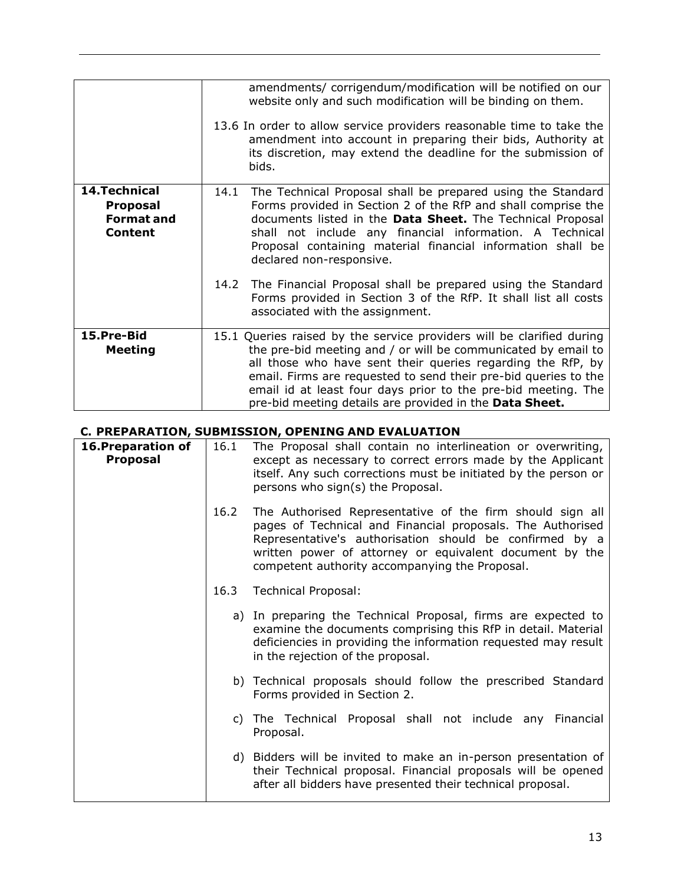| | |
|---|---|
| | amendments/ corrigendum/modification will be notified on our website only and such modification will be binding on them.<br><br>13.6 In order to allow service providers reasonable time to take the amendment into account in preparing their bids, Authority at its discretion, may extend the deadline for the submission of bids. |
| **14.Technical Proposal Format and Content** | 14.1 The Technical Proposal shall be prepared using the Standard Forms provided in Section 2 of the RfP and shall comprise the documents listed in the **Data Sheet.** The Technical Proposal shall not include any financial information. A Technical Proposal containing material financial information shall be declared non-responsive.<br><br>14.2 The Financial Proposal shall be prepared using the Standard Forms provided in Section 3 of the RfP. It shall list all costs associated with the assignment. |
| **15.Pre-Bid Meeting** | 15.1 Queries raised by the service providers will be clarified during the pre-bid meeting and / or will be communicated by email to all those who have sent their queries regarding the RfP, by email. Firms are requested to send their pre-bid queries to the email id at least four days prior to the pre-bid meeting. The pre-bid meeting details are provided in the **Data Sheet.** |

## C. PREPARATION, SUBMISSION, OPENING AND EVALUATION

| | |
|---|---|
| **16.Preparation of Proposal** | 16.1 The Proposal shall contain no interlineation or overwriting, except as necessary to correct errors made by the Applicant itself. Any such corrections must be initiated by the person or persons who sign(s) the Proposal.<br><br>16.2 The Authorised Representative of the firm should sign all pages of Technical and Financial proposals. The Authorised Representative's authorisation should be confirmed by a written power of attorney or equivalent document by the competent authority accompanying the Proposal.<br><br>16.3 Technical Proposal:<br><br>a) In preparing the Technical Proposal, firms are expected to examine the documents comprising this RfP in detail. Material deficiencies in providing the information requested may result in the rejection of the proposal.<br><br>b) Technical proposals should follow the prescribed Standard Forms provided in Section 2.<br><br>c) The Technical Proposal shall not include any Financial Proposal.<br><br>d) Bidders will be invited to make an in-person presentation of their Technical proposal. Financial proposals will be opened after all bidders have presented their technical proposal. |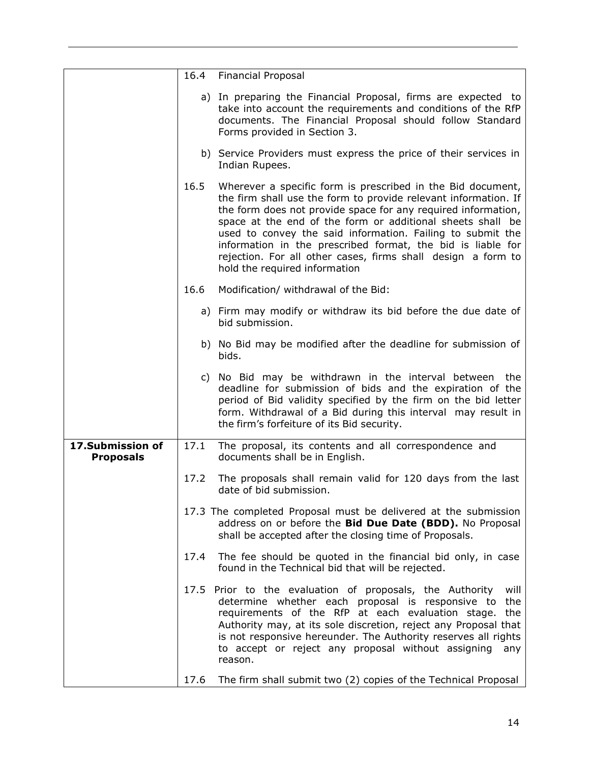| | |
|---|---|
| | 16.4 Financial Proposal<br><br>a) In preparing the Financial Proposal, firms are expected to take into account the requirements and conditions of the RfP documents. The Financial Proposal should follow Standard Forms provided in Section 3.<br><br>b) Service Providers must express the price of their services in Indian Rupees.<br><br>16.5 Wherever a specific form is prescribed in the Bid document, the firm shall use the form to provide relevant information. If the form does not provide space for any required information, space at the end of the form or additional sheets shall be used to convey the said information. Failing to submit the information in the prescribed format, the bid is liable for rejection. For all other cases, firms shall design a form to hold the required information<br><br>16.6 Modification/ withdrawal of the Bid:<br><br>a) Firm may modify or withdraw its bid before the due date of bid submission.<br><br>b) No Bid may be modified after the deadline for submission of bids.<br><br>c) No Bid may be withdrawn in the interval between the deadline for submission of bids and the expiration of the period of Bid validity specified by the firm on the bid letter form. Withdrawal of a Bid during this interval may result in the firm's forfeiture of its Bid security. |
| **17.Submission of Proposals** | 17.1 The proposal, its contents and all correspondence and documents shall be in English.<br><br>17.2 The proposals shall remain valid for 120 days from the last date of bid submission.<br><br>17.3 The completed Proposal must be delivered at the submission address on or before the **Bid Due Date (BDD).** No Proposal shall be accepted after the closing time of Proposals.<br><br>17.4 The fee should be quoted in the financial bid only, in case found in the Technical bid that will be rejected.<br><br>17.5 Prior to the evaluation of proposals, the Authority will determine whether each proposal is responsive to the requirements of the RfP at each evaluation stage. the Authority may, at its sole discretion, reject any Proposal that is not responsive hereunder. The Authority reserves all rights to accept or reject any proposal without assigning any reason.<br><br>17.6 The firm shall submit two (2) copies of the Technical Proposal |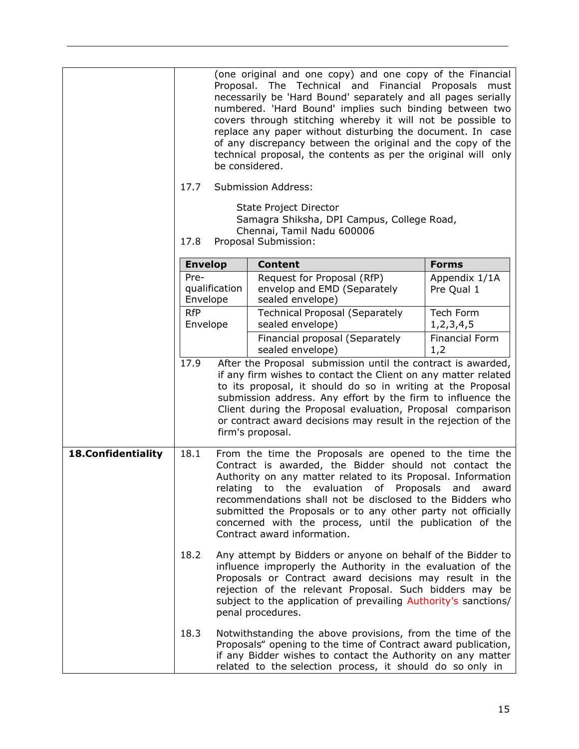| | |
|---|---|
| | (one original and one copy) and one copy of the Financial Proposal. The Technical and Financial Proposals must necessarily be 'Hard Bound' separately and all pages serially numbered. 'Hard Bound' implies such binding between two covers through stitching whereby it will not be possible to replace any paper without disturbing the document. In case of any discrepancy between the original and the copy of the technical proposal, the contents as per the original will only be considered. |
| | 17.7 Submission Address:<br><br>State Project Director<br>Samagra Shiksha, DPI Campus, College Road,<br>Chennai, Tamil Nadu 600006 |
| | 17.8 Proposal Submission: |

| Envelop | Content | Forms |
|---|---|---|
| Pre-qualification Envelope | Request for Proposal (RfP) envelop and EMD (Separately sealed envelope) | Appendix 1/1A Pre Qual 1 |
| RfP Envelope | Technical Proposal (Separately sealed envelope) | Tech Form 1,2,3,4,5 |
| | Financial proposal (Separately sealed envelope) | Financial Form 1,2 |

| | |
|---|---|
| | 17.9 After the Proposal submission until the contract is awarded, if any firm wishes to contact the Client on any matter related to its proposal, it should do so in writing at the Proposal submission address. Any effort by the firm to influence the Client during the Proposal evaluation, Proposal comparison or contract award decisions may result in the rejection of the firm's proposal. |
| **18.Confidentiality** | 18.1 From the time the Proposals are opened to the time the Contract is awarded, the Bidder should not contact the Authority on any matter related to its Proposal. Information relating to the evaluation of Proposals and award recommendations shall not be disclosed to the Bidders who submitted the Proposals or to any other party not officially concerned with the process, until the publication of the Contract award information.<br><br>18.2 Any attempt by Bidders or anyone on behalf of the Bidder to influence improperly the Authority in the evaluation of the Proposals or Contract award decisions may result in the rejection of the relevant Proposal. Such bidders may be subject to the application of prevailing Authority's sanctions/ penal procedures.<br><br>18.3 Notwithstanding the above provisions, from the time of the Proposals" opening to the time of Contract award publication, if any Bidder wishes to contact the Authority on any matter related to the selection process, it should do so only in |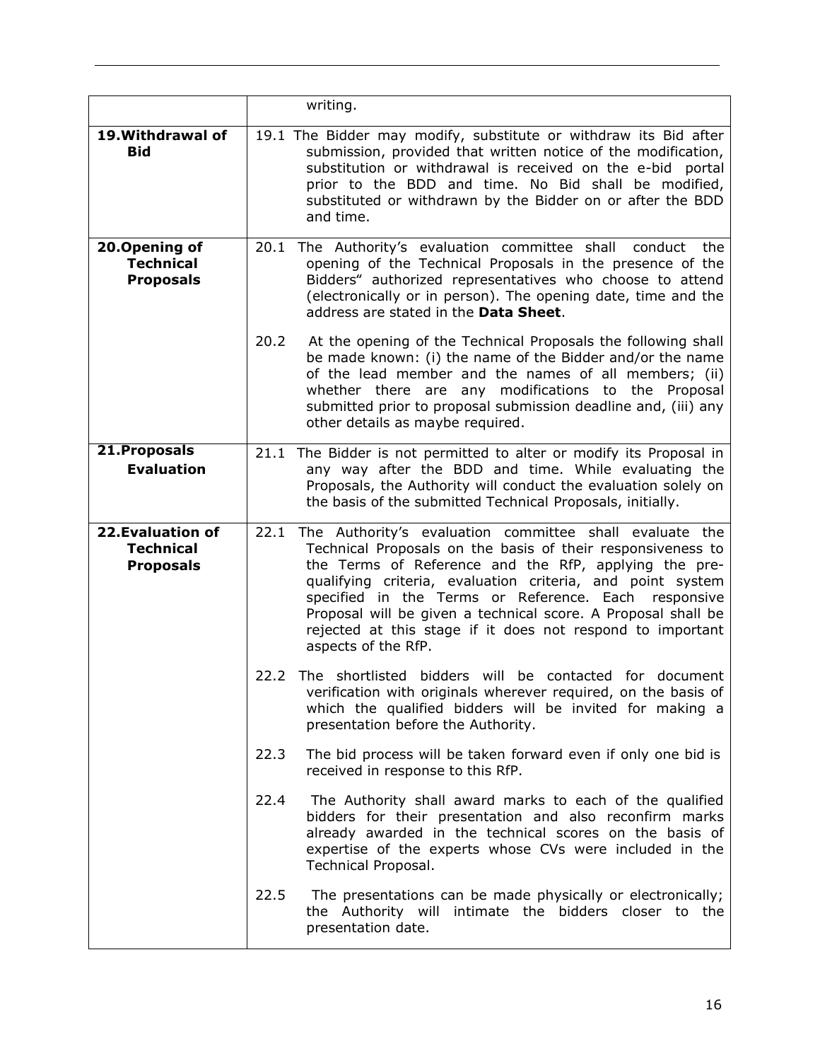| | |
|---|---|
| | writing. |
| **19.Withdrawal of Bid** | 19.1 The Bidder may modify, substitute or withdraw its Bid after submission, provided that written notice of the modification, substitution or withdrawal is received on the e-bid portal prior to the BDD and time. No Bid shall be modified, substituted or withdrawn by the Bidder on or after the BDD and time. |
| **20.Opening of Technical Proposals** | 20.1 The Authority's evaluation committee shall conduct the opening of the Technical Proposals in the presence of the Bidders" authorized representatives who choose to attend (electronically or in person). The opening date, time and the address are stated in the **Data Sheet**.<br><br>20.2 At the opening of the Technical Proposals the following shall be made known: (i) the name of the Bidder and/or the name of the lead member and the names of all members; (ii) whether there are any modifications to the Proposal submitted prior to proposal submission deadline and, (iii) any other details as maybe required. |
| **21.Proposals Evaluation** | 21.1 The Bidder is not permitted to alter or modify its Proposal in any way after the BDD and time. While evaluating the Proposals, the Authority will conduct the evaluation solely on the basis of the submitted Technical Proposals, initially. |
| **22.Evaluation of Technical Proposals** | 22.1 The Authority's evaluation committee shall evaluate the Technical Proposals on the basis of their responsiveness to the Terms of Reference and the RfP, applying the pre-qualifying criteria, evaluation criteria, and point system specified in the Terms or Reference. Each responsive Proposal will be given a technical score. A Proposal shall be rejected at this stage if it does not respond to important aspects of the RfP.<br><br>22.2 The shortlisted bidders will be contacted for document verification with originals wherever required, on the basis of which the qualified bidders will be invited for making a presentation before the Authority.<br><br>22.3 The bid process will be taken forward even if only one bid is received in response to this RfP.<br><br>22.4 The Authority shall award marks to each of the qualified bidders for their presentation and also reconfirm marks already awarded in the technical scores on the basis of expertise of the experts whose CVs were included in the Technical Proposal.<br><br>22.5 The presentations can be made physically or electronically; the Authority will intimate the bidders closer to the presentation date. |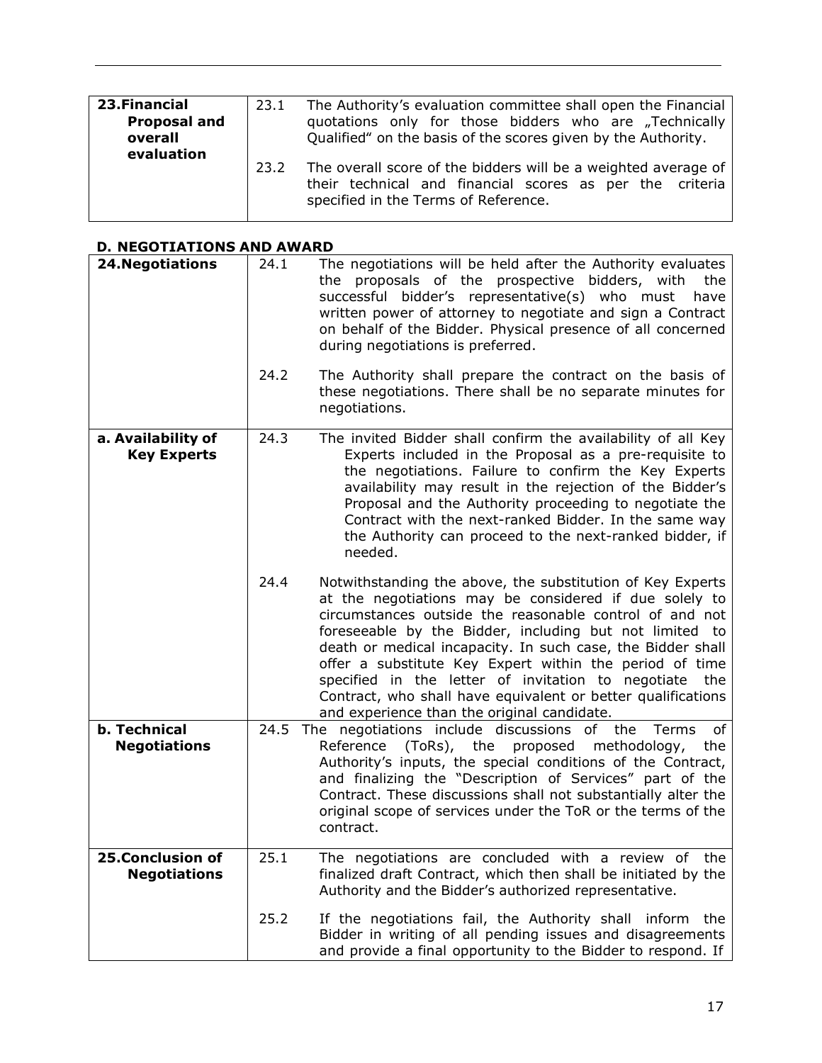| 23.Financial Proposal and overall evaluation | 23.1 The Authority's evaluation committee shall open the Financial quotations only for those bidders who are „Technically Qualified" on the basis of the scores given by the Authority. |
|---|---|
| | 23.2 The overall score of the bidders will be a weighted average of their technical and financial scores as per the criteria specified in the Terms of Reference. |

**D. NEGOTIATIONS AND AWARD**

| 24.Negotiations | 24.1 The negotiations will be held after the Authority evaluates the proposals of the prospective bidders, with the successful bidder's representative(s) who must have written power of attorney to negotiate and sign a Contract on behalf of the Bidder. Physical presence of all concerned during negotiations is preferred. |
|---|---|
| | 24.2 The Authority shall prepare the contract on the basis of these negotiations. There shall be no separate minutes for negotiations. |
| a. Availability of Key Experts | 24.3 The invited Bidder shall confirm the availability of all Key Experts included in the Proposal as a pre-requisite to the negotiations. Failure to confirm the Key Experts availability may result in the rejection of the Bidder's Proposal and the Authority proceeding to negotiate the Contract with the next-ranked Bidder. In the same way the Authority can proceed to the next-ranked bidder, if needed. |
| | 24.4 Notwithstanding the above, the substitution of Key Experts at the negotiations may be considered if due solely to circumstances outside the reasonable control of and not foreseeable by the Bidder, including but not limited to death or medical incapacity. In such case, the Bidder shall offer a substitute Key Expert within the period of time specified in the letter of invitation to negotiate the Contract, who shall have equivalent or better qualifications and experience than the original candidate. |
| b. Technical Negotiations | 24.5 The negotiations include discussions of the Terms of Reference (ToRs), the proposed methodology, the Authority's inputs, the special conditions of the Contract, and finalizing the "Description of Services" part of the Contract. These discussions shall not substantially alter the original scope of services under the ToR or the terms of the contract. |
| 25.Conclusion of Negotiations | 25.1 The negotiations are concluded with a review of the finalized draft Contract, which then shall be initiated by the Authority and the Bidder's authorized representative. |
| | 25.2 If the negotiations fail, the Authority shall inform the Bidder in writing of all pending issues and disagreements and provide a final opportunity to the Bidder to respond. If |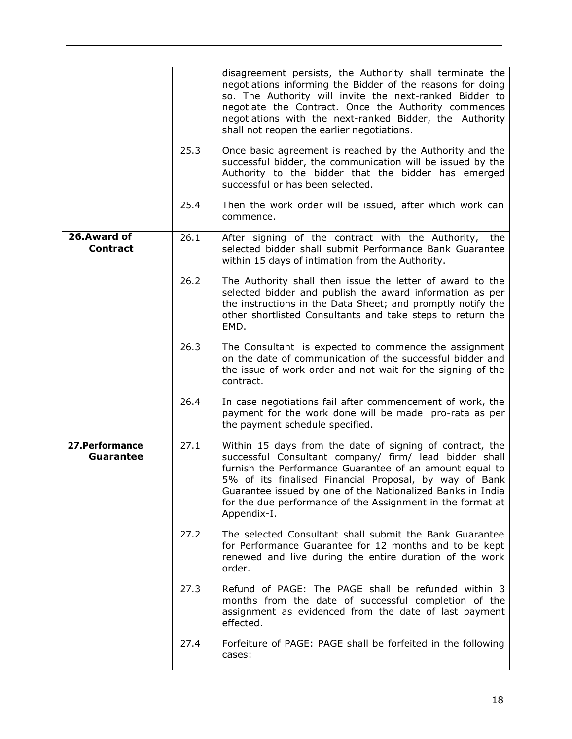| | | |
|---|---|---|
| | | disagreement persists, the Authority shall terminate the negotiations informing the Bidder of the reasons for doing so. The Authority will invite the next-ranked Bidder to negotiate the Contract. Once the Authority commences negotiations with the next-ranked Bidder, the Authority shall not reopen the earlier negotiations. |
| | 25.3 | Once basic agreement is reached by the Authority and the successful bidder, the communication will be issued by the Authority to the bidder that the bidder has emerged successful or has been selected. |
| | 25.4 | Then the work order will be issued, after which work can commence. |
| **26.Award of Contract** | 26.1 | After signing of the contract with the Authority, the selected bidder shall submit Performance Bank Guarantee within 15 days of intimation from the Authority. |
| | 26.2 | The Authority shall then issue the letter of award to the selected bidder and publish the award information as per the instructions in the Data Sheet; and promptly notify the other shortlisted Consultants and take steps to return the EMD. |
| | 26.3 | The Consultant is expected to commence the assignment on the date of communication of the successful bidder and the issue of work order and not wait for the signing of the contract. |
| | 26.4 | In case negotiations fail after commencement of work, the payment for the work done will be made pro-rata as per the payment schedule specified. |
| **27.Performance Guarantee** | 27.1 | Within 15 days from the date of signing of contract, the successful Consultant company/ firm/ lead bidder shall furnish the Performance Guarantee of an amount equal to 5% of its finalised Financial Proposal, by way of Bank Guarantee issued by one of the Nationalized Banks in India for the due performance of the Assignment in the format at Appendix-I. |
| | 27.2 | The selected Consultant shall submit the Bank Guarantee for Performance Guarantee for 12 months and to be kept renewed and live during the entire duration of the work order. |
| | 27.3 | Refund of PAGE: The PAGE shall be refunded within 3 months from the date of successful completion of the assignment as evidenced from the date of last payment effected. |
| | 27.4 | Forfeiture of PAGE: PAGE shall be forfeited in the following cases: |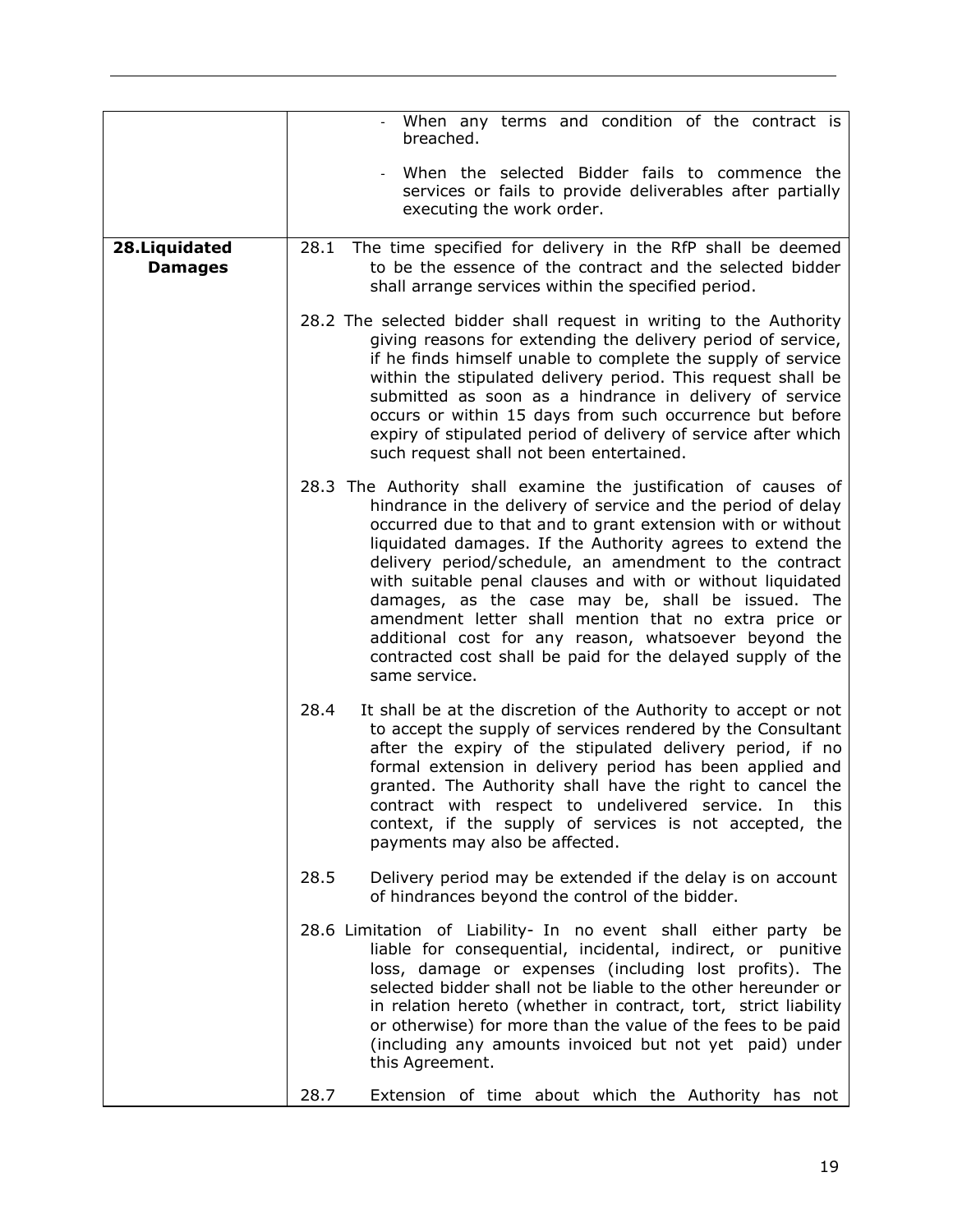| | |
|---|---|
| | - When any terms and condition of the contract is breached.<br><br>- When the selected Bidder fails to commence the services or fails to provide deliverables after partially executing the work order. |
| **28.Liquidated Damages** | 28.1 The time specified for delivery in the RfP shall be deemed to be the essence of the contract and the selected bidder shall arrange services within the specified period.<br><br>28.2 The selected bidder shall request in writing to the Authority giving reasons for extending the delivery period of service, if he finds himself unable to complete the supply of service within the stipulated delivery period. This request shall be submitted as soon as a hindrance in delivery of service occurs or within 15 days from such occurrence but before expiry of stipulated period of delivery of service after which such request shall not been entertained.<br><br>28.3 The Authority shall examine the justification of causes of hindrance in the delivery of service and the period of delay occurred due to that and to grant extension with or without liquidated damages. If the Authority agrees to extend the delivery period/schedule, an amendment to the contract with suitable penal clauses and with or without liquidated damages, as the case may be, shall be issued. The amendment letter shall mention that no extra price or additional cost for any reason, whatsoever beyond the contracted cost shall be paid for the delayed supply of the same service.<br><br>28.4 It shall be at the discretion of the Authority to accept or not to accept the supply of services rendered by the Consultant after the expiry of the stipulated delivery period, if no formal extension in delivery period has been applied and granted. The Authority shall have the right to cancel the contract with respect to undelivered service. In this context, if the supply of services is not accepted, the payments may also be affected.<br><br>28.5 Delivery period may be extended if the delay is on account of hindrances beyond the control of the bidder.<br><br>28.6 Limitation of Liability- In no event shall either party be liable for consequential, incidental, indirect, or punitive loss, damage or expenses (including lost profits). The selected bidder shall not be liable to the other hereunder or in relation hereto (whether in contract, tort, strict liability or otherwise) for more than the value of the fees to be paid (including any amounts invoiced but not yet paid) under this Agreement.<br><br>28.7 Extension of time about which the Authority has not |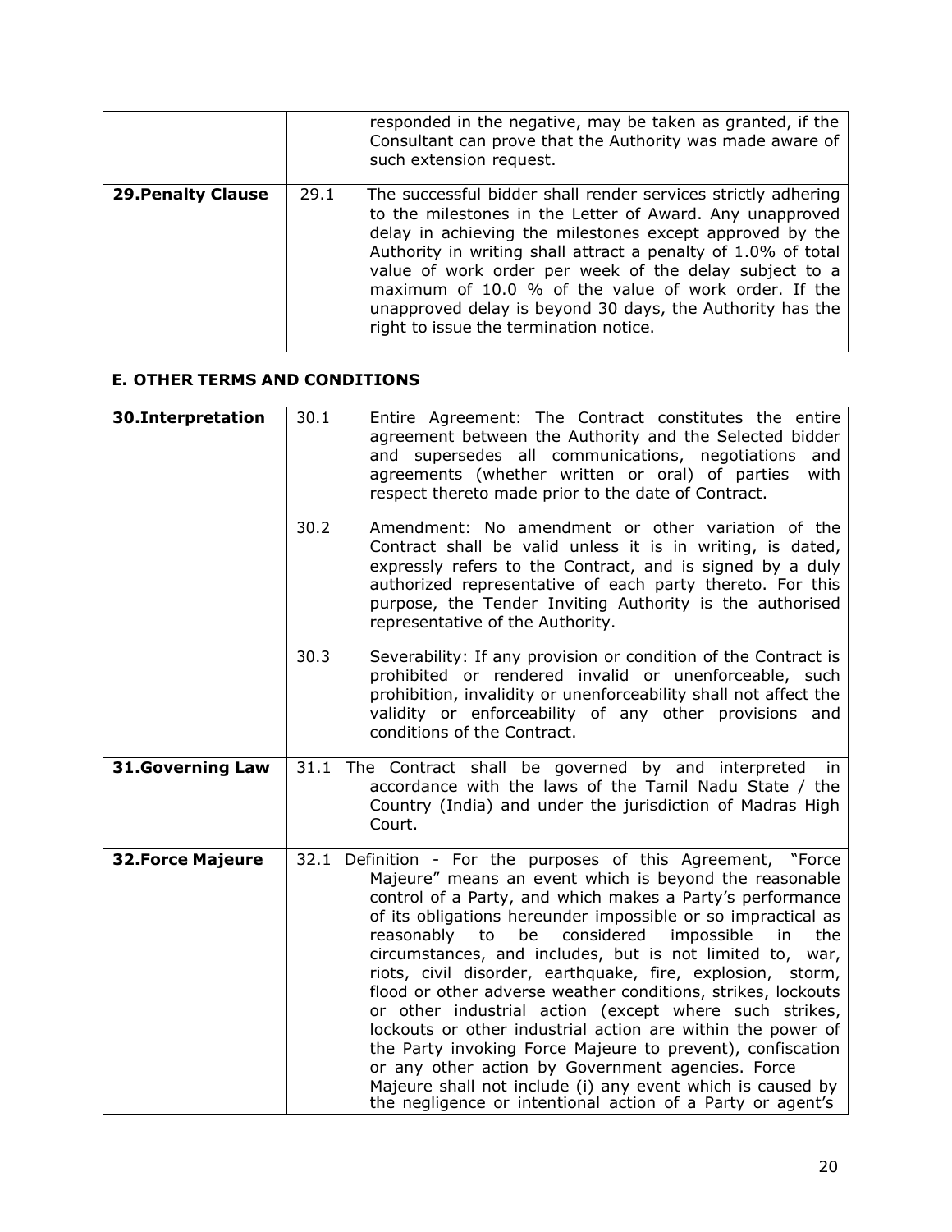| | | |
|---|---|---|
| | | responded in the negative, may be taken as granted, if the Consultant can prove that the Authority was made aware of such extension request. |
| **29.Penalty Clause** | 29.1 | The successful bidder shall render services strictly adhering to the milestones in the Letter of Award. Any unapproved delay in achieving the milestones except approved by the Authority in writing shall attract a penalty of 1.0% of total value of work order per week of the delay subject to a maximum of 10.0 % of the value of work order. If the unapproved delay is beyond 30 days, the Authority has the right to issue the termination notice. |

### E. OTHER TERMS AND CONDITIONS

| | | |
|---|---|---|
| **30.Interpretation** | 30.1 | Entire Agreement: The Contract constitutes the entire agreement between the Authority and the Selected bidder and supersedes all communications, negotiations and agreements (whether written or oral) of parties with respect thereto made prior to the date of Contract. |
| | 30.2 | Amendment: No amendment or other variation of the Contract shall be valid unless it is in writing, is dated, expressly refers to the Contract, and is signed by a duly authorized representative of each party thereto. For this purpose, the Tender Inviting Authority is the authorised representative of the Authority. |
| | 30.3 | Severability: If any provision or condition of the Contract is prohibited or rendered invalid or unenforceable, such prohibition, invalidity or unenforceability shall not affect the validity or enforceability of any other provisions and conditions of the Contract. |
| **31.Governing Law** | 31.1 | The Contract shall be governed by and interpreted in accordance with the laws of the Tamil Nadu State / the Country (India) and under the jurisdiction of Madras High Court. |
| **32.Force Majeure** | 32.1 | Definition - For the purposes of this Agreement, "Force Majeure" means an event which is beyond the reasonable control of a Party, and which makes a Party's performance of its obligations hereunder impossible or so impractical as reasonably to be considered impossible in the circumstances, and includes, but is not limited to, war, riots, civil disorder, earthquake, fire, explosion, storm, flood or other adverse weather conditions, strikes, lockouts or other industrial action (except where such strikes, lockouts or other industrial action are within the power of the Party invoking Force Majeure to prevent), confiscation or any other action by Government agencies. Force Majeure shall not include (i) any event which is caused by the negligence or intentional action of a Party or agent's |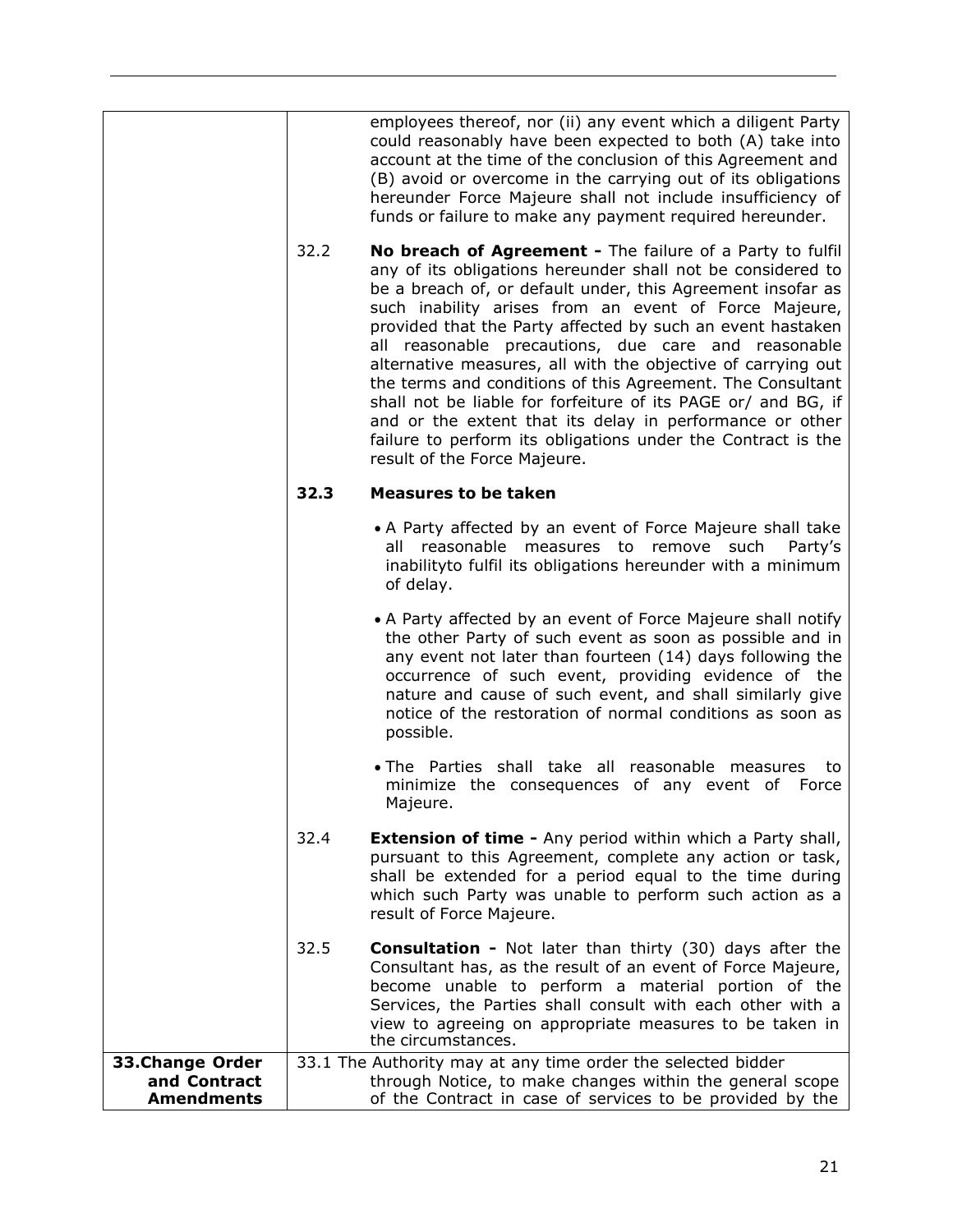| | | |
|---|---|---|
| | | employees thereof, nor (ii) any event which a diligent Party could reasonably have been expected to both (A) take into account at the time of the conclusion of this Agreement and (B) avoid or overcome in the carrying out of its obligations hereunder Force Majeure shall not include insufficiency of funds or failure to make any payment required hereunder. |
| | 32.2 | **No breach of Agreement -** The failure of a Party to fulfil any of its obligations hereunder shall not be considered to be a breach of, or default under, this Agreement insofar as such inability arises from an event of Force Majeure, provided that the Party affected by such an event hastaken all reasonable precautions, due care and reasonable alternative measures, all with the objective of carrying out the terms and conditions of this Agreement. The Consultant shall not be liable for forfeiture of its PAGE or/ and BG, if and or the extent that its delay in performance or other failure to perform its obligations under the Contract is the result of the Force Majeure. |
| | **32.3** | **Measures to be taken**<br><br>• A Party affected by an event of Force Majeure shall take all reasonable measures to remove such Party's inabilityto fulfil its obligations hereunder with a minimum of delay.<br><br>• A Party affected by an event of Force Majeure shall notify the other Party of such event as soon as possible and in any event not later than fourteen (14) days following the occurrence of such event, providing evidence of the nature and cause of such event, and shall similarly give notice of the restoration of normal conditions as soon as possible.<br><br>• The Parties shall take all reasonable measures to minimize the consequences of any event of Force Majeure. |
| | 32.4 | **Extension of time -** Any period within which a Party shall, pursuant to this Agreement, complete any action or task, shall be extended for a period equal to the time during which such Party was unable to perform such action as a result of Force Majeure. |
| | 32.5 | **Consultation -** Not later than thirty (30) days after the Consultant has, as the result of an event of Force Majeure, become unable to perform a material portion of the Services, the Parties shall consult with each other with a view to agreeing on appropriate measures to be taken in the circumstances. |
| **33.Change Order and Contract Amendments** | | 33.1 The Authority may at any time order the selected bidder through Notice, to make changes within the general scope of the Contract in case of services to be provided by the |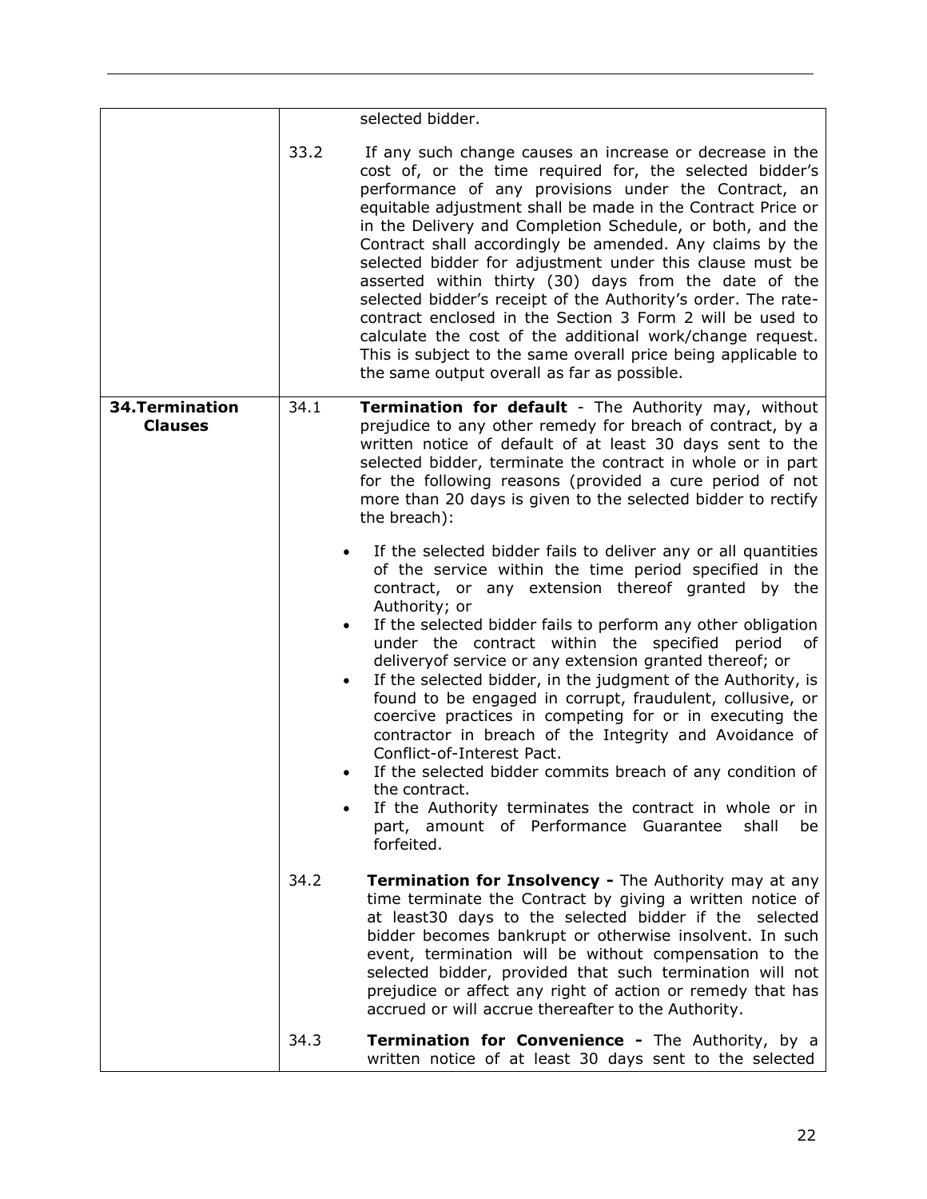| | | |
|---|---|---|
| | | selected bidder. |
| | 33.2 | If any such change causes an increase or decrease in the cost of, or the time required for, the selected bidder's performance of any provisions under the Contract, an equitable adjustment shall be made in the Contract Price or in the Delivery and Completion Schedule, or both, and the Contract shall accordingly be amended. Any claims by the selected bidder for adjustment under this clause must be asserted within thirty (30) days from the date of the selected bidder's receipt of the Authority's order. The rate-contract enclosed in the Section 3 Form 2 will be used to calculate the cost of the additional work/change request. This is subject to the same overall price being applicable to the same output overall as far as possible. |
| **34.Termination Clauses** | 34.1 | **Termination for default** - The Authority may, without prejudice to any other remedy for breach of contract, by a written notice of default of at least 30 days sent to the selected bidder, terminate the contract in whole or in part for the following reasons (provided a cure period of not more than 20 days is given to the selected bidder to rectify the breach):<br><br>• If the selected bidder fails to deliver any or all quantities of the service within the time period specified in the contract, or any extension thereof granted by the Authority; or<br>• If the selected bidder fails to perform any other obligation under the contract within the specified period of deliveryof service or any extension granted thereof; or<br>• If the selected bidder, in the judgment of the Authority, is found to be engaged in corrupt, fraudulent, collusive, or coercive practices in competing for or in executing the contractor in breach of the Integrity and Avoidance of Conflict-of-Interest Pact.<br>• If the selected bidder commits breach of any condition of the contract.<br>• If the Authority terminates the contract in whole or in part, amount of Performance Guarantee shall be forfeited. |
| | 34.2 | **Termination for Insolvency -** The Authority may at any time terminate the Contract by giving a written notice of at least30 days to the selected bidder if the selected bidder becomes bankrupt or otherwise insolvent. In such event, termination will be without compensation to the selected bidder, provided that such termination will not prejudice or affect any right of action or remedy that has accrued or will accrue thereafter to the Authority. |
| | 34.3 | **Termination for Convenience -** The Authority, by a written notice of at least 30 days sent to the selected |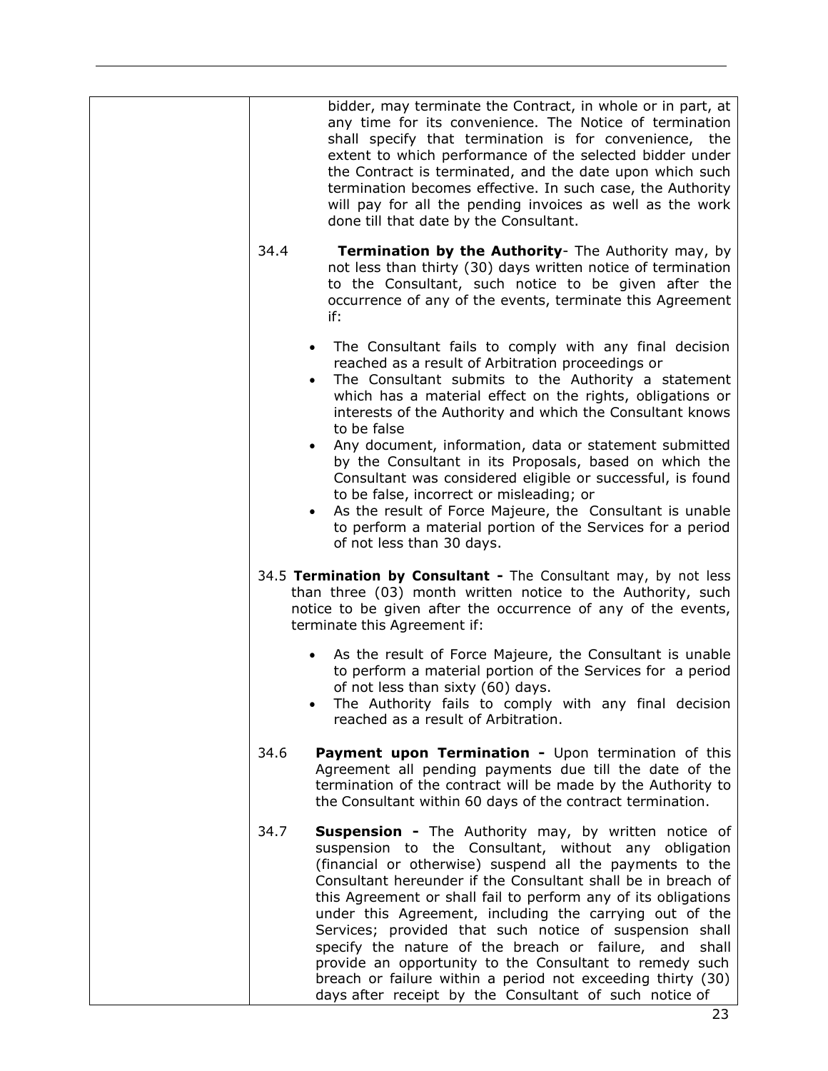bidder, may terminate the Contract, in whole or in part, at any time for its convenience. The Notice of termination shall specify that termination is for convenience, the extent to which performance of the selected bidder under the Contract is terminated, and the date upon which such termination becomes effective. In such case, the Authority will pay for all the pending invoices as well as the work done till that date by the Consultant.

34.4 **Termination by the Authority**- The Authority may, by not less than thirty (30) days written notice of termination to the Consultant, such notice to be given after the occurrence of any of the events, terminate this Agreement if:

- The Consultant fails to comply with any final decision reached as a result of Arbitration proceedings or
- The Consultant submits to the Authority a statement which has a material effect on the rights, obligations or interests of the Authority and which the Consultant knows to be false
- Any document, information, data or statement submitted by the Consultant in its Proposals, based on which the Consultant was considered eligible or successful, is found to be false, incorrect or misleading; or
- As the result of Force Majeure, the Consultant is unable to perform a material portion of the Services for a period of not less than 30 days.

34.5 **Termination by Consultant -** The Consultant may, by not less than three (03) month written notice to the Authority, such notice to be given after the occurrence of any of the events, terminate this Agreement if:

- As the result of Force Majeure, the Consultant is unable to perform a material portion of the Services for a period of not less than sixty (60) days.
- The Authority fails to comply with any final decision reached as a result of Arbitration.

34.6 **Payment upon Termination -** Upon termination of this Agreement all pending payments due till the date of the termination of the contract will be made by the Authority to the Consultant within 60 days of the contract termination.

34.7 **Suspension -** The Authority may, by written notice of suspension to the Consultant, without any obligation (financial or otherwise) suspend all the payments to the Consultant hereunder if the Consultant shall be in breach of this Agreement or shall fail to perform any of its obligations under this Agreement, including the carrying out of the Services; provided that such notice of suspension shall specify the nature of the breach or failure, and shall provide an opportunity to the Consultant to remedy such breach or failure within a period not exceeding thirty (30) days after receipt by the Consultant of such notice of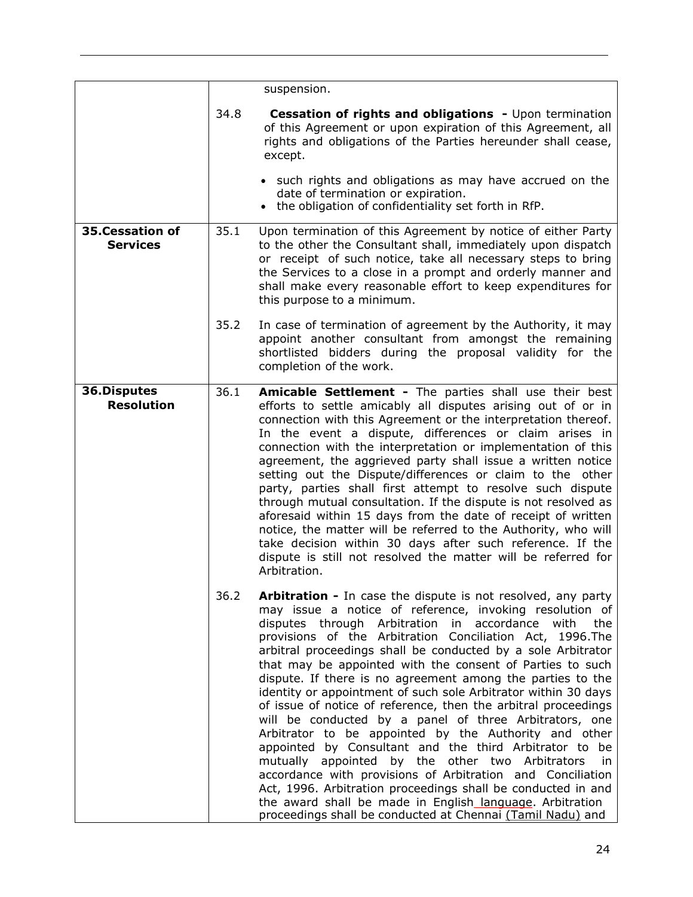| | | |
|---|---|---|
| | | suspension. |
| | 34.8 | **Cessation of rights and obligations -** Upon termination of this Agreement or upon expiration of this Agreement, all rights and obligations of the Parties hereunder shall cease, except.<br><br>• such rights and obligations as may have accrued on the date of termination or expiration.<br>• the obligation of confidentiality set forth in RfP. |
| **35.Cessation of Services** | 35.1 | Upon termination of this Agreement by notice of either Party to the other the Consultant shall, immediately upon dispatch or receipt of such notice, take all necessary steps to bring the Services to a close in a prompt and orderly manner and shall make every reasonable effort to keep expenditures for this purpose to a minimum. |
| | 35.2 | In case of termination of agreement by the Authority, it may appoint another consultant from amongst the remaining shortlisted bidders during the proposal validity for the completion of the work. |
| **36.Disputes Resolution** | 36.1 | **Amicable Settlement -** The parties shall use their best efforts to settle amicably all disputes arising out of or in connection with this Agreement or the interpretation thereof. In the event a dispute, differences or claim arises in connection with the interpretation or implementation of this agreement, the aggrieved party shall issue a written notice setting out the Dispute/differences or claim to the other party, parties shall first attempt to resolve such dispute through mutual consultation. If the dispute is not resolved as aforesaid within 15 days from the date of receipt of written notice, the matter will be referred to the Authority, who will take decision within 30 days after such reference. If the dispute is still not resolved the matter will be referred for Arbitration. |
| | 36.2 | **Arbitration -** In case the dispute is not resolved, any party may issue a notice of reference, invoking resolution of disputes through Arbitration in accordance with the provisions of the Arbitration Conciliation Act, 1996.The arbitral proceedings shall be conducted by a sole Arbitrator that may be appointed with the consent of Parties to such dispute. If there is no agreement among the parties to the identity or appointment of such sole Arbitrator within 30 days of issue of notice of reference, then the arbitral proceedings will be conducted by a panel of three Arbitrators, one Arbitrator to be appointed by the Authority and other appointed by Consultant and the third Arbitrator to be mutually appointed by the other two Arbitrators in accordance with provisions of Arbitration and Conciliation Act, 1996. Arbitration proceedings shall be conducted in and the award shall be made in English language. Arbitration proceedings shall be conducted at Chennai (Tamil Nadu) and |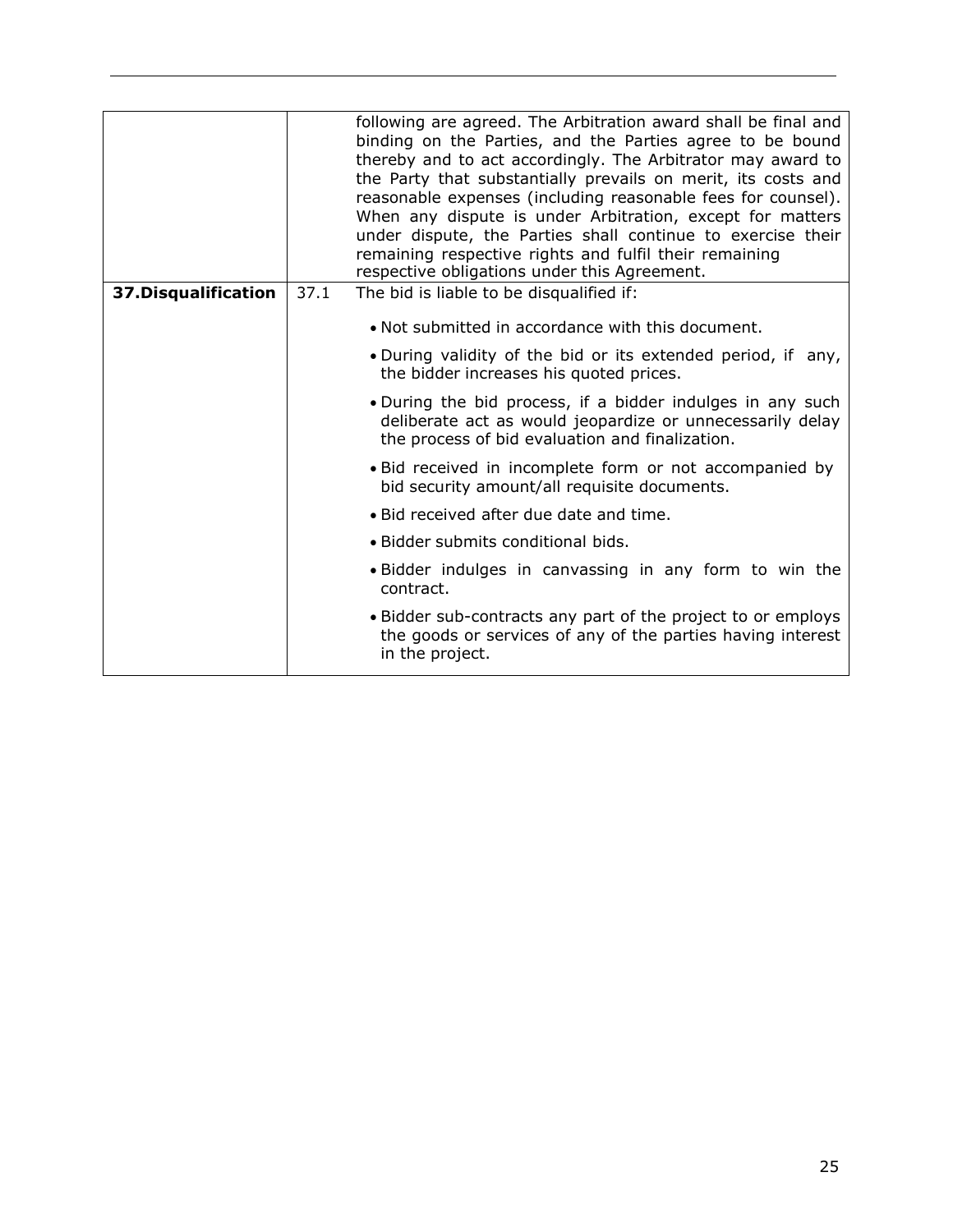| | | |
|---|---|---|
| | | following are agreed. The Arbitration award shall be final and binding on the Parties, and the Parties agree to be bound thereby and to act accordingly. The Arbitrator may award to the Party that substantially prevails on merit, its costs and reasonable expenses (including reasonable fees for counsel). When any dispute is under Arbitration, except for matters under dispute, the Parties shall continue to exercise their remaining respective rights and fulfil their remaining respective obligations under this Agreement. |
| **37.Disqualification** | 37.1 | The bid is liable to be disqualified if:<br>• Not submitted in accordance with this document.<br>• During validity of the bid or its extended period, if any, the bidder increases his quoted prices.<br>• During the bid process, if a bidder indulges in any such deliberate act as would jeopardize or unnecessarily delay the process of bid evaluation and finalization.<br>• Bid received in incomplete form or not accompanied by bid security amount/all requisite documents.<br>• Bid received after due date and time.<br>• Bidder submits conditional bids.<br>• Bidder indulges in canvassing in any form to win the contract.<br>• Bidder sub-contracts any part of the project to or employs the goods or services of any of the parties having interest in the project. |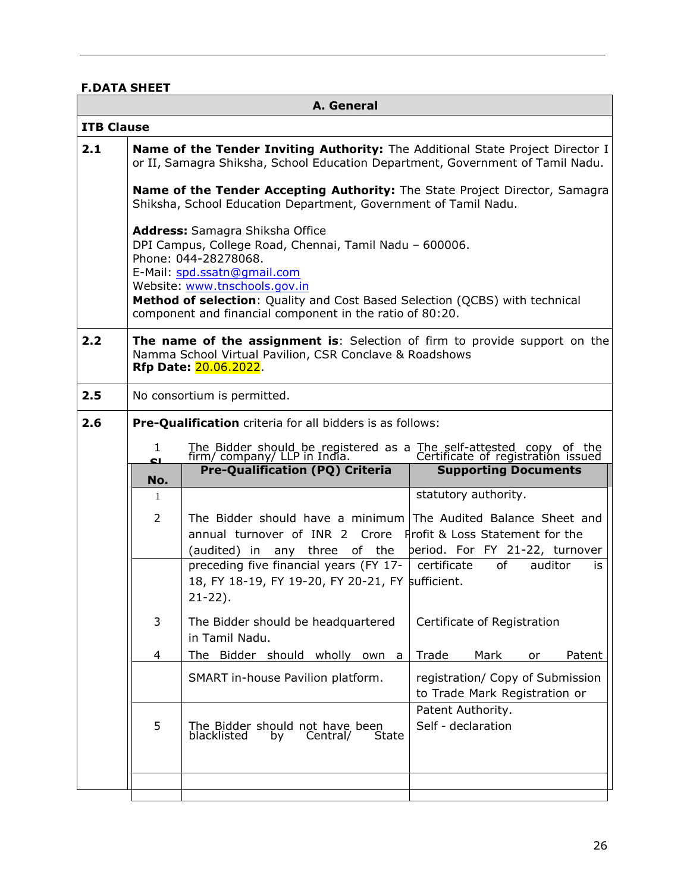## F.DATA SHEET

| A. General | |
|---|---|
| **ITB Clause** | |
| **2.1** | **Name of the Tender Inviting Authority:** The Additional State Project Director I or II, Samagra Shiksha, School Education Department, Government of Tamil Nadu.<br><br>**Name of the Tender Accepting Authority:** The State Project Director, Samagra Shiksha, School Education Department, Government of Tamil Nadu.<br><br>**Address:** Samagra Shiksha Office<br>DPI Campus, College Road, Chennai, Tamil Nadu – 600006.<br>Phone: 044-28278068.<br>E-Mail: spd.ssatn@gmail.com<br>Website: www.tnschools.gov.in<br>**Method of selection**: Quality and Cost Based Selection (QCBS) with technical component and financial component in the ratio of 80:20. |
| **2.2** | **The name of the assignment is**: Selection of firm to provide support on the Namma School Virtual Pavilion, CSR Conclave & Roadshows<br>**Rfp Date:** 20.06.2022. |
| **2.5** | No consortium is permitted. |
| **2.6** | **Pre-Qualification** criteria for all bidders is as follows: |

| Sl. No. | Pre-Qualification (PQ) Criteria | Supporting Documents |
|---|---|---|
| 1 | The Bidder should be registered as a firm/ company/ LLP in India. | The self-attested copy of the Certificate of registration issued statutory authority. |
| 2 | The Bidder should have a minimum annual turnover of INR 2 Crore (audited) in any three of the preceding five financial years (FY 17-18, FY 18-19, FY 19-20, FY 20-21, FY 21-22). | The Audited Balance Sheet and Profit & Loss Statement for the period. For FY 21-22, turnover certificate of auditor is sufficient. |
| 3 | The Bidder should be headquartered in Tamil Nadu. | Certificate of Registration |
| 4 | The Bidder should wholly own a SMART in-house Pavilion platform. | Trade Mark or Patent registration/ Copy of Submission to Trade Mark Registration or Patent Authority. |
| 5 | The Bidder should not have been blacklisted by Central/ State | Self - declaration |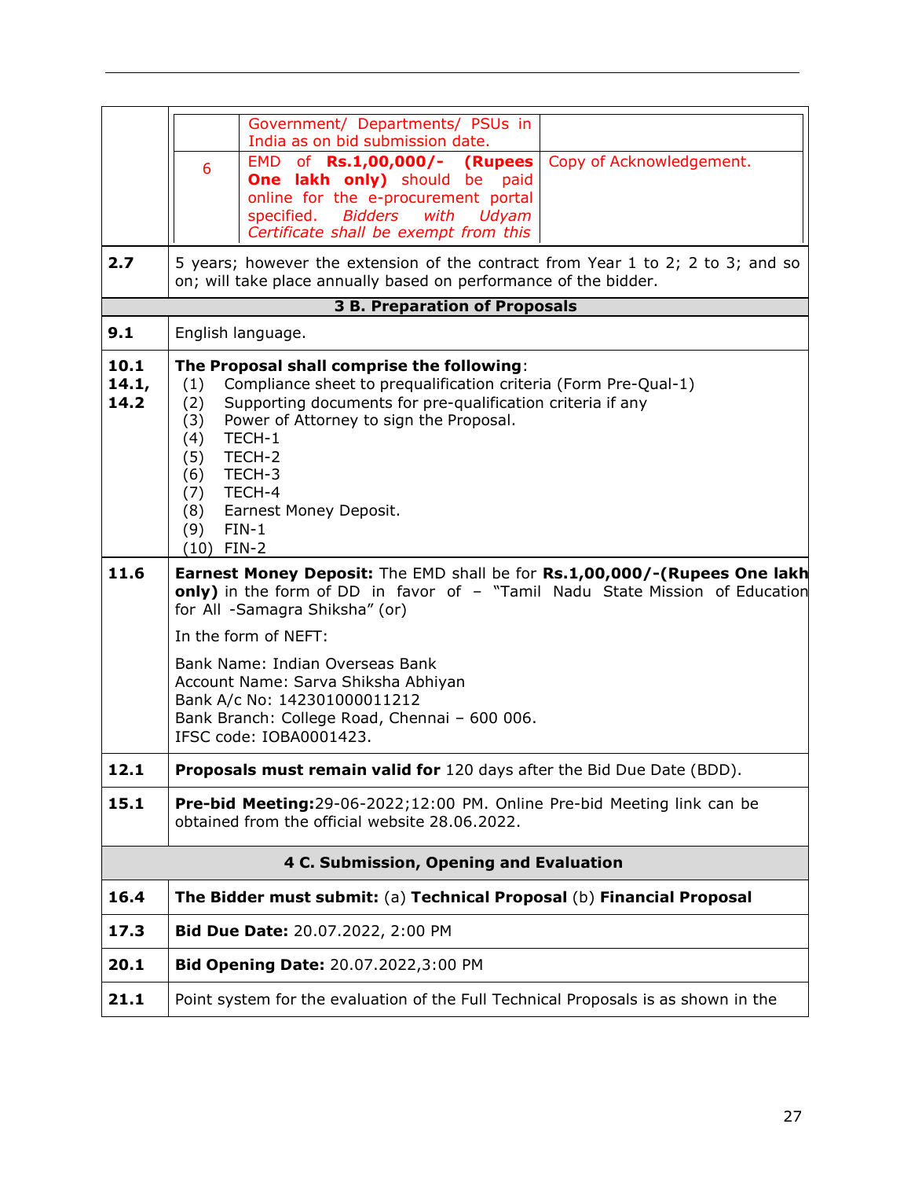| | |
|---|---|
| | Government/ Departments/ PSUs in India as on bid submission date. |
| | 6 — EMD of **Rs.1,00,000/- (Rupees One lakh only)** should be paid online for the e-procurement portal specified. *Bidders with Udyam Certificate shall be exempt from this* — Copy of Acknowledgement. |
| **2.7** | 5 years; however the extension of the contract from Year 1 to 2; 2 to 3; and so on; will take place annually based on performance of the bidder. |
| | **3 B. Preparation of Proposals** |
| **9.1** | English language. |
| **10.1 14.1, 14.2** | **The Proposal shall comprise the following**:<br>(1) Compliance sheet to prequalification criteria (Form Pre-Qual-1)<br>(2) Supporting documents for pre-qualification criteria if any<br>(3) Power of Attorney to sign the Proposal.<br>(4) TECH-1<br>(5) TECH-2<br>(6) TECH-3<br>(7) TECH-4<br>(8) Earnest Money Deposit.<br>(9) FIN-1<br>(10) FIN-2 |
| **11.6** | **Earnest Money Deposit:** The EMD shall be for **Rs.1,00,000/-(Rupees One lakh only)** in the form of DD in favor of – "Tamil Nadu State Mission of Education for All -Samagra Shiksha" (or)<br><br>In the form of NEFT:<br><br>Bank Name: Indian Overseas Bank<br>Account Name: Sarva Shiksha Abhiyan<br>Bank A/c No: 142301000011212<br>Bank Branch: College Road, Chennai – 600 006.<br>IFSC code: IOBA0001423. |
| **12.1** | **Proposals must remain valid for** 120 days after the Bid Due Date (BDD). |
| **15.1** | **Pre-bid Meeting:**29-06-2022;12:00 PM. Online Pre-bid Meeting link can be obtained from the official website 28.06.2022. |
| | **4 C. Submission, Opening and Evaluation** |
| **16.4** | **The Bidder must submit:** (a) **Technical Proposal** (b) **Financial Proposal** |
| **17.3** | **Bid Due Date:** 20.07.2022, 2:00 PM |
| **20.1** | **Bid Opening Date:** 20.07.2022,3:00 PM |
| **21.1** | Point system for the evaluation of the Full Technical Proposals is as shown in the |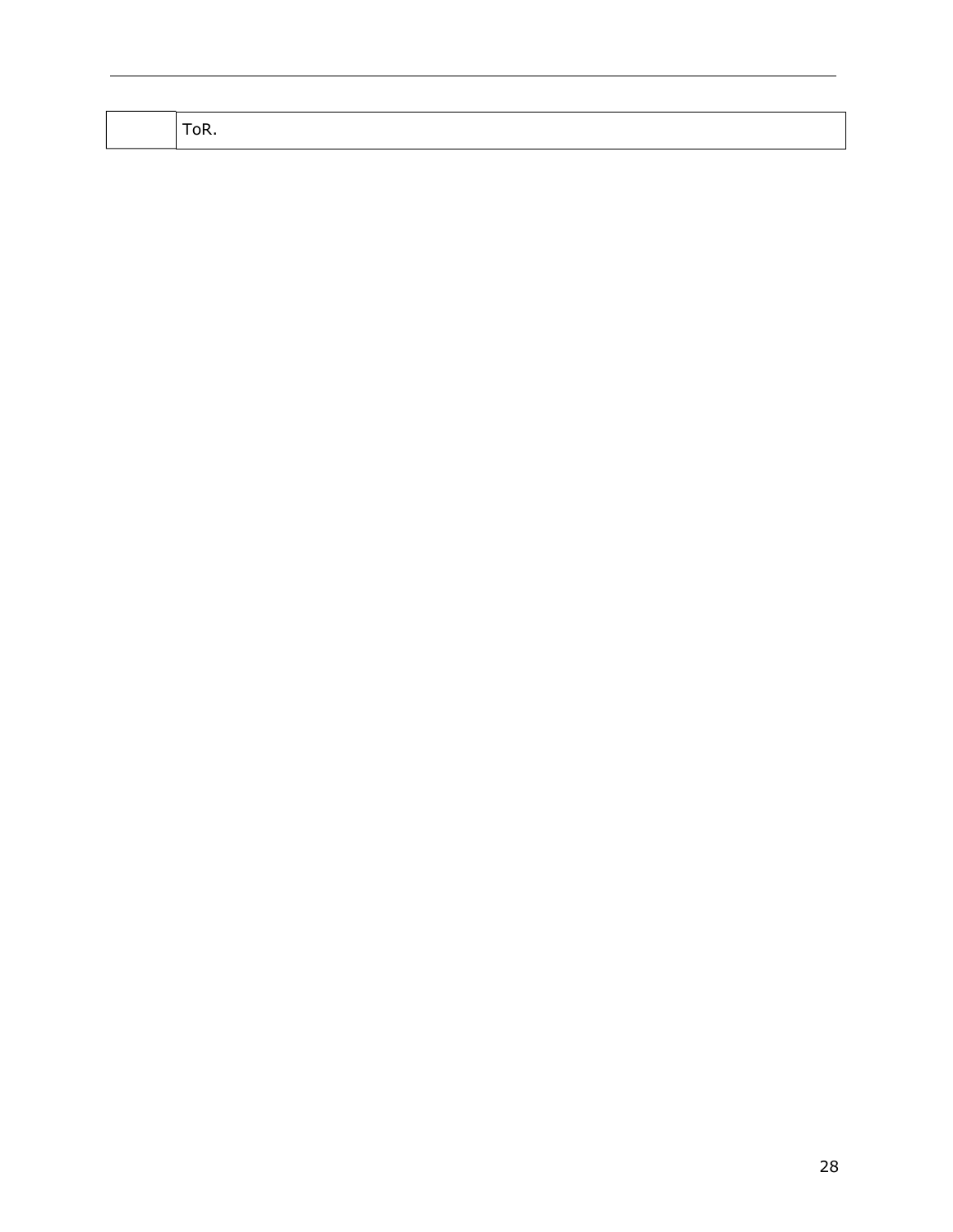| | |
|---|---|
| | ToR. |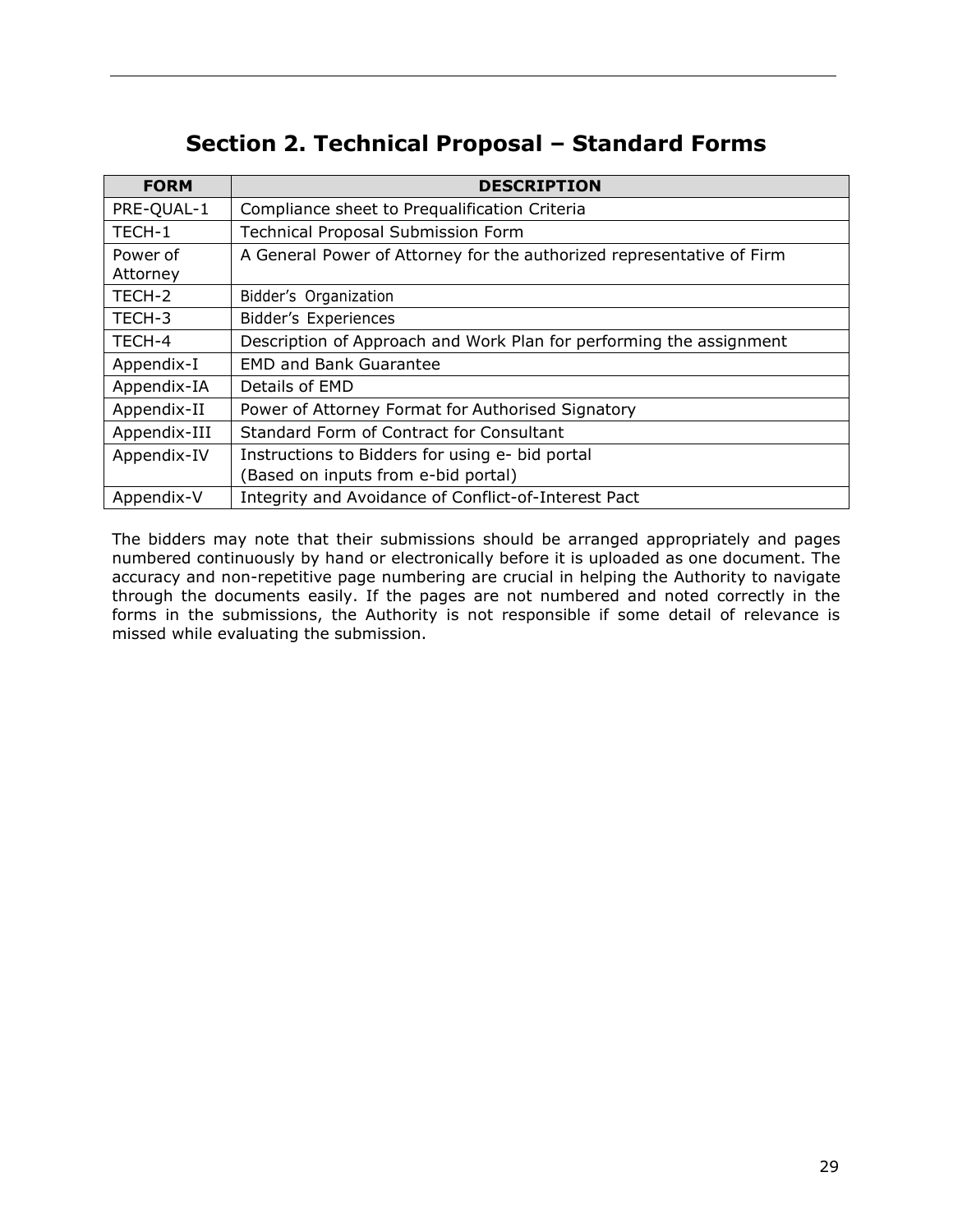# Section 2. Technical Proposal – Standard Forms

| FORM | DESCRIPTION |
|---|---|
| PRE-QUAL-1 | Compliance sheet to Prequalification Criteria |
| TECH-1 | Technical Proposal Submission Form |
| Power of Attorney | A General Power of Attorney for the authorized representative of Firm |
| TECH-2 | Bidder's Organization |
| TECH-3 | Bidder's Experiences |
| TECH-4 | Description of Approach and Work Plan for performing the assignment |
| Appendix-I | EMD and Bank Guarantee |
| Appendix-IA | Details of EMD |
| Appendix-II | Power of Attorney Format for Authorised Signatory |
| Appendix-III | Standard Form of Contract for Consultant |
| Appendix-IV | Instructions to Bidders for using e- bid portal<br>(Based on inputs from e-bid portal) |
| Appendix-V | Integrity and Avoidance of Conflict-of-Interest Pact |

The bidders may note that their submissions should be arranged appropriately and pages numbered continuously by hand or electronically before it is uploaded as one document. The accuracy and non-repetitive page numbering are crucial in helping the Authority to navigate through the documents easily. If the pages are not numbered and noted correctly in the forms in the submissions, the Authority is not responsible if some detail of relevance is missed while evaluating the submission.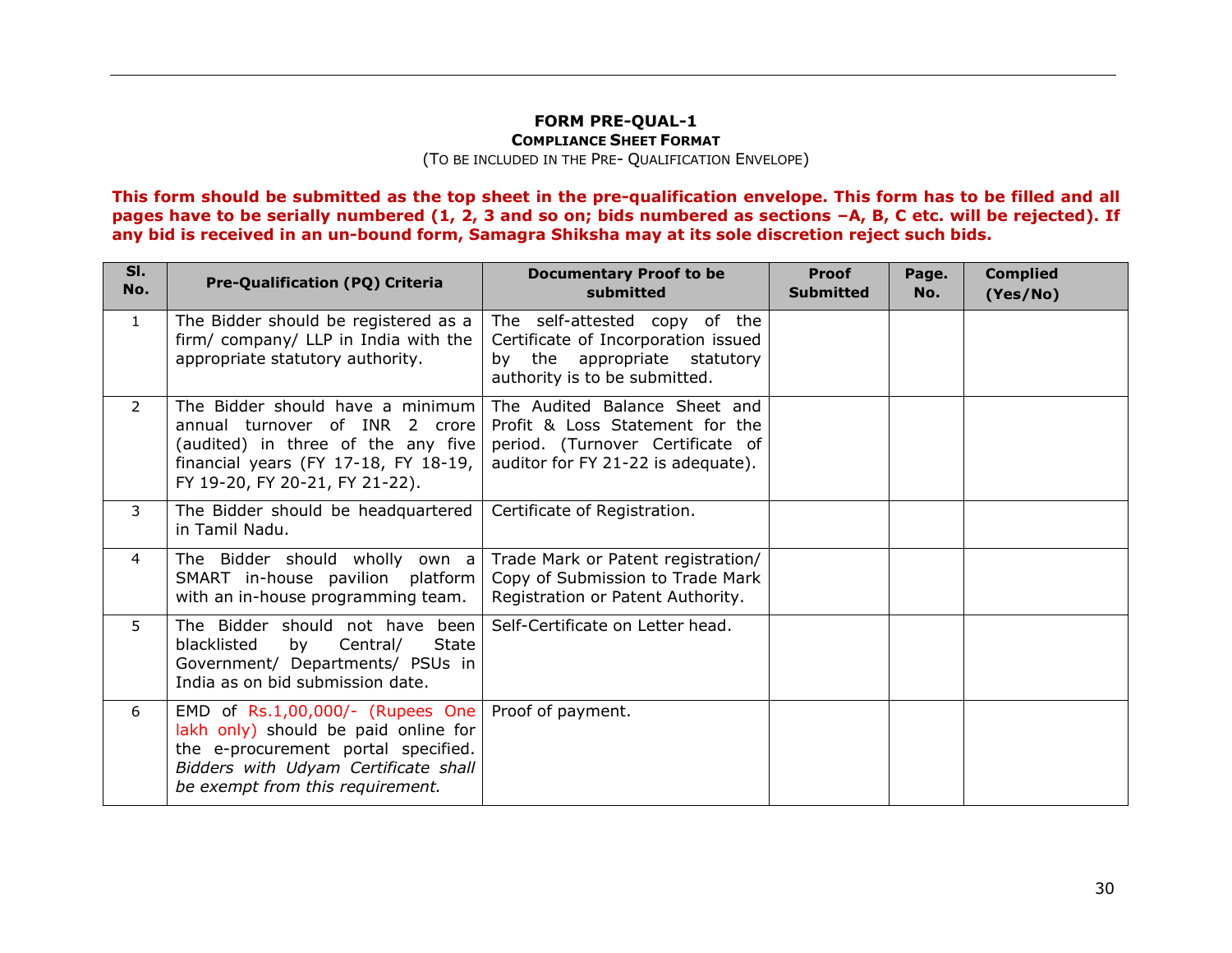**FORM PRE-QUAL-1**

**COMPLIANCE SHEET FORMAT**

(TO BE INCLUDED IN THE PRE- QUALIFICATION ENVELOPE)

**This form should be submitted as the top sheet in the pre-qualification envelope. This form has to be filled and all pages have to be serially numbered (1, 2, 3 and so on; bids numbered as sections –A, B, C etc. will be rejected). If any bid is received in an un-bound form, Samagra Shiksha may at its sole discretion reject such bids.**

| Sl. No. | Pre-Qualification (PQ) Criteria | Documentary Proof to be submitted | Proof Submitted | Page. No. | Complied (Yes/No) |
|---|---|---|---|---|---|
| 1 | The Bidder should be registered as a firm/ company/ LLP in India with the appropriate statutory authority. | The self-attested copy of the Certificate of Incorporation issued by the appropriate statutory authority is to be submitted. | | | |
| 2 | The Bidder should have a minimum annual turnover of INR 2 crore (audited) in three of the any five financial years (FY 17-18, FY 18-19, FY 19-20, FY 20-21, FY 21-22). | The Audited Balance Sheet and Profit & Loss Statement for the period. (Turnover Certificate of auditor for FY 21-22 is adequate). | | | |
| 3 | The Bidder should be headquartered in Tamil Nadu. | Certificate of Registration. | | | |
| 4 | The Bidder should wholly own a SMART in-house pavilion platform with an in-house programming team. | Trade Mark or Patent registration/ Copy of Submission to Trade Mark Registration or Patent Authority. | | | |
| 5 | The Bidder should not have been blacklisted by Central/ State Government/ Departments/ PSUs in India as on bid submission date. | Self-Certificate on Letter head. | | | |
| 6 | EMD of Rs.1,00,000/- (Rupees One lakh only) should be paid online for the e-procurement portal specified. *Bidders with Udyam Certificate shall be exempt from this requirement.* | Proof of payment. | | | |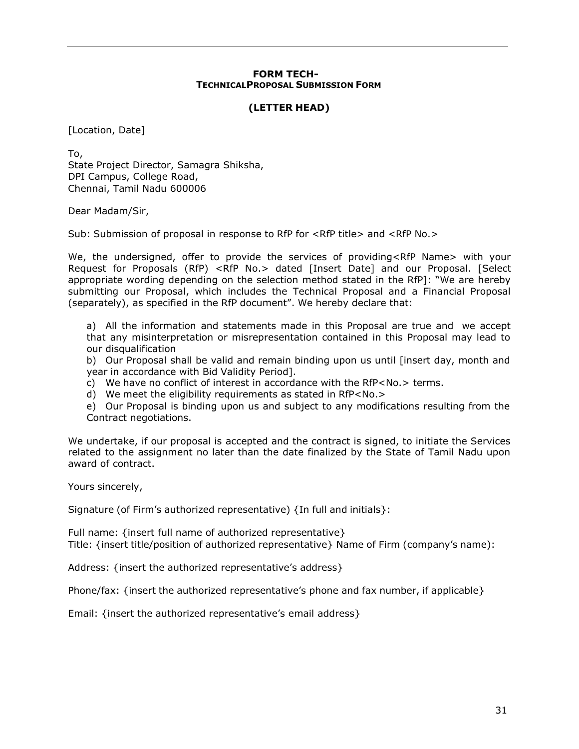**FORM TECH-**
**TECHNICALPROPOSAL SUBMISSION FORM**

**(LETTER HEAD)**

[Location, Date]

To,
State Project Director, Samagra Shiksha,
DPI Campus, College Road,
Chennai, Tamil Nadu 600006

Dear Madam/Sir,

Sub: Submission of proposal in response to RfP for <RfP title> and <RfP No.>

We, the undersigned, offer to provide the services of providing<RfP Name> with your Request for Proposals (RfP) <RfP No.> dated [Insert Date] and our Proposal. [Select appropriate wording depending on the selection method stated in the RfP]: "We are hereby submitting our Proposal, which includes the Technical Proposal and a Financial Proposal (separately), as specified in the RfP document". We hereby declare that:

a) All the information and statements made in this Proposal are true and we accept that any misinterpretation or misrepresentation contained in this Proposal may lead to our disqualification

b) Our Proposal shall be valid and remain binding upon us until [insert day, month and year in accordance with Bid Validity Period].

c) We have no conflict of interest in accordance with the RfP<No.> terms.

d) We meet the eligibility requirements as stated in RfP<No.>

e) Our Proposal is binding upon us and subject to any modifications resulting from the Contract negotiations.

We undertake, if our proposal is accepted and the contract is signed, to initiate the Services related to the assignment no later than the date finalized by the State of Tamil Nadu upon award of contract.

Yours sincerely,

Signature (of Firm's authorized representative) {In full and initials}:

Full name: {insert full name of authorized representative}
Title: {insert title/position of authorized representative} Name of Firm (company's name):

Address: {insert the authorized representative's address}

Phone/fax: {insert the authorized representative's phone and fax number, if applicable}

Email: {insert the authorized representative's email address}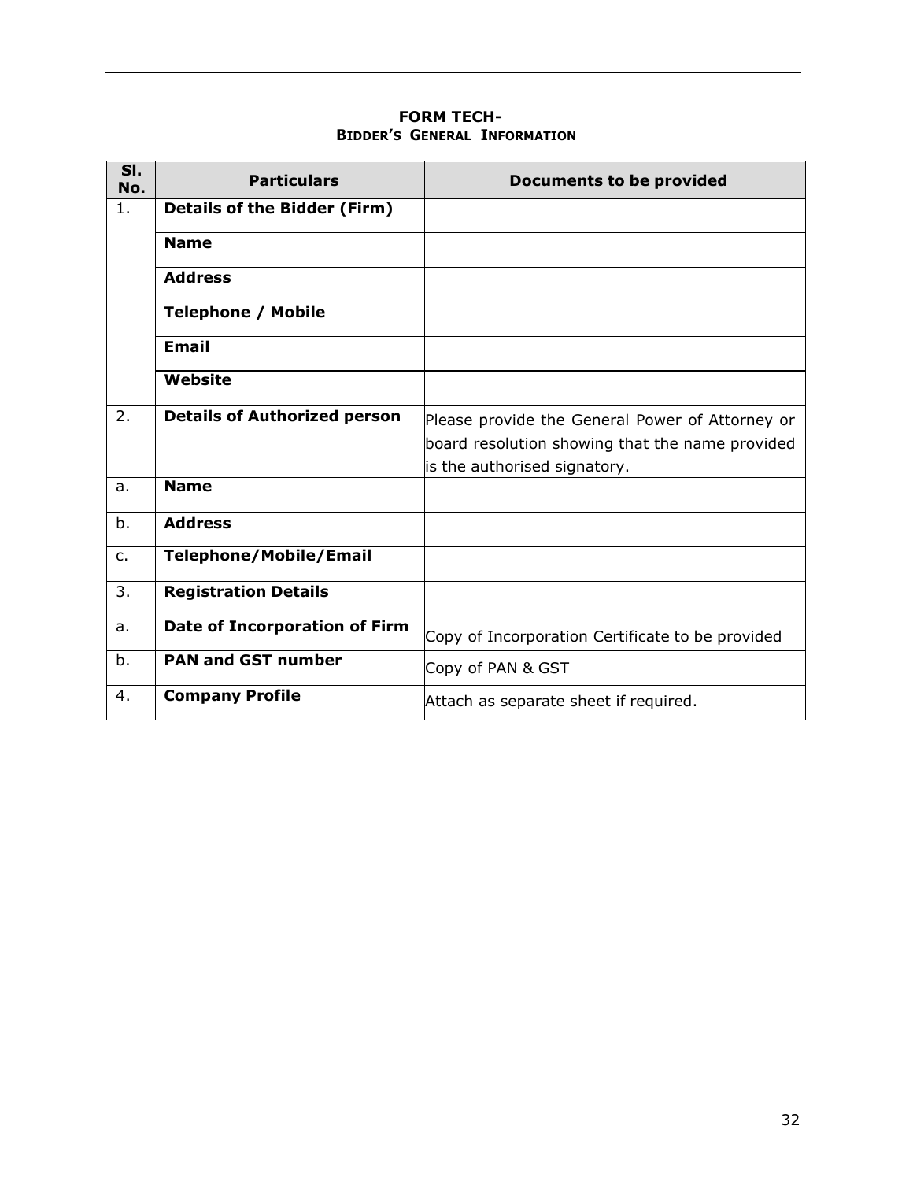**FORM TECH-**
**BIDDER'S GENERAL INFORMATION**

| Sl. No. | Particulars | Documents to be provided |
|---|---|---|
| 1. | **Details of the Bidder (Firm)** | |
| | **Name** | |
| | **Address** | |
| | **Telephone / Mobile** | |
| | **Email** | |
| | **Website** | |
| 2. | **Details of Authorized person** | Please provide the General Power of Attorney or board resolution showing that the name provided is the authorised signatory. |
| a. | **Name** | |
| b. | **Address** | |
| c. | **Telephone/Mobile/Email** | |
| 3. | **Registration Details** | |
| a. | **Date of Incorporation of Firm** | Copy of Incorporation Certificate to be provided |
| b. | **PAN and GST number** | Copy of PAN & GST |
| 4. | **Company Profile** | Attach as separate sheet if required. |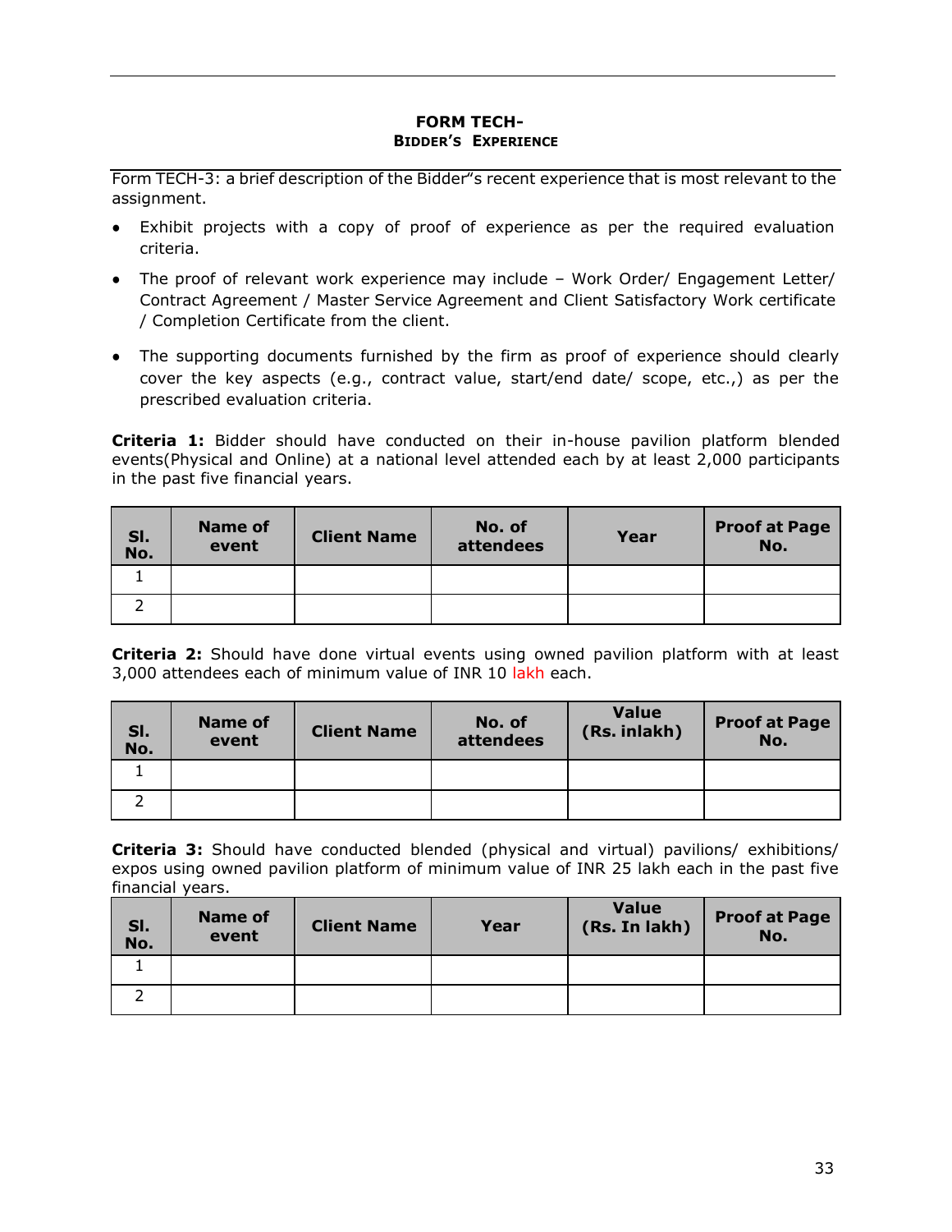## FORM TECH-
### BIDDER'S EXPERIENCE

Form TECH-3: a brief description of the Bidder"s recent experience that is most relevant to the assignment.

- Exhibit projects with a copy of proof of experience as per the required evaluation criteria.
- The proof of relevant work experience may include – Work Order/ Engagement Letter/ Contract Agreement / Master Service Agreement and Client Satisfactory Work certificate / Completion Certificate from the client.
- The supporting documents furnished by the firm as proof of experience should clearly cover the key aspects (e.g., contract value, start/end date/ scope, etc.,) as per the prescribed evaluation criteria.

**Criteria 1:** Bidder should have conducted on their in-house pavilion platform blended events(Physical and Online) at a national level attended each by at least 2,000 participants in the past five financial years.

| Sl. No. | Name of event | Client Name | No. of attendees | Year | Proof at Page No. |
|---|---|---|---|---|---|
| 1 | | | | | |
| 2 | | | | | |

**Criteria 2:** Should have done virtual events using owned pavilion platform with at least 3,000 attendees each of minimum value of INR 10 lakh each.

| Sl. No. | Name of event | Client Name | No. of attendees | Value (Rs. inlakh) | Proof at Page No. |
|---|---|---|---|---|---|
| 1 | | | | | |
| 2 | | | | | |

**Criteria 3:** Should have conducted blended (physical and virtual) pavilions/ exhibitions/ expos using owned pavilion platform of minimum value of INR 25 lakh each in the past five financial years.

| Sl. No. | Name of event | Client Name | Year | Value (Rs. In lakh) | Proof at Page No. |
|---|---|---|---|---|---|
| 1 | | | | | |
| 2 | | | | | |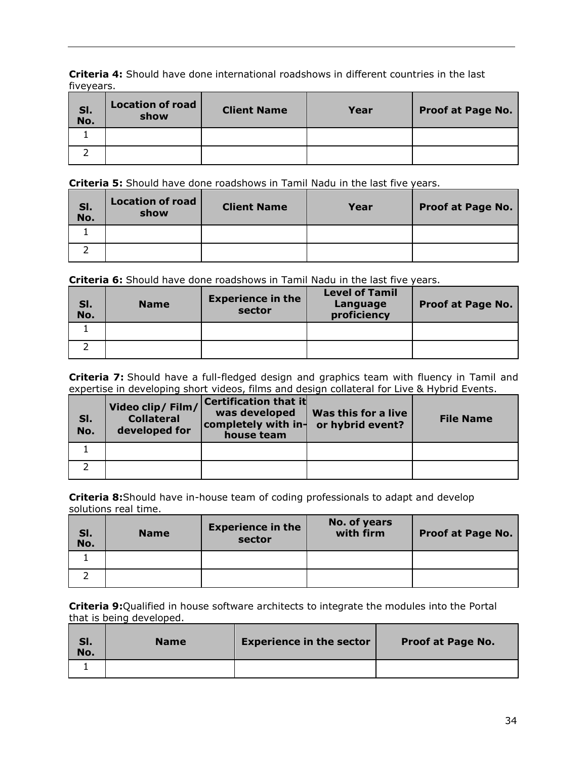**Criteria 4:** Should have done international roadshows in different countries in the last fiveyears.

| Sl. No. | Location of road show | Client Name | Year | Proof at Page No. |
|---|---|---|---|---|
| 1 | | | | |
| 2 | | | | |

**Criteria 5:** Should have done roadshows in Tamil Nadu in the last five years.

| Sl. No. | Location of road show | Client Name | Year | Proof at Page No. |
|---|---|---|---|---|
| 1 | | | | |
| 2 | | | | |

**Criteria 6:** Should have done roadshows in Tamil Nadu in the last five years.

| Sl. No. | Name | Experience in the sector | Level of Tamil Language proficiency | Proof at Page No. |
|---|---|---|---|---|
| 1 | | | | |
| 2 | | | | |

**Criteria 7:** Should have a full-fledged design and graphics team with fluency in Tamil and expertise in developing short videos, films and design collateral for Live & Hybrid Events.

| Sl. No. | Video clip/ Film/ Collateral developed for | Certification that it was developed completely with in-house team | Was this for a live or hybrid event? | File Name |
|---|---|---|---|---|
| 1 | | | | |
| 2 | | | | |

**Criteria 8:**Should have in-house team of coding professionals to adapt and develop solutions real time.

| Sl. No. | Name | Experience in the sector | No. of years with firm | Proof at Page No. |
|---|---|---|---|---|
| 1 | | | | |
| 2 | | | | |

**Criteria 9:**Qualified in house software architects to integrate the modules into the Portal that is being developed.

| Sl. No. | Name | Experience in the sector | Proof at Page No. |
|---|---|---|---|
| 1 | | | |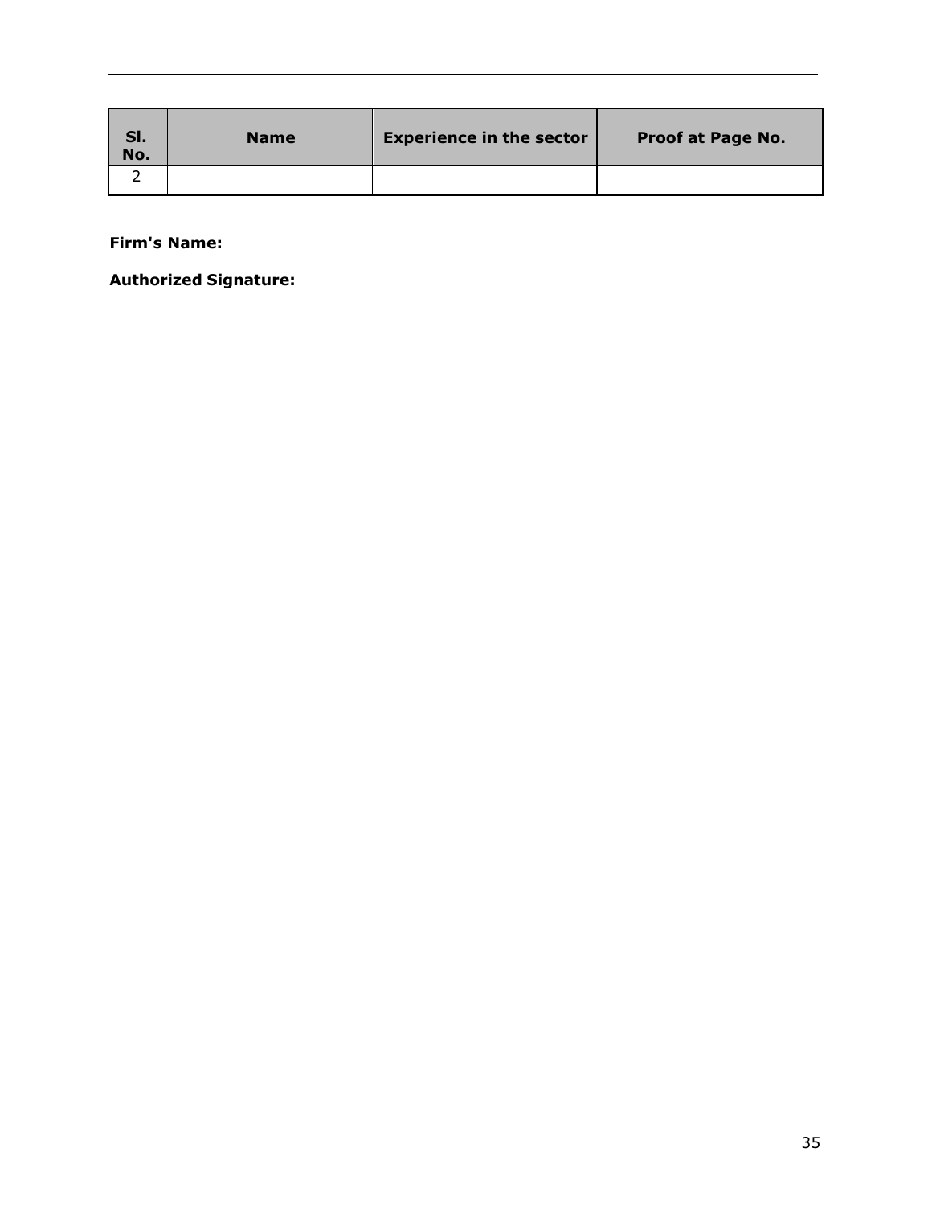| Sl. No. | Name | Experience in the sector | Proof at Page No. |
|---|---|---|---|
| 2 | | | |

**Firm's Name:**

**Authorized Signature:**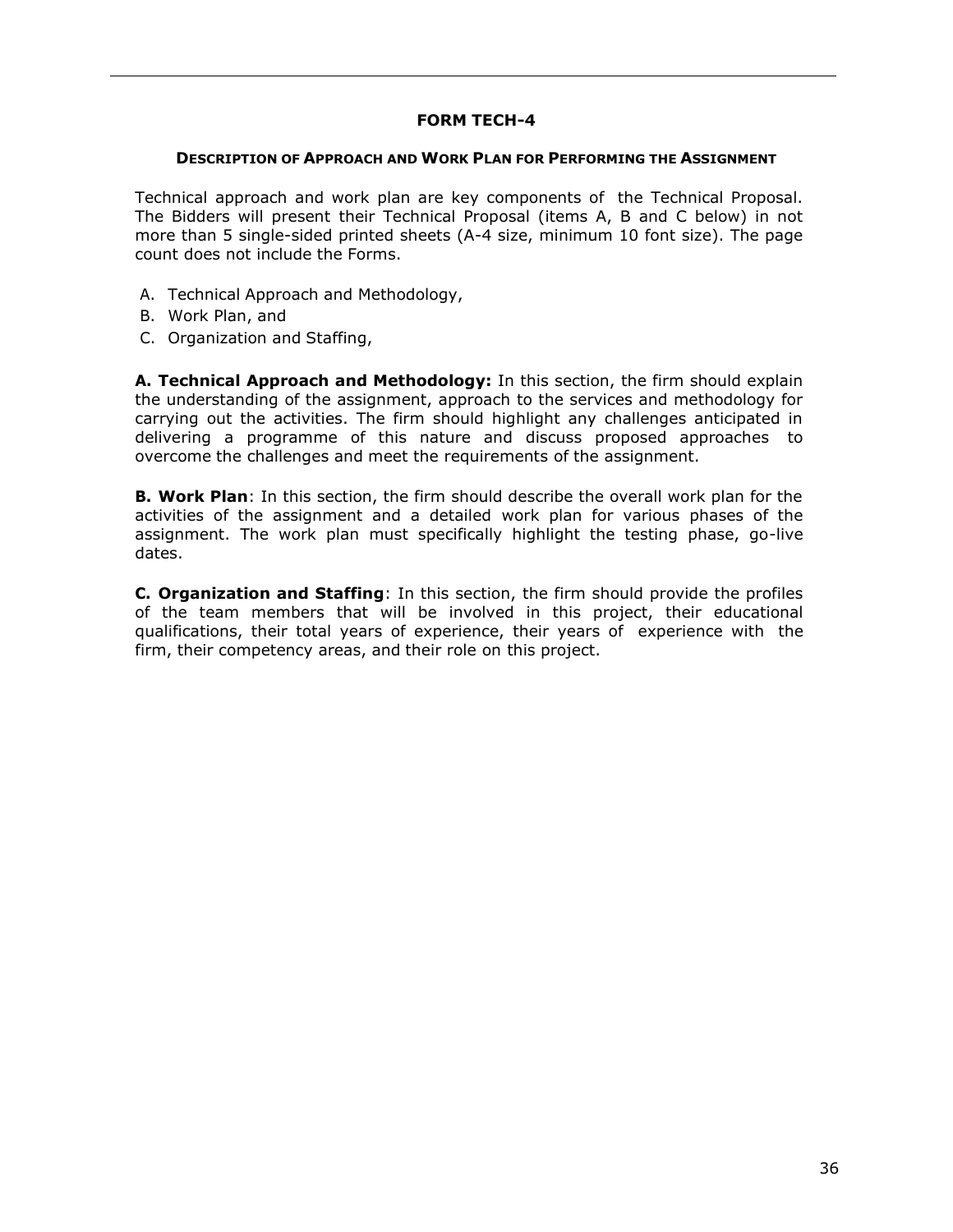## FORM TECH-4

### DESCRIPTION OF APPROACH AND WORK PLAN FOR PERFORMING THE ASSIGNMENT

Technical approach and work plan are key components of the Technical Proposal. The Bidders will present their Technical Proposal (items A, B and C below) in not more than 5 single-sided printed sheets (A-4 size, minimum 10 font size). The page count does not include the Forms.

A. Technical Approach and Methodology,
B. Work Plan, and
C. Organization and Staffing,

**A. Technical Approach and Methodology:** In this section, the firm should explain the understanding of the assignment, approach to the services and methodology for carrying out the activities. The firm should highlight any challenges anticipated in delivering a programme of this nature and discuss proposed approaches to overcome the challenges and meet the requirements of the assignment.

**B. Work Plan**: In this section, the firm should describe the overall work plan for the activities of the assignment and a detailed work plan for various phases of the assignment. The work plan must specifically highlight the testing phase, go-live dates.

**C. Organization and Staffing**: In this section, the firm should provide the profiles of the team members that will be involved in this project, their educational qualifications, their total years of experience, their years of experience with the firm, their competency areas, and their role on this project.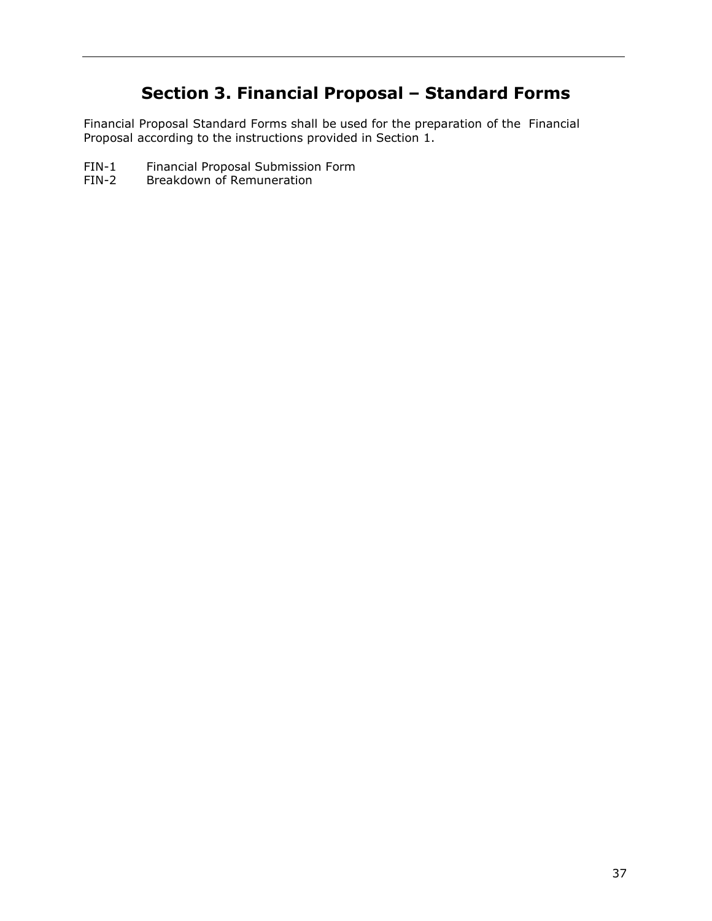# Section 3. Financial Proposal – Standard Forms

Financial Proposal Standard Forms shall be used for the preparation of the Financial Proposal according to the instructions provided in Section 1.

FIN-1 Financial Proposal Submission Form
FIN-2 Breakdown of Remuneration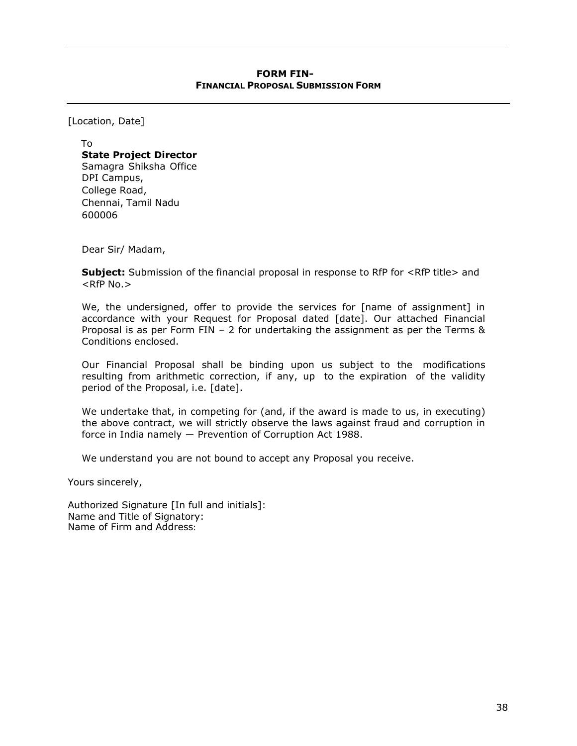## FORM FIN-
### FINANCIAL PROPOSAL SUBMISSION FORM

[Location, Date]

To
**State Project Director**
Samagra Shiksha Office
DPI Campus,
College Road,
Chennai, Tamil Nadu
600006

Dear Sir/ Madam,

**Subject:** Submission of the financial proposal in response to RfP for <RfP title> and <RfP No.>

We, the undersigned, offer to provide the services for [name of assignment] in accordance with your Request for Proposal dated [date]. Our attached Financial Proposal is as per Form FIN – 2 for undertaking the assignment as per the Terms & Conditions enclosed.

Our Financial Proposal shall be binding upon us subject to the modifications resulting from arithmetic correction, if any, up to the expiration of the validity period of the Proposal, i.e. [date].

We undertake that, in competing for (and, if the award is made to us, in executing) the above contract, we will strictly observe the laws against fraud and corruption in force in India namely — Prevention of Corruption Act 1988.

We understand you are not bound to accept any Proposal you receive.

Yours sincerely,

Authorized Signature [In full and initials]:
Name and Title of Signatory:
Name of Firm and Address: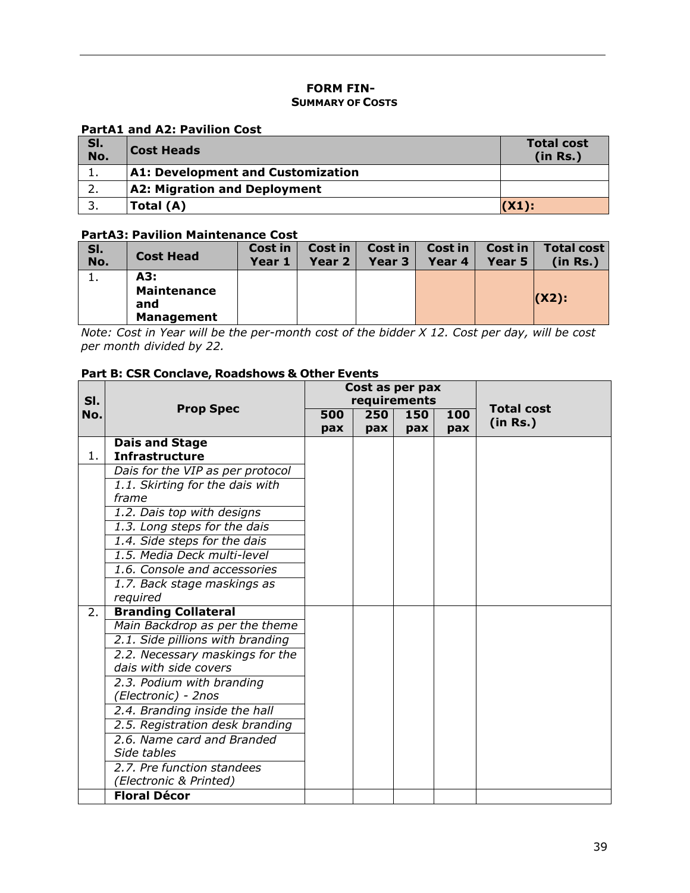**FORM FIN-**
**SUMMARY OF COSTS**

**PartA1 and A2: Pavilion Cost**

| Sl. No. | Cost Heads | Total cost (in Rs.) |
|---|---|---|
| 1. | **A1: Development and Customization** | |
| 2. | **A2: Migration and Deployment** | |
| 3. | **Total (A)** | **(X1):** |

**PartA3: Pavilion Maintenance Cost**

| Sl. No. | Cost Head | Cost in Year 1 | Cost in Year 2 | Cost in Year 3 | Cost in Year 4 | Cost in Year 5 | Total cost (in Rs.) |
|---|---|---|---|---|---|---|---|
| 1. | **A3: Maintenance and Management** | | | | | | **(X2):** |

*Note: Cost in Year will be the per-month cost of the bidder X 12. Cost per day, will be cost per month divided by 22.*

**Part B: CSR Conclave, Roadshows & Other Events**

| Sl. No. | Prop Spec | Cost as per pax requirements | | | | Total cost (in Rs.) |
|---|---|---|---|---|---|---|
| | | 500 pax | 250 pax | 150 pax | 100 pax | |
| 1. | **Dais and Stage Infrastructure** | | | | | |
| | *Dais for the VIP as per protocol* | | | | | |
| | *1.1. Skirting for the dais with frame* | | | | | |
| | *1.2. Dais top with designs* | | | | | |
| | *1.3. Long steps for the dais* | | | | | |
| | *1.4. Side steps for the dais* | | | | | |
| | *1.5. Media Deck multi-level* | | | | | |
| | *1.6. Console and accessories* | | | | | |
| | *1.7. Back stage maskings as required* | | | | | |
| 2. | **Branding Collateral** | | | | | |
| | *Main Backdrop as per the theme* | | | | | |
| | *2.1. Side pillions with branding* | | | | | |
| | *2.2. Necessary maskings for the dais with side covers* | | | | | |
| | *2.3. Podium with branding (Electronic) - 2nos* | | | | | |
| | *2.4. Branding inside the hall* | | | | | |
| | *2.5. Registration desk branding* | | | | | |
| | *2.6. Name card and Branded Side tables* | | | | | |
| | *2.7. Pre function standees (Electronic & Printed)* | | | | | |
| | **Floral Décor** | | | | | |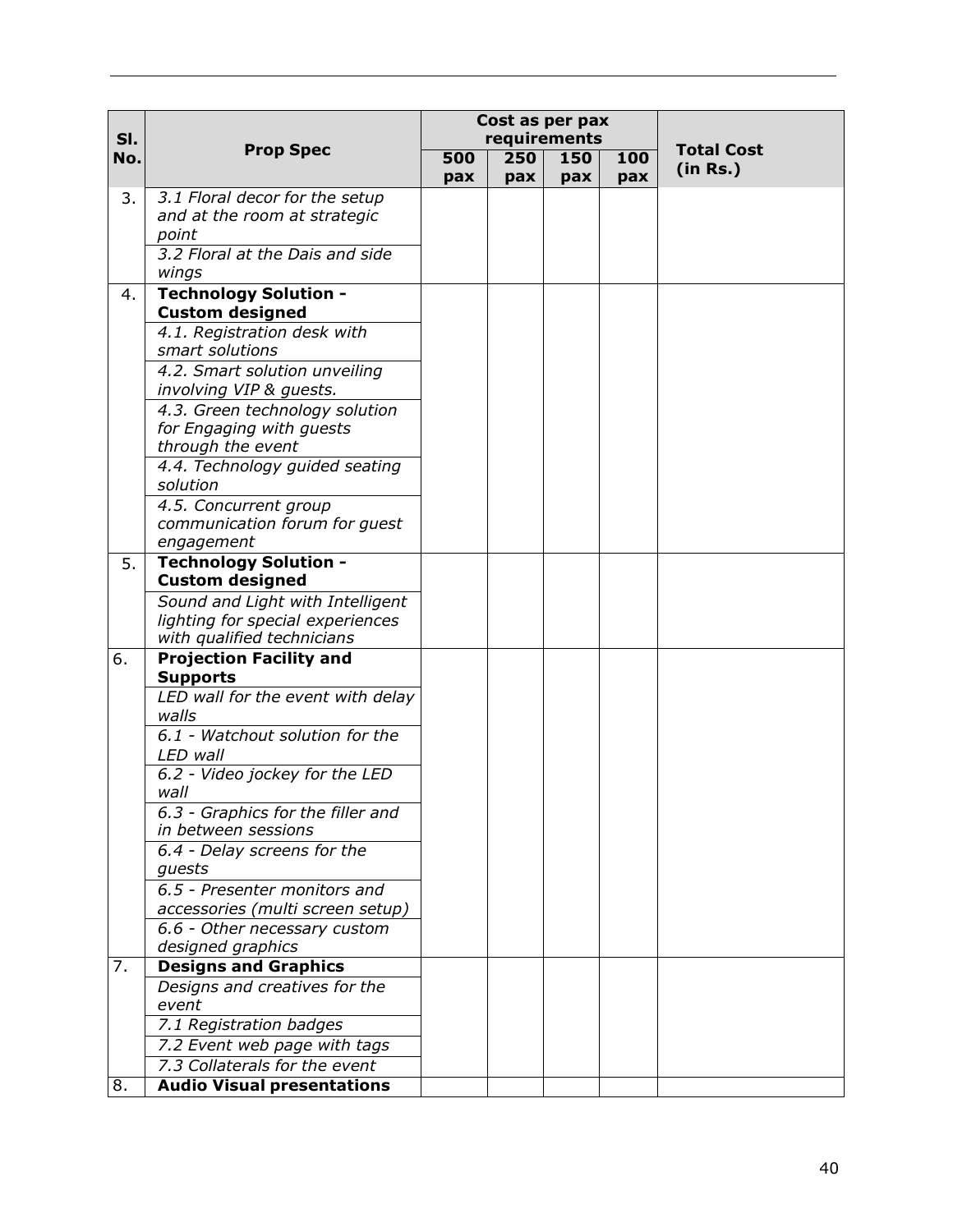| Sl. No. | Prop Spec | Cost as per pax requirements | | | | Total Cost (in Rs.) |
|---|---|---|---|---|---|---|
| | | 500 pax | 250 pax | 150 pax | 100 pax | |
| 3. | *3.1 Floral decor for the setup and at the room at strategic point* | | | | | |
| | *3.2 Floral at the Dais and side wings* | | | | | |
| 4. | **Technology Solution - Custom designed** | | | | | |
| | *4.1. Registration desk with smart solutions* | | | | | |
| | *4.2. Smart solution unveiling involving VIP & guests.* | | | | | |
| | *4.3. Green technology solution for Engaging with guests through the event* | | | | | |
| | *4.4. Technology guided seating solution* | | | | | |
| | *4.5. Concurrent group communication forum for guest engagement* | | | | | |
| 5. | **Technology Solution - Custom designed** | | | | | |
| | *Sound and Light with Intelligent lighting for special experiences with qualified technicians* | | | | | |
| 6. | **Projection Facility and Supports** | | | | | |
| | *LED wall for the event with delay walls* | | | | | |
| | *6.1 - Watchout solution for the LED wall* | | | | | |
| | *6.2 - Video jockey for the LED wall* | | | | | |
| | *6.3 - Graphics for the filler and in between sessions* | | | | | |
| | *6.4 - Delay screens for the guests* | | | | | |
| | *6.5 - Presenter monitors and accessories (multi screen setup)* | | | | | |
| | *6.6 - Other necessary custom designed graphics* | | | | | |
| 7. | **Designs and Graphics** | | | | | |
| | *Designs and creatives for the event* | | | | | |
| | *7.1 Registration badges* | | | | | |
| | *7.2 Event web page with tags* | | | | | |
| | *7.3 Collaterals for the event* | | | | | |
| 8. | **Audio Visual presentations** | | | | | |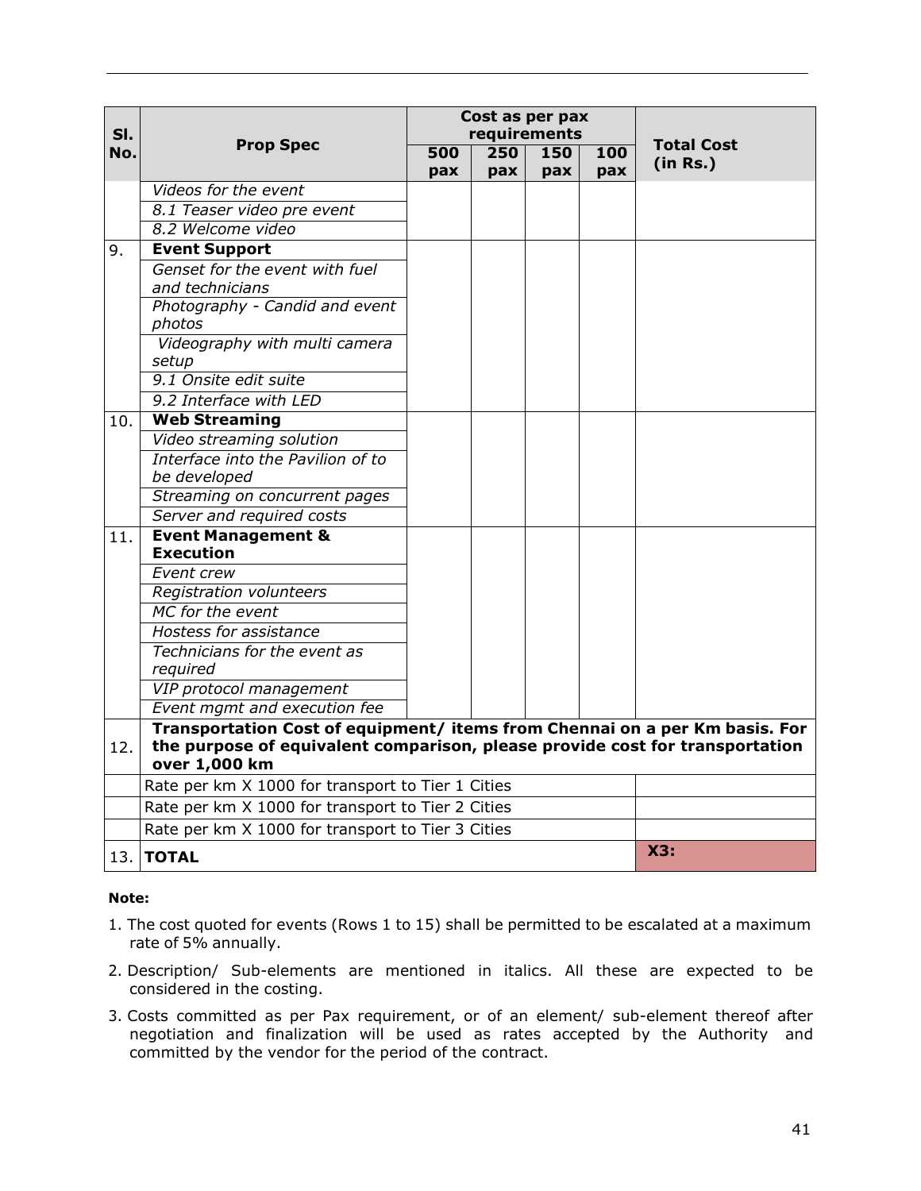| Sl. No. | Prop Spec | Cost as per pax requirements | | | | Total Cost (in Rs.) |
|---|---|---|---|---|---|---|
| | | 500 pax | 250 pax | 150 pax | 100 pax | |
| | *Videos for the event* | | | | | |
| | *8.1 Teaser video pre event* | | | | | |
| | *8.2 Welcome video* | | | | | |
| 9. | **Event Support** | | | | | |
| | *Genset for the event with fuel and technicians* | | | | | |
| | *Photography - Candid and event photos* | | | | | |
| | *Videography with multi camera setup* | | | | | |
| | *9.1 Onsite edit suite* | | | | | |
| | *9.2 Interface with LED* | | | | | |
| 10. | **Web Streaming** | | | | | |
| | *Video streaming solution* | | | | | |
| | *Interface into the Pavilion of to be developed* | | | | | |
| | *Streaming on concurrent pages* | | | | | |
| | *Server and required costs* | | | | | |
| 11. | **Event Management & Execution** | | | | | |
| | *Event crew* | | | | | |
| | *Registration volunteers* | | | | | |
| | *MC for the event* | | | | | |
| | *Hostess for assistance* | | | | | |
| | *Technicians for the event as required* | | | | | |
| | *VIP protocol management* | | | | | |
| | *Event mgmt and execution fee* | | | | | |
| 12. | **Transportation Cost of equipment/ items from Chennai on a per Km basis. For the purpose of equivalent comparison, please provide cost for transportation over 1,000 km** | | | | | |
| | Rate per km X 1000 for transport to Tier 1 Cities | | | | | |
| | Rate per km X 1000 for transport to Tier 2 Cities | | | | | |
| | Rate per km X 1000 for transport to Tier 3 Cities | | | | | |
| 13. | **TOTAL** | | | | | **X3:** |

**Note:**

1. The cost quoted for events (Rows 1 to 15) shall be permitted to be escalated at a maximum rate of 5% annually.
2. Description/ Sub-elements are mentioned in italics. All these are expected to be considered in the costing.
3. Costs committed as per Pax requirement, or of an element/ sub-element thereof after negotiation and finalization will be used as rates accepted by the Authority and committed by the vendor for the period of the contract.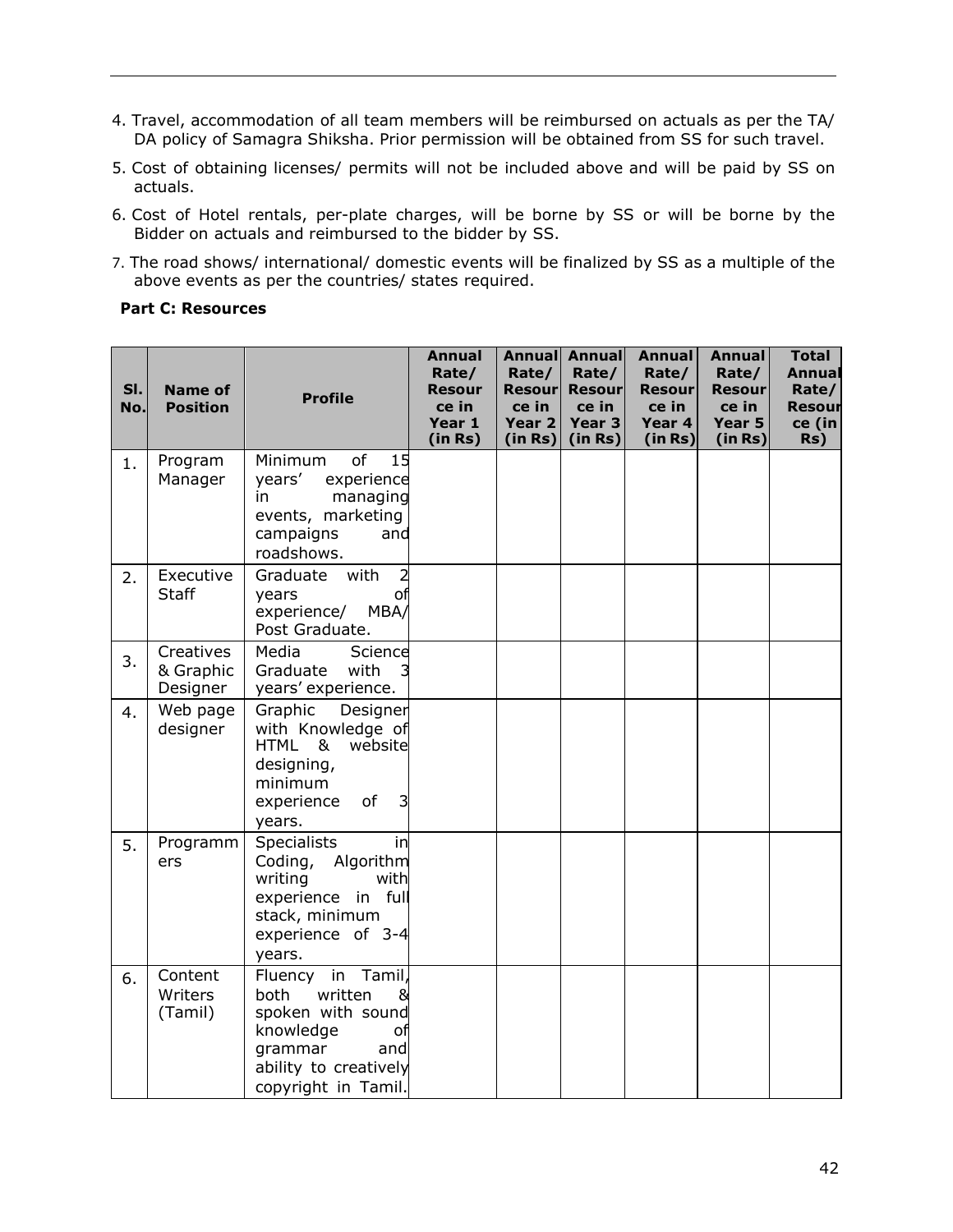4. Travel, accommodation of all team members will be reimbursed on actuals as per the TA/ DA policy of Samagra Shiksha. Prior permission will be obtained from SS for such travel.
5. Cost of obtaining licenses/ permits will not be included above and will be paid by SS on actuals.
6. Cost of Hotel rentals, per-plate charges, will be borne by SS or will be borne by the Bidder on actuals and reimbursed to the bidder by SS.
7. The road shows/ international/ domestic events will be finalized by SS as a multiple of the above events as per the countries/ states required.

**Part C: Resources**

| Sl. No. | Name of Position | Profile | Annual Rate/ Resource in Year 1 (in Rs) | Annual Rate/ Resource in Year 2 (in Rs) | Annual Rate/ Resource in Year 3 (in Rs) | Annual Rate/ Resource in Year 4 (in Rs) | Annual Rate/ Resource in Year 5 (in Rs) | Total Annual Rate/ Resource (in Rs) |
|---|---|---|---|---|---|---|---|---|
| 1. | Program Manager | Minimum of 15 years' experience in managing events, marketing campaigns and roadshows. | | | | | | |
| 2. | Executive Staff | Graduate with 2 years of experience/ MBA/ Post Graduate. | | | | | | |
| 3. | Creatives & Graphic Designer | Media Science Graduate with 3 years' experience. | | | | | | |
| 4. | Web page designer | Graphic Designer with Knowledge of HTML & website designing, minimum experience of 3 years. | | | | | | |
| 5. | Programmers | Specialists in Coding, Algorithm writing with experience in full stack, minimum experience of 3-4 years. | | | | | | |
| 6. | Content Writers (Tamil) | Fluency in Tamil, both written & spoken with sound knowledge of grammar and ability to creatively copyright in Tamil. | | | | | | |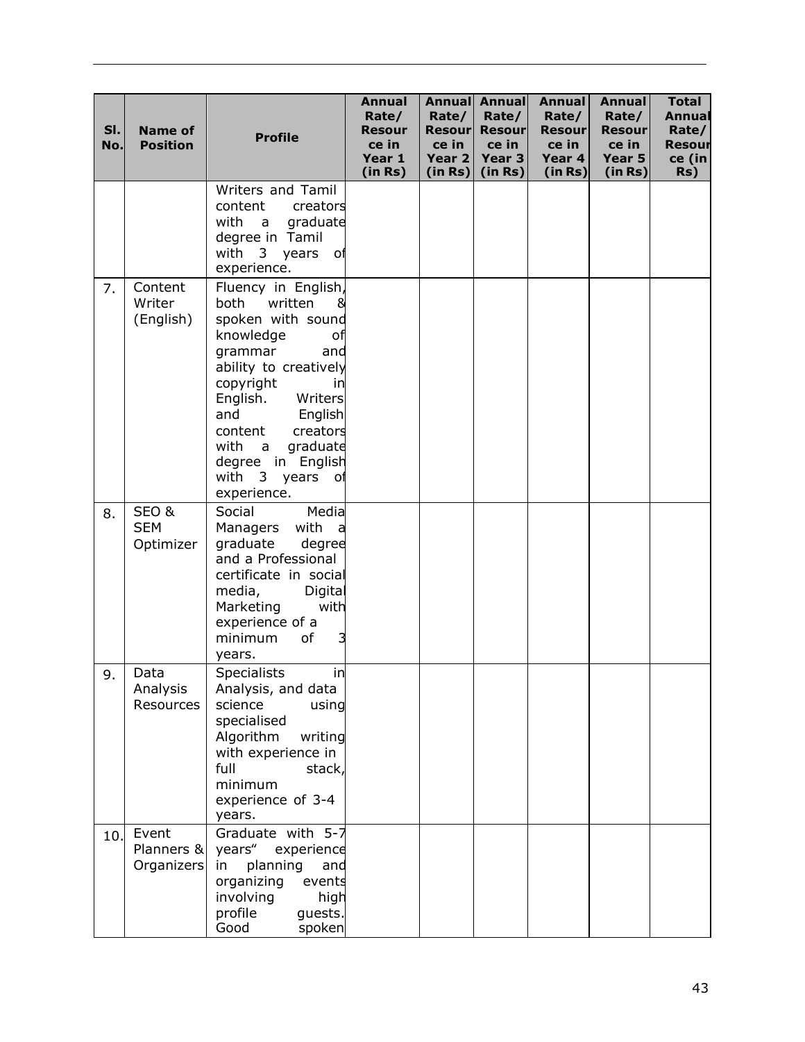| Sl. No. | Name of Position | Profile | Annual Rate/ Resource in Year 1 (in Rs) | Annual Rate/ Resource in Year 2 (in Rs) | Annual Rate/ Resource in Year 3 (in Rs) | Annual Rate/ Resource in Year 4 (in Rs) | Annual Rate/ Resource in Year 5 (in Rs) | Total Annual Rate/ Resource (in Rs) |
|---|---|---|---|---|---|---|---|---|
| | | Writers and Tamil content creators with a graduate degree in Tamil with 3 years of experience. | | | | | | |
| 7. | Content Writer (English) | Fluency in English, both written & spoken with sound knowledge of grammar and ability to creatively copyright in English. Writers and English content creators with a graduate degree in English with 3 years of experience. | | | | | | |
| 8. | SEO & SEM Optimizer | Social Media Managers with a graduate degree and a Professional certificate in social media, Digital Marketing with experience of a minimum of 3 years. | | | | | | |
| 9. | Data Analysis Resources | Specialists in Analysis, and data science using specialised Algorithm writing with experience in full stack, minimum experience of 3-4 years. | | | | | | |
| 10. | Event Planners & Organizers | Graduate with 5-7 years" experience in planning and organizing events involving high profile guests. Good spoken | | | | | | |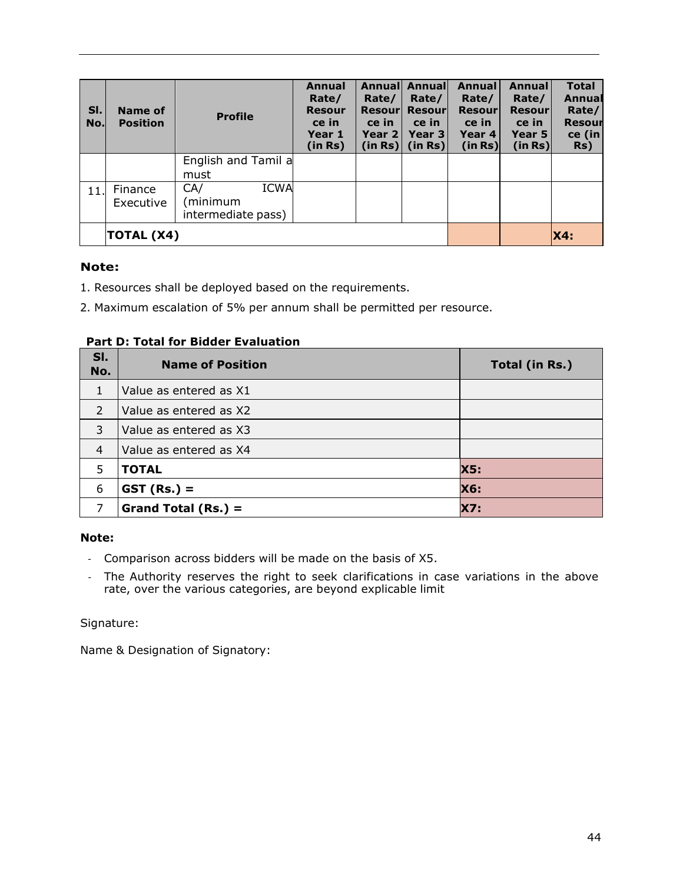| Sl. No. | Name of Position | Profile | Annual Rate/ Resource in Year 1 (in Rs) | Annual Rate/ Resource in Year 2 (in Rs) | Annual Rate/ Resource in Year 3 (in Rs) | Annual Rate/ Resource in Year 4 (in Rs) | Annual Rate/ Resource in Year 5 (in Rs) | Total Annual Rate/ Resource (in Rs) |
|---|---|---|---|---|---|---|---|---|
| | | English and Tamil a must | | | | | | |
| 11. | Finance Executive | CA/ ICWA (minimum intermediate pass) | | | | | | |
| | **TOTAL (X4)** | | | | | | | **X4:** |

**Note:**

1. Resources shall be deployed based on the requirements.
2. Maximum escalation of 5% per annum shall be permitted per resource.

**Part D: Total for Bidder Evaluation**

| Sl. No. | Name of Position | Total (in Rs.) |
|---|---|---|
| 1 | Value as entered as X1 | |
| 2 | Value as entered as X2 | |
| 3 | Value as entered as X3 | |
| 4 | Value as entered as X4 | |
| 5 | **TOTAL** | **X5:** |
| 6 | **GST (Rs.) =** | **X6:** |
| 7 | **Grand Total (Rs.) =** | **X7:** |

**Note:**

- Comparison across bidders will be made on the basis of X5.
- The Authority reserves the right to seek clarifications in case variations in the above rate, over the various categories, are beyond explicable limit

Signature:

Name & Designation of Signatory: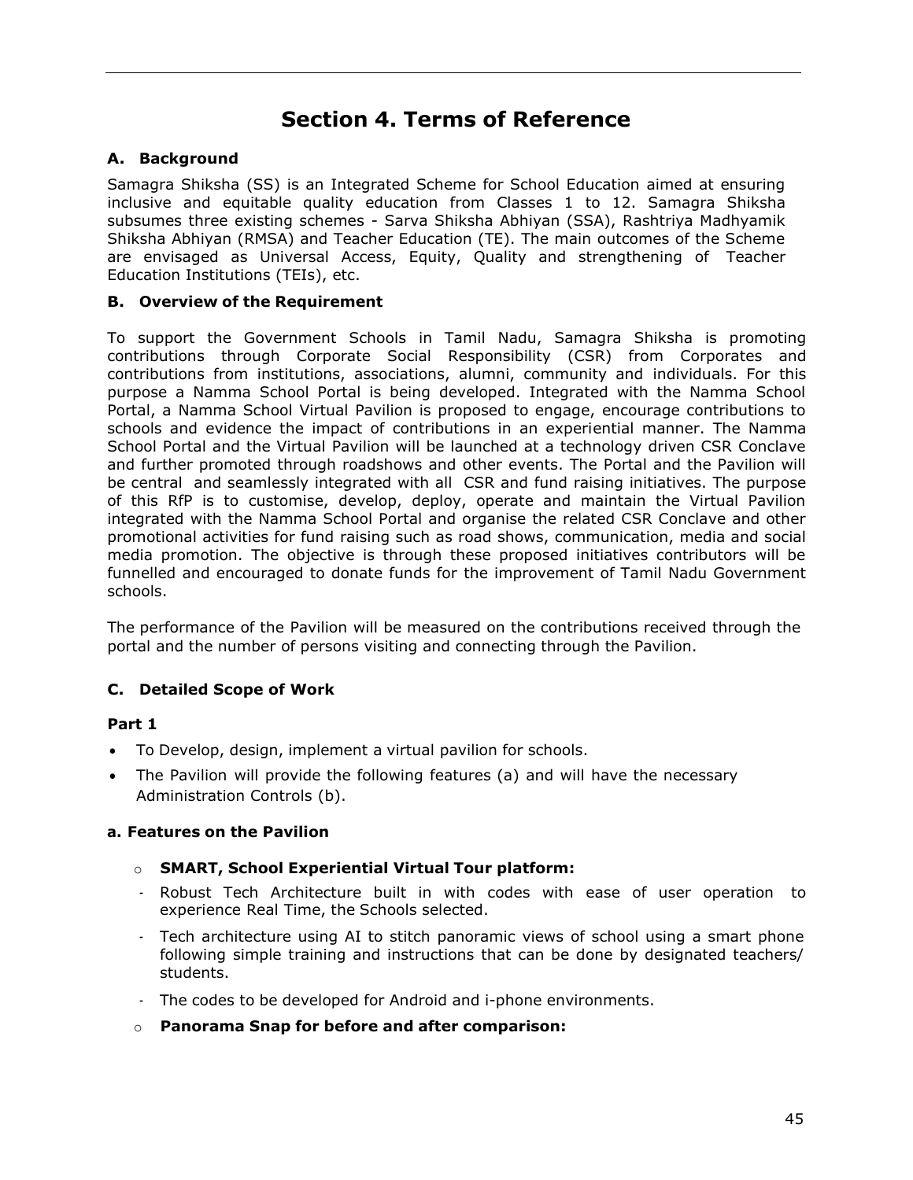# Section 4. Terms of Reference

### A. Background

Samagra Shiksha (SS) is an Integrated Scheme for School Education aimed at ensuring inclusive and equitable quality education from Classes 1 to 12. Samagra Shiksha subsumes three existing schemes - Sarva Shiksha Abhiyan (SSA), Rashtriya Madhyamik Shiksha Abhiyan (RMSA) and Teacher Education (TE). The main outcomes of the Scheme are envisaged as Universal Access, Equity, Quality and strengthening of Teacher Education Institutions (TEIs), etc.

### B. Overview of the Requirement

To support the Government Schools in Tamil Nadu, Samagra Shiksha is promoting contributions through Corporate Social Responsibility (CSR) from Corporates and contributions from institutions, associations, alumni, community and individuals. For this purpose a Namma School Portal is being developed. Integrated with the Namma School Portal, a Namma School Virtual Pavilion is proposed to engage, encourage contributions to schools and evidence the impact of contributions in an experiential manner. The Namma School Portal and the Virtual Pavilion will be launched at a technology driven CSR Conclave and further promoted through roadshows and other events. The Portal and the Pavilion will be central and seamlessly integrated with all CSR and fund raising initiatives. The purpose of this RfP is to customise, develop, deploy, operate and maintain the Virtual Pavilion integrated with the Namma School Portal and organise the related CSR Conclave and other promotional activities for fund raising such as road shows, communication, media and social media promotion. The objective is through these proposed initiatives contributors will be funnelled and encouraged to donate funds for the improvement of Tamil Nadu Government schools.

The performance of the Pavilion will be measured on the contributions received through the portal and the number of persons visiting and connecting through the Pavilion.

### C. Detailed Scope of Work

#### Part 1

- To Develop, design, implement a virtual pavilion for schools.
- The Pavilion will provide the following features (a) and will have the necessary Administration Controls (b).

#### a. Features on the Pavilion

- **SMART, School Experiential Virtual Tour platform:**
  - Robust Tech Architecture built in with codes with ease of user operation to experience Real Time, the Schools selected.
  - Tech architecture using AI to stitch panoramic views of school using a smart phone following simple training and instructions that can be done by designated teachers/ students.
  - The codes to be developed for Android and i-phone environments.
- **Panorama Snap for before and after comparison:**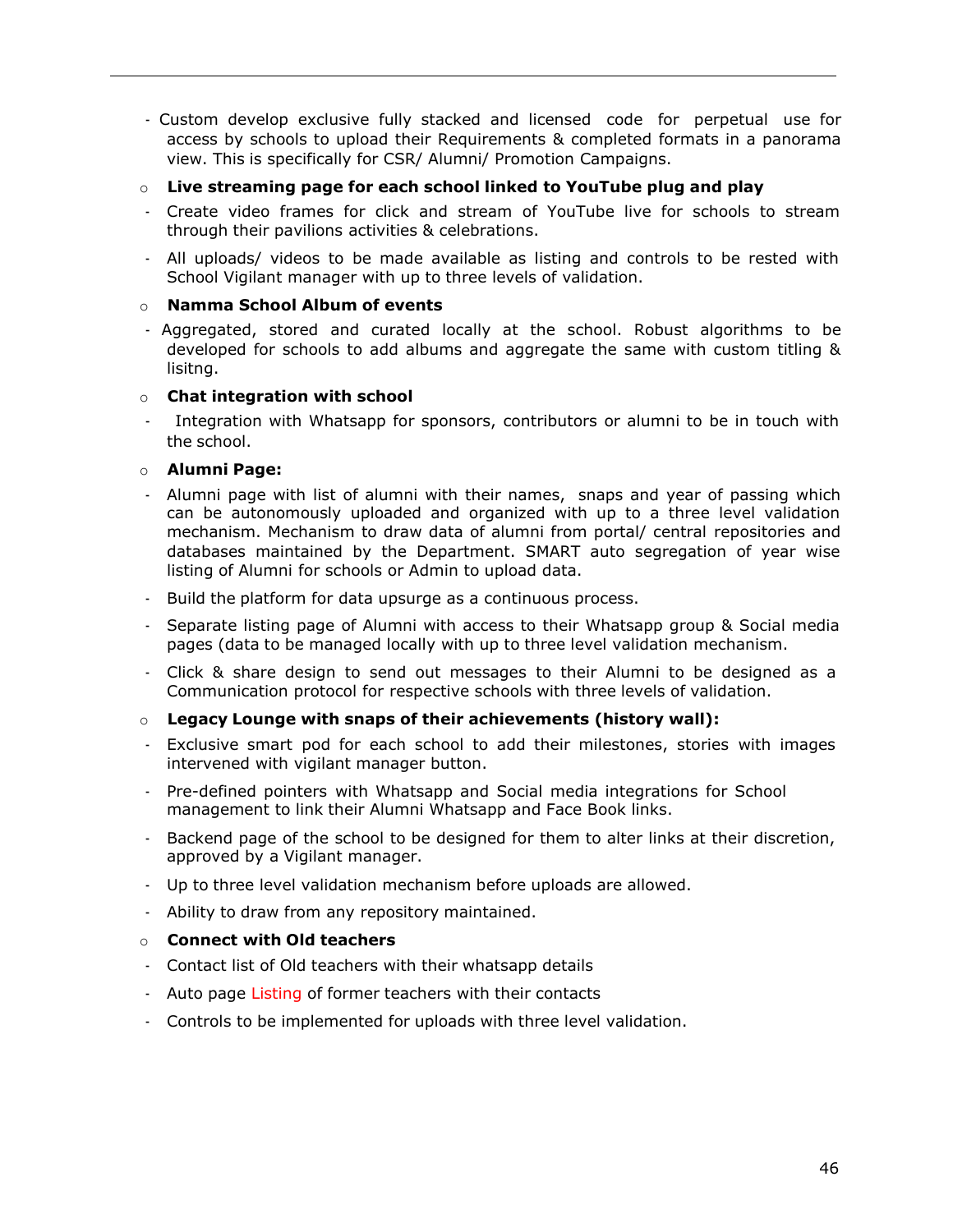- Custom develop exclusive fully stacked and licensed code for perpetual use for access by schools to upload their Requirements & completed formats in a panorama view. This is specifically for CSR/ Alumni/ Promotion Campaigns.

- **Live streaming page for each school linked to YouTube plug and play**
  - Create video frames for click and stream of YouTube live for schools to stream through their pavilions activities & celebrations.
  - All uploads/ videos to be made available as listing and controls to be rested with School Vigilant manager with up to three levels of validation.

- **Namma School Album of events**
  - Aggregated, stored and curated locally at the school. Robust algorithms to be developed for schools to add albums and aggregate the same with custom titling & lisitng.

- **Chat integration with school**
  - Integration with Whatsapp for sponsors, contributors or alumni to be in touch with the school.

- **Alumni Page:**
  - Alumni page with list of alumni with their names, snaps and year of passing which can be autonomously uploaded and organized with up to a three level validation mechanism. Mechanism to draw data of alumni from portal/ central repositories and databases maintained by the Department. SMART auto segregation of year wise listing of Alumni for schools or Admin to upload data.
  - Build the platform for data upsurge as a continuous process.
  - Separate listing page of Alumni with access to their Whatsapp group & Social media pages (data to be managed locally with up to three level validation mechanism.
  - Click & share design to send out messages to their Alumni to be designed as a Communication protocol for respective schools with three levels of validation.

- **Legacy Lounge with snaps of their achievements (history wall):**
  - Exclusive smart pod for each school to add their milestones, stories with images intervened with vigilant manager button.
  - Pre-defined pointers with Whatsapp and Social media integrations for School management to link their Alumni Whatsapp and Face Book links.
  - Backend page of the school to be designed for them to alter links at their discretion, approved by a Vigilant manager.
  - Up to three level validation mechanism before uploads are allowed.
  - Ability to draw from any repository maintained.

- **Connect with Old teachers**
  - Contact list of Old teachers with their whatsapp details
  - Auto page Listing of former teachers with their contacts
  - Controls to be implemented for uploads with three level validation.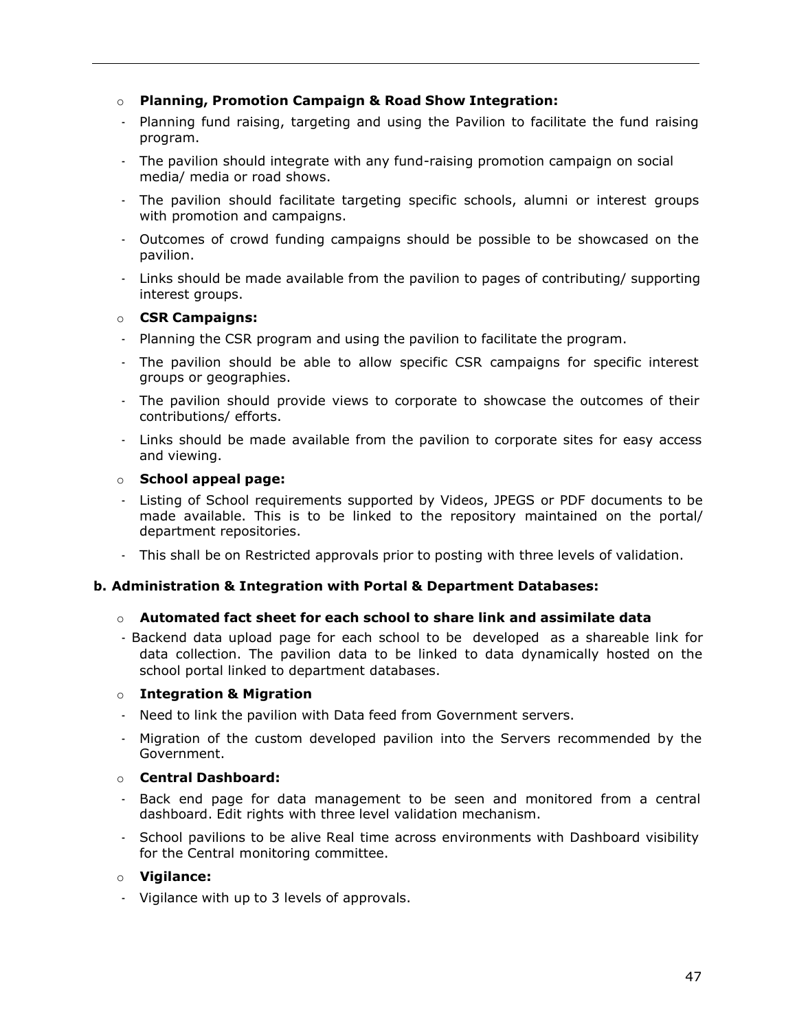- **Planning, Promotion Campaign & Road Show Integration:**
  - Planning fund raising, targeting and using the Pavilion to facilitate the fund raising program.
  - The pavilion should integrate with any fund-raising promotion campaign on social media/ media or road shows.
  - The pavilion should facilitate targeting specific schools, alumni or interest groups with promotion and campaigns.
  - Outcomes of crowd funding campaigns should be possible to be showcased on the pavilion.
  - Links should be made available from the pavilion to pages of contributing/ supporting interest groups.
- **CSR Campaigns:**
  - Planning the CSR program and using the pavilion to facilitate the program.
  - The pavilion should be able to allow specific CSR campaigns for specific interest groups or geographies.
  - The pavilion should provide views to corporate to showcase the outcomes of their contributions/ efforts.
  - Links should be made available from the pavilion to corporate sites for easy access and viewing.
- **School appeal page:**
  - Listing of School requirements supported by Videos, JPEGS or PDF documents to be made available. This is to be linked to the repository maintained on the portal/ department repositories.
  - This shall be on Restricted approvals prior to posting with three levels of validation.

**b. Administration & Integration with Portal & Department Databases:**

- **Automated fact sheet for each school to share link and assimilate data**
  - Backend data upload page for each school to be developed as a shareable link for data collection. The pavilion data to be linked to data dynamically hosted on the school portal linked to department databases.
- **Integration & Migration**
  - Need to link the pavilion with Data feed from Government servers.
  - Migration of the custom developed pavilion into the Servers recommended by the Government.
- **Central Dashboard:**
  - Back end page for data management to be seen and monitored from a central dashboard. Edit rights with three level validation mechanism.
  - School pavilions to be alive Real time across environments with Dashboard visibility for the Central monitoring committee.
- **Vigilance:**
  - Vigilance with up to 3 levels of approvals.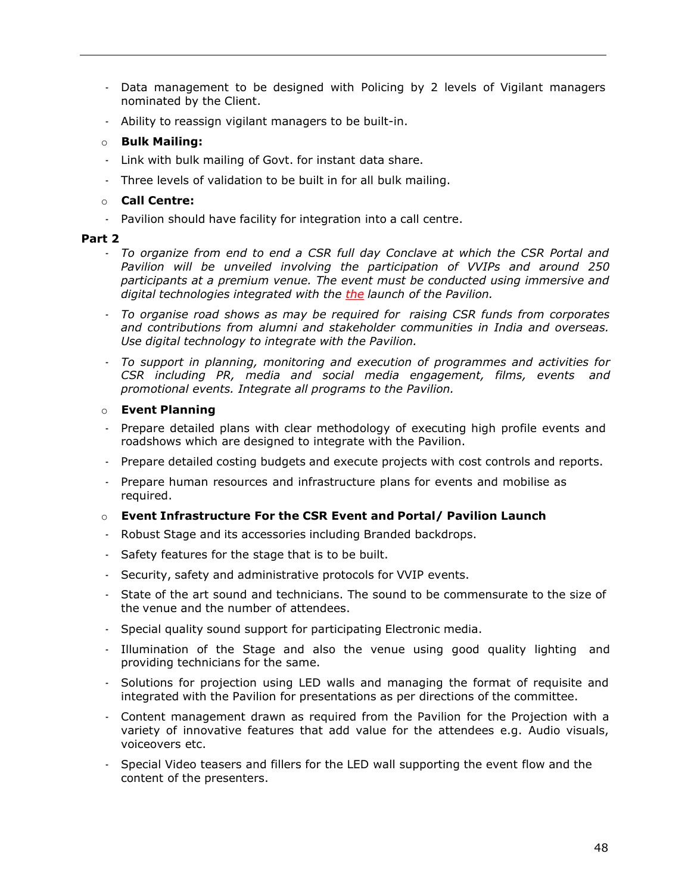- Data management to be designed with Policing by 2 levels of Vigilant managers nominated by the Client.
- Ability to reassign vigilant managers to be built-in.

- **Bulk Mailing:**
  - Link with bulk mailing of Govt. for instant data share.
  - Three levels of validation to be built in for all bulk mailing.

- **Call Centre:**
  - Pavilion should have facility for integration into a call centre.

**Part 2**

- *To organize from end to end a CSR full day Conclave at which the CSR Portal and Pavilion will be unveiled involving the participation of VVIPs and around 250 participants at a premium venue. The event must be conducted using immersive and digital technologies integrated with the the launch of the Pavilion.*
- *To organise road shows as may be required for raising CSR funds from corporates and contributions from alumni and stakeholder communities in India and overseas. Use digital technology to integrate with the Pavilion.*
- *To support in planning, monitoring and execution of programmes and activities for CSR including PR, media and social media engagement, films, events and promotional events. Integrate all programs to the Pavilion.*

- **Event Planning**
  - Prepare detailed plans with clear methodology of executing high profile events and roadshows which are designed to integrate with the Pavilion.
  - Prepare detailed costing budgets and execute projects with cost controls and reports.
  - Prepare human resources and infrastructure plans for events and mobilise as required.

- **Event Infrastructure For the CSR Event and Portal/ Pavilion Launch**
  - Robust Stage and its accessories including Branded backdrops.
  - Safety features for the stage that is to be built.
  - Security, safety and administrative protocols for VVIP events.
  - State of the art sound and technicians. The sound to be commensurate to the size of the venue and the number of attendees.
  - Special quality sound support for participating Electronic media.
  - Illumination of the Stage and also the venue using good quality lighting and providing technicians for the same.
  - Solutions for projection using LED walls and managing the format of requisite and integrated with the Pavilion for presentations as per directions of the committee.
  - Content management drawn as required from the Pavilion for the Projection with a variety of innovative features that add value for the attendees e.g. Audio visuals, voiceovers etc.
  - Special Video teasers and fillers for the LED wall supporting the event flow and the content of the presenters.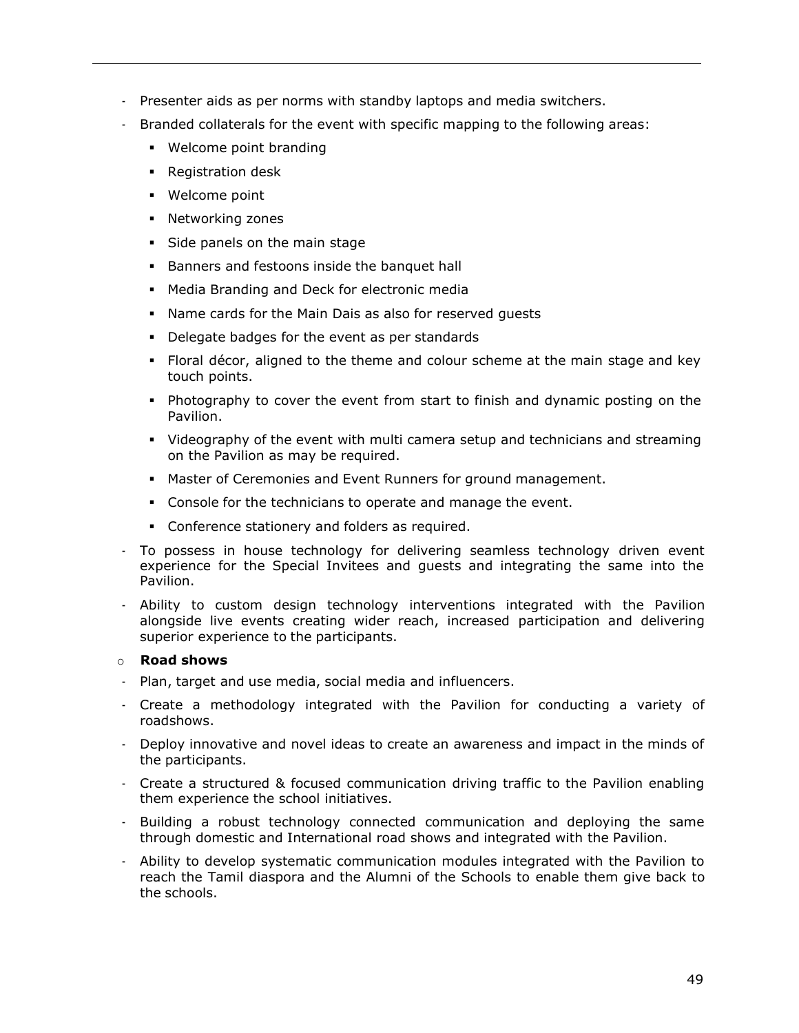- Presenter aids as per norms with standby laptops and media switchers.
- Branded collaterals for the event with specific mapping to the following areas:
  - Welcome point branding
  - Registration desk
  - Welcome point
  - Networking zones
  - Side panels on the main stage
  - Banners and festoons inside the banquet hall
  - Media Branding and Deck for electronic media
  - Name cards for the Main Dais as also for reserved guests
  - Delegate badges for the event as per standards
  - Floral décor, aligned to the theme and colour scheme at the main stage and key touch points.
  - Photography to cover the event from start to finish and dynamic posting on the Pavilion.
  - Videography of the event with multi camera setup and technicians and streaming on the Pavilion as may be required.
  - Master of Ceremonies and Event Runners for ground management.
  - Console for the technicians to operate and manage the event.
  - Conference stationery and folders as required.
- To possess in house technology for delivering seamless technology driven event experience for the Special Invitees and guests and integrating the same into the Pavilion.
- Ability to custom design technology interventions integrated with the Pavilion alongside live events creating wider reach, increased participation and delivering superior experience to the participants.

o **Road shows**

- Plan, target and use media, social media and influencers.
- Create a methodology integrated with the Pavilion for conducting a variety of roadshows.
- Deploy innovative and novel ideas to create an awareness and impact in the minds of the participants.
- Create a structured & focused communication driving traffic to the Pavilion enabling them experience the school initiatives.
- Building a robust technology connected communication and deploying the same through domestic and International road shows and integrated with the Pavilion.
- Ability to develop systematic communication modules integrated with the Pavilion to reach the Tamil diaspora and the Alumni of the Schools to enable them give back to the schools.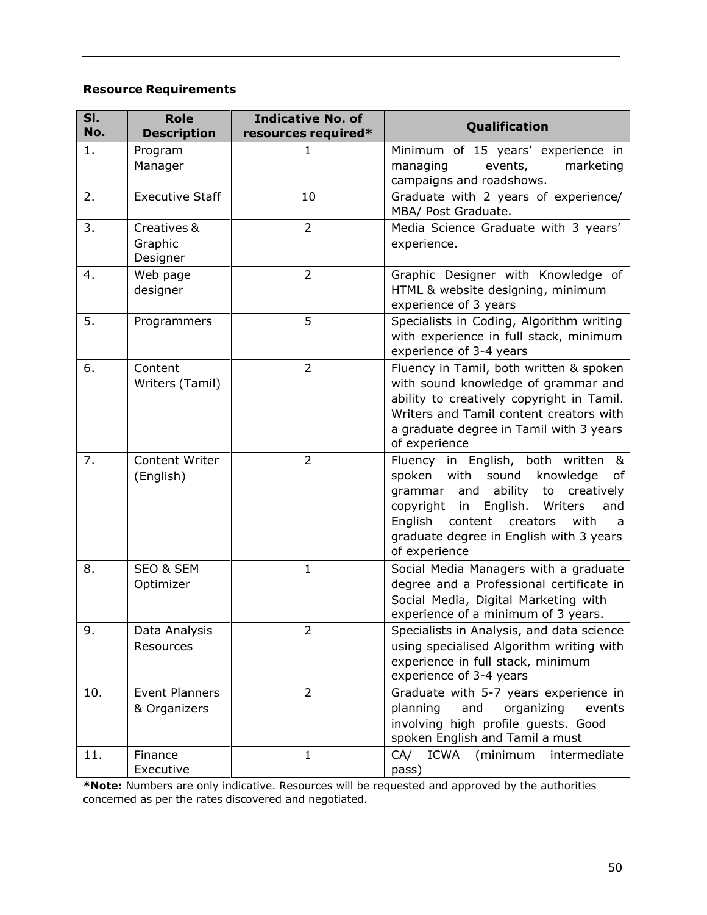**Resource Requirements**

| Sl. No. | Role Description | Indicative No. of resources required* | Qualification |
|---|---|---|---|
| 1. | Program Manager | 1 | Minimum of 15 years' experience in managing events, marketing campaigns and roadshows. |
| 2. | Executive Staff | 10 | Graduate with 2 years of experience/ MBA/ Post Graduate. |
| 3. | Creatives & Graphic Designer | 2 | Media Science Graduate with 3 years' experience. |
| 4. | Web page designer | 2 | Graphic Designer with Knowledge of HTML & website designing, minimum experience of 3 years |
| 5. | Programmers | 5 | Specialists in Coding, Algorithm writing with experience in full stack, minimum experience of 3-4 years |
| 6. | Content Writers (Tamil) | 2 | Fluency in Tamil, both written & spoken with sound knowledge of grammar and ability to creatively copyright in Tamil. Writers and Tamil content creators with a graduate degree in Tamil with 3 years of experience |
| 7. | Content Writer (English) | 2 | Fluency in English, both written & spoken with sound knowledge of grammar and ability to creatively copyright in English. Writers and English content creators with a graduate degree in English with 3 years of experience |
| 8. | SEO & SEM Optimizer | 1 | Social Media Managers with a graduate degree and a Professional certificate in Social Media, Digital Marketing with experience of a minimum of 3 years. |
| 9. | Data Analysis Resources | 2 | Specialists in Analysis, and data science using specialised Algorithm writing with experience in full stack, minimum experience of 3-4 years |
| 10. | Event Planners & Organizers | 2 | Graduate with 5-7 years experience in planning and organizing events involving high profile guests. Good spoken English and Tamil a must |
| 11. | Finance Executive | 1 | CA/ ICWA (minimum intermediate pass) |

***Note:** Numbers are only indicative. Resources will be requested and approved by the authorities concerned as per the rates discovered and negotiated.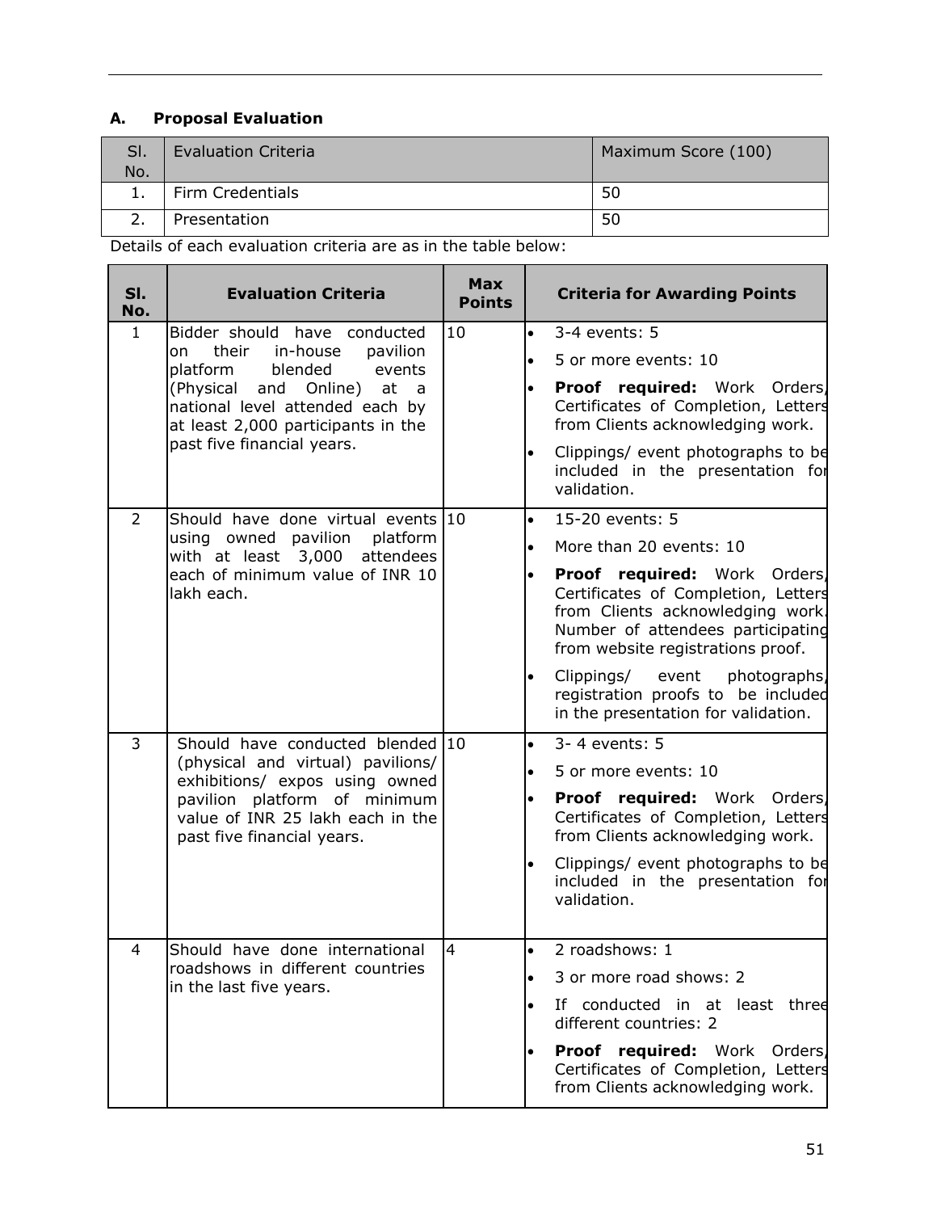### A. Proposal Evaluation

| Sl. No. | Evaluation Criteria | Maximum Score (100) |
|---|---|---|
| 1. | Firm Credentials | 50 |
| 2. | Presentation | 50 |

Details of each evaluation criteria are as in the table below:

| Sl. No. | Evaluation Criteria | Max Points | Criteria for Awarding Points |
|---|---|---|---|
| 1 | Bidder should have conducted on their in-house pavilion platform blended events (Physical and Online) at a national level attended each by at least 2,000 participants in the past five financial years. | 10 | • 3-4 events: 5<br>• 5 or more events: 10<br>• **Proof required:** Work Orders, Certificates of Completion, Letters from Clients acknowledging work.<br>• Clippings/ event photographs to be included in the presentation for validation. |
| 2 | Should have done virtual events using owned pavilion platform with at least 3,000 attendees each of minimum value of INR 10 lakh each. | 10 | • 15-20 events: 5<br>• More than 20 events: 10<br>• **Proof required:** Work Orders, Certificates of Completion, Letters from Clients acknowledging work. Number of attendees participating from website registrations proof.<br>• Clippings/ event photographs, registration proofs to be included in the presentation for validation. |
| 3 | Should have conducted blended (physical and virtual) pavilions/ exhibitions/ expos using owned pavilion platform of minimum value of INR 25 lakh each in the past five financial years. | 10 | • 3- 4 events: 5<br>• 5 or more events: 10<br>• **Proof required:** Work Orders, Certificates of Completion, Letters from Clients acknowledging work.<br>• Clippings/ event photographs to be included in the presentation for validation. |
| 4 | Should have done international roadshows in different countries in the last five years. | 4 | • 2 roadshows: 1<br>• 3 or more road shows: 2<br>• If conducted in at least three different countries: 2<br>• **Proof required:** Work Orders, Certificates of Completion, Letters from Clients acknowledging work. |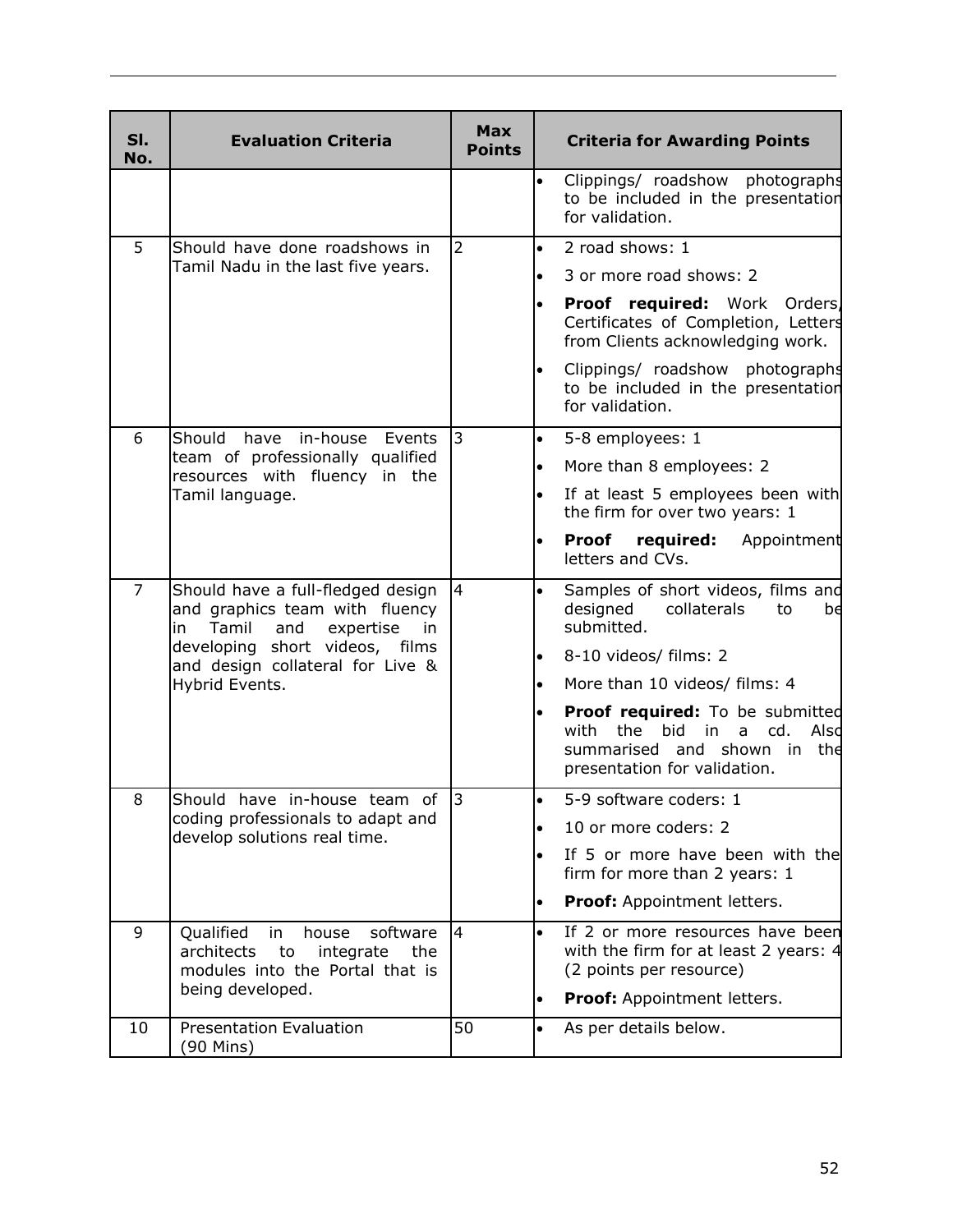| Sl. No. | Evaluation Criteria | Max Points | Criteria for Awarding Points |
|---|---|---|---|
| | | | • Clippings/ roadshow photographs to be included in the presentation for validation. |
| 5 | Should have done roadshows in Tamil Nadu in the last five years. | 2 | • 2 road shows: 1<br>• 3 or more road shows: 2<br>• **Proof required:** Work Orders, Certificates of Completion, Letters from Clients acknowledging work.<br>• Clippings/ roadshow photographs to be included in the presentation for validation. |
| 6 | Should have in-house Events team of professionally qualified resources with fluency in the Tamil language. | 3 | • 5-8 employees: 1<br>• More than 8 employees: 2<br>• If at least 5 employees been with the firm for over two years: 1<br>• **Proof required:** Appointment letters and CVs. |
| 7 | Should have a full-fledged design and graphics team with fluency in Tamil and expertise in developing short videos, films and design collateral for Live & Hybrid Events. | 4 | • Samples of short videos, films and designed collaterals to be submitted.<br>• 8-10 videos/ films: 2<br>• More than 10 videos/ films: 4<br>• **Proof required:** To be submitted with the bid in a cd. Also summarised and shown in the presentation for validation. |
| 8 | Should have in-house team of coding professionals to adapt and develop solutions real time. | 3 | • 5-9 software coders: 1<br>• 10 or more coders: 2<br>• If 5 or more have been with the firm for more than 2 years: 1<br>• **Proof:** Appointment letters. |
| 9 | Qualified in house software architects to integrate the modules into the Portal that is being developed. | 4 | • If 2 or more resources have been with the firm for at least 2 years: 4 (2 points per resource)<br>• **Proof:** Appointment letters. |
| 10 | Presentation Evaluation (90 Mins) | 50 | • As per details below. |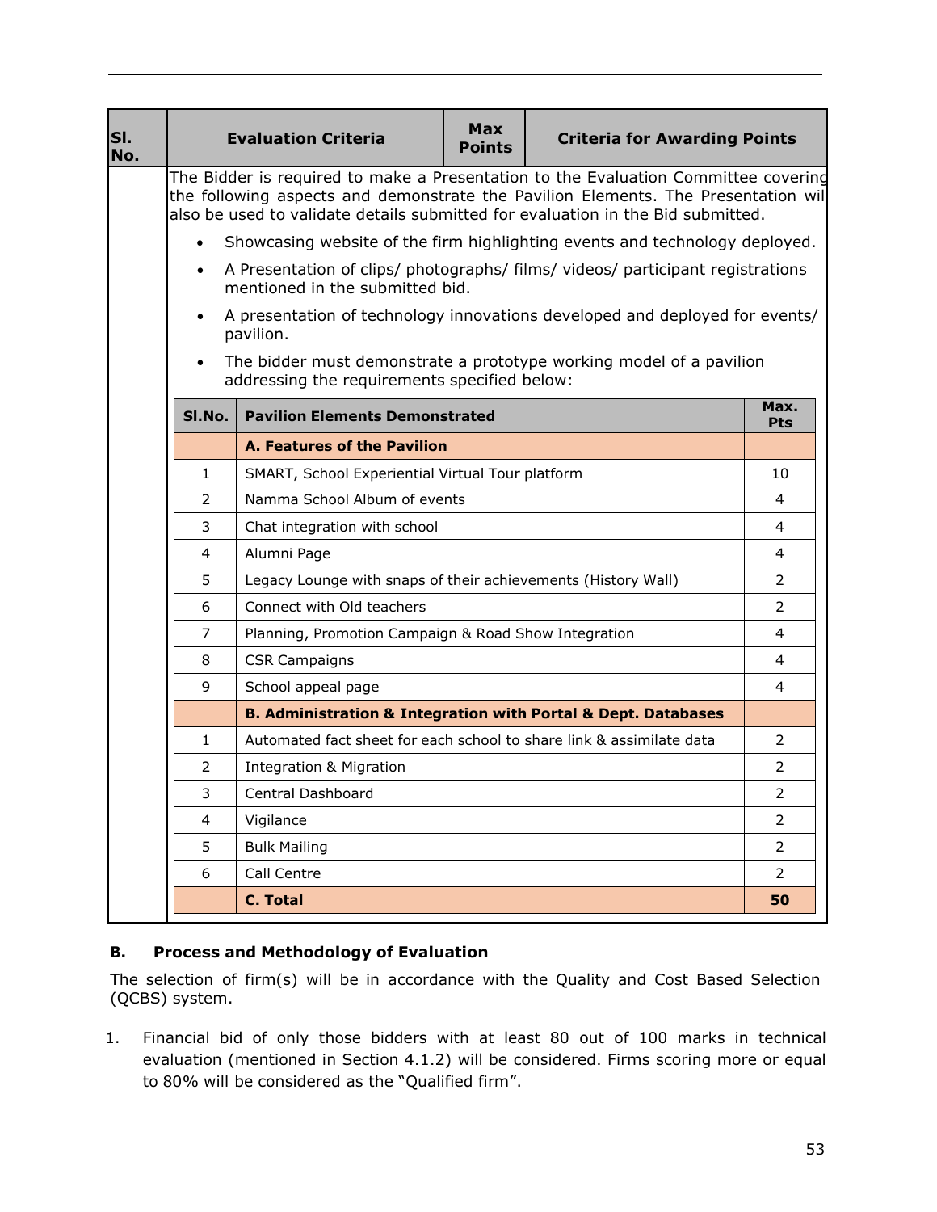| Sl. No. | Evaluation Criteria | Max Points | Criteria for Awarding Points |
|---|---|---|---|

The Bidder is required to make a Presentation to the Evaluation Committee covering the following aspects and demonstrate the Pavilion Elements. The Presentation will also be used to validate details submitted for evaluation in the Bid submitted.

- Showcasing website of the firm highlighting events and technology deployed.
- A Presentation of clips/ photographs/ films/ videos/ participant registrations mentioned in the submitted bid.
- A presentation of technology innovations developed and deployed for events/ pavilion.
- The bidder must demonstrate a prototype working model of a pavilion addressing the requirements specified below:

| Sl.No. | Pavilion Elements Demonstrated | Max. Pts |
|---|---|---|
| | **A. Features of the Pavilion** | |
| 1 | SMART, School Experiential Virtual Tour platform | 10 |
| 2 | Namma School Album of events | 4 |
| 3 | Chat integration with school | 4 |
| 4 | Alumni Page | 4 |
| 5 | Legacy Lounge with snaps of their achievements (History Wall) | 2 |
| 6 | Connect with Old teachers | 2 |
| 7 | Planning, Promotion Campaign & Road Show Integration | 4 |
| 8 | CSR Campaigns | 4 |
| 9 | School appeal page | 4 |
| | **B. Administration & Integration with Portal & Dept. Databases** | |
| 1 | Automated fact sheet for each school to share link & assimilate data | 2 |
| 2 | Integration & Migration | 2 |
| 3 | Central Dashboard | 2 |
| 4 | Vigilance | 2 |
| 5 | Bulk Mailing | 2 |
| 6 | Call Centre | 2 |
| | **C. Total** | **50** |

**B. Process and Methodology of Evaluation**

The selection of firm(s) will be in accordance with the Quality and Cost Based Selection (QCBS) system.

1. Financial bid of only those bidders with at least 80 out of 100 marks in technical evaluation (mentioned in Section 4.1.2) will be considered. Firms scoring more or equal to 80% will be considered as the "Qualified firm".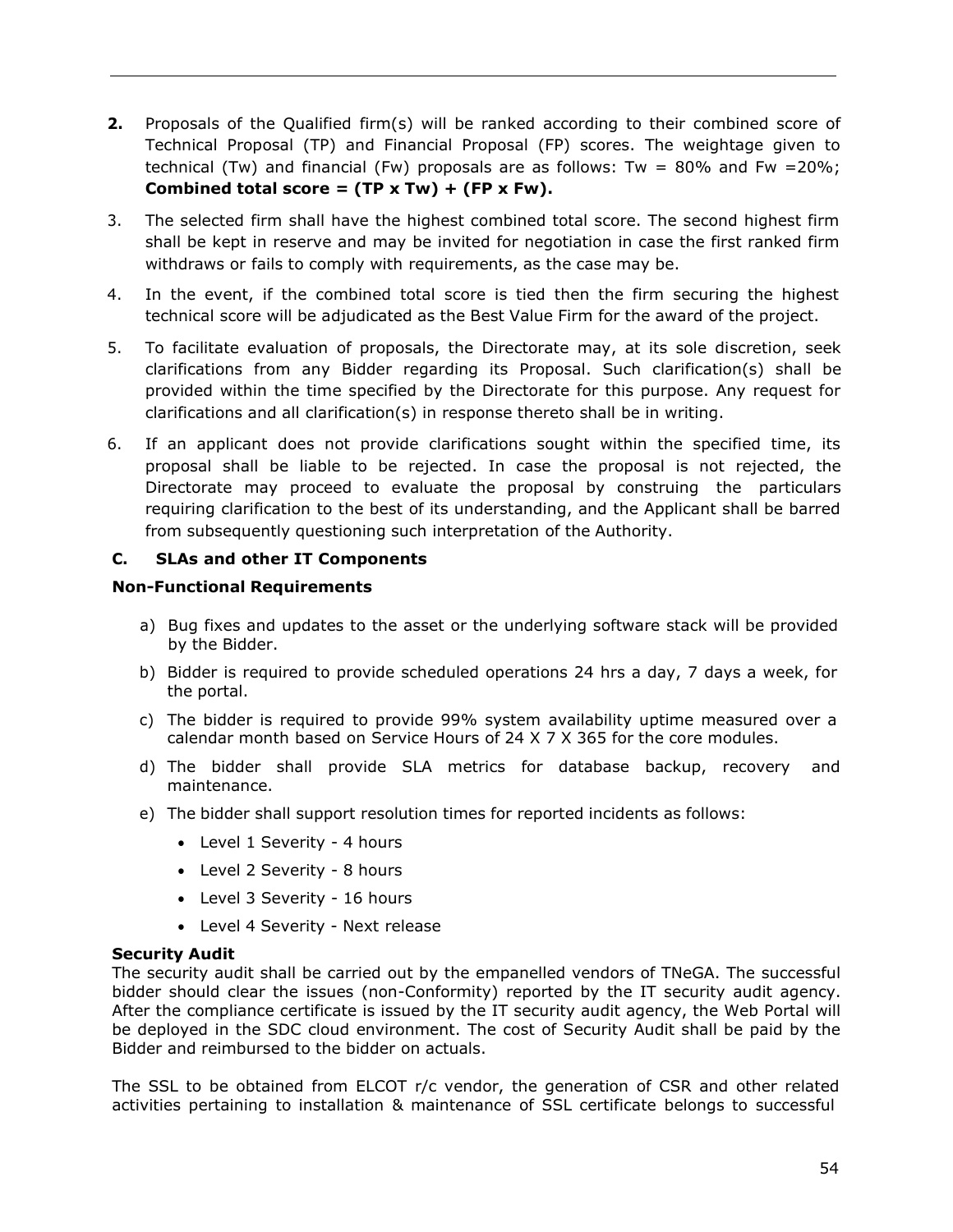**2.** Proposals of the Qualified firm(s) will be ranked according to their combined score of Technical Proposal (TP) and Financial Proposal (FP) scores. The weightage given to technical (Tw) and financial (Fw) proposals are as follows: Tw = 80% and Fw =20%; **Combined total score = (TP x Tw) + (FP x Fw).**

3. The selected firm shall have the highest combined total score. The second highest firm shall be kept in reserve and may be invited for negotiation in case the first ranked firm withdraws or fails to comply with requirements, as the case may be.

4. In the event, if the combined total score is tied then the firm securing the highest technical score will be adjudicated as the Best Value Firm for the award of the project.

5. To facilitate evaluation of proposals, the Directorate may, at its sole discretion, seek clarifications from any Bidder regarding its Proposal. Such clarification(s) shall be provided within the time specified by the Directorate for this purpose. Any request for clarifications and all clarification(s) in response thereto shall be in writing.

6. If an applicant does not provide clarifications sought within the specified time, its proposal shall be liable to be rejected. In case the proposal is not rejected, the Directorate may proceed to evaluate the proposal by construing the particulars requiring clarification to the best of its understanding, and the Applicant shall be barred from subsequently questioning such interpretation of the Authority.

### C. SLAs and other IT Components

**Non-Functional Requirements**

a) Bug fixes and updates to the asset or the underlying software stack will be provided by the Bidder.

b) Bidder is required to provide scheduled operations 24 hrs a day, 7 days a week, for the portal.

c) The bidder is required to provide 99% system availability uptime measured over a calendar month based on Service Hours of 24 X 7 X 365 for the core modules.

d) The bidder shall provide SLA metrics for database backup, recovery and maintenance.

e) The bidder shall support resolution times for reported incidents as follows:

- Level 1 Severity - 4 hours
- Level 2 Severity - 8 hours
- Level 3 Severity - 16 hours
- Level 4 Severity - Next release

**Security Audit**

The security audit shall be carried out by the empanelled vendors of TNeGA. The successful bidder should clear the issues (non-Conformity) reported by the IT security audit agency. After the compliance certificate is issued by the IT security audit agency, the Web Portal will be deployed in the SDC cloud environment. The cost of Security Audit shall be paid by the Bidder and reimbursed to the bidder on actuals.

The SSL to be obtained from ELCOT r/c vendor, the generation of CSR and other related activities pertaining to installation & maintenance of SSL certificate belongs to successful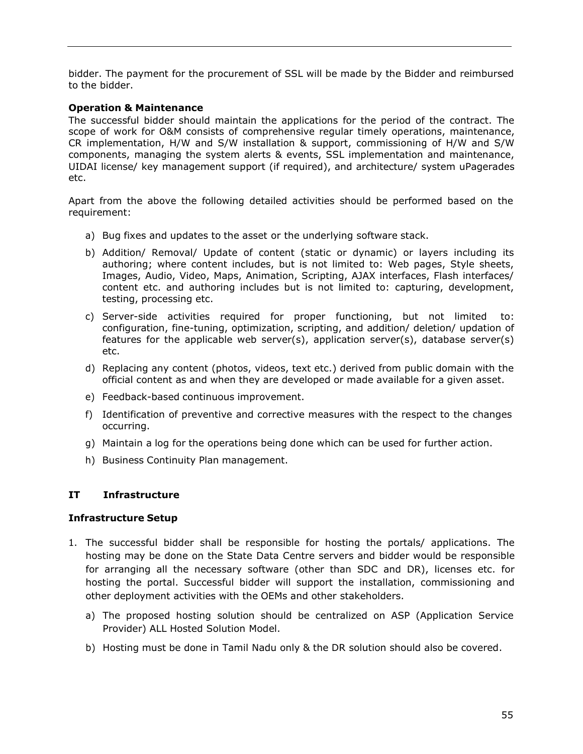bidder. The payment for the procurement of SSL will be made by the Bidder and reimbursed to the bidder.

**Operation & Maintenance**

The successful bidder should maintain the applications for the period of the contract. The scope of work for O&M consists of comprehensive regular timely operations, maintenance, CR implementation, H/W and S/W installation & support, commissioning of H/W and S/W components, managing the system alerts & events, SSL implementation and maintenance, UIDAI license/ key management support (if required), and architecture/ system uPagerades etc.

Apart from the above the following detailed activities should be performed based on the requirement:

a) Bug fixes and updates to the asset or the underlying software stack.

b) Addition/ Removal/ Update of content (static or dynamic) or layers including its authoring; where content includes, but is not limited to: Web pages, Style sheets, Images, Audio, Video, Maps, Animation, Scripting, AJAX interfaces, Flash interfaces/ content etc. and authoring includes but is not limited to: capturing, development, testing, processing etc.

c) Server-side activities required for proper functioning, but not limited to: configuration, fine-tuning, optimization, scripting, and addition/ deletion/ updation of features for the applicable web server(s), application server(s), database server(s) etc.

d) Replacing any content (photos, videos, text etc.) derived from public domain with the official content as and when they are developed or made available for a given asset.

e) Feedback-based continuous improvement.

f) Identification of preventive and corrective measures with the respect to the changes occurring.

g) Maintain a log for the operations being done which can be used for further action.

h) Business Continuity Plan management.

## IT Infrastructure

**Infrastructure Setup**

1. The successful bidder shall be responsible for hosting the portals/ applications. The hosting may be done on the State Data Centre servers and bidder would be responsible for arranging all the necessary software (other than SDC and DR), licenses etc. for hosting the portal. Successful bidder will support the installation, commissioning and other deployment activities with the OEMs and other stakeholders.

   a) The proposed hosting solution should be centralized on ASP (Application Service Provider) ALL Hosted Solution Model.

   b) Hosting must be done in Tamil Nadu only & the DR solution should also be covered.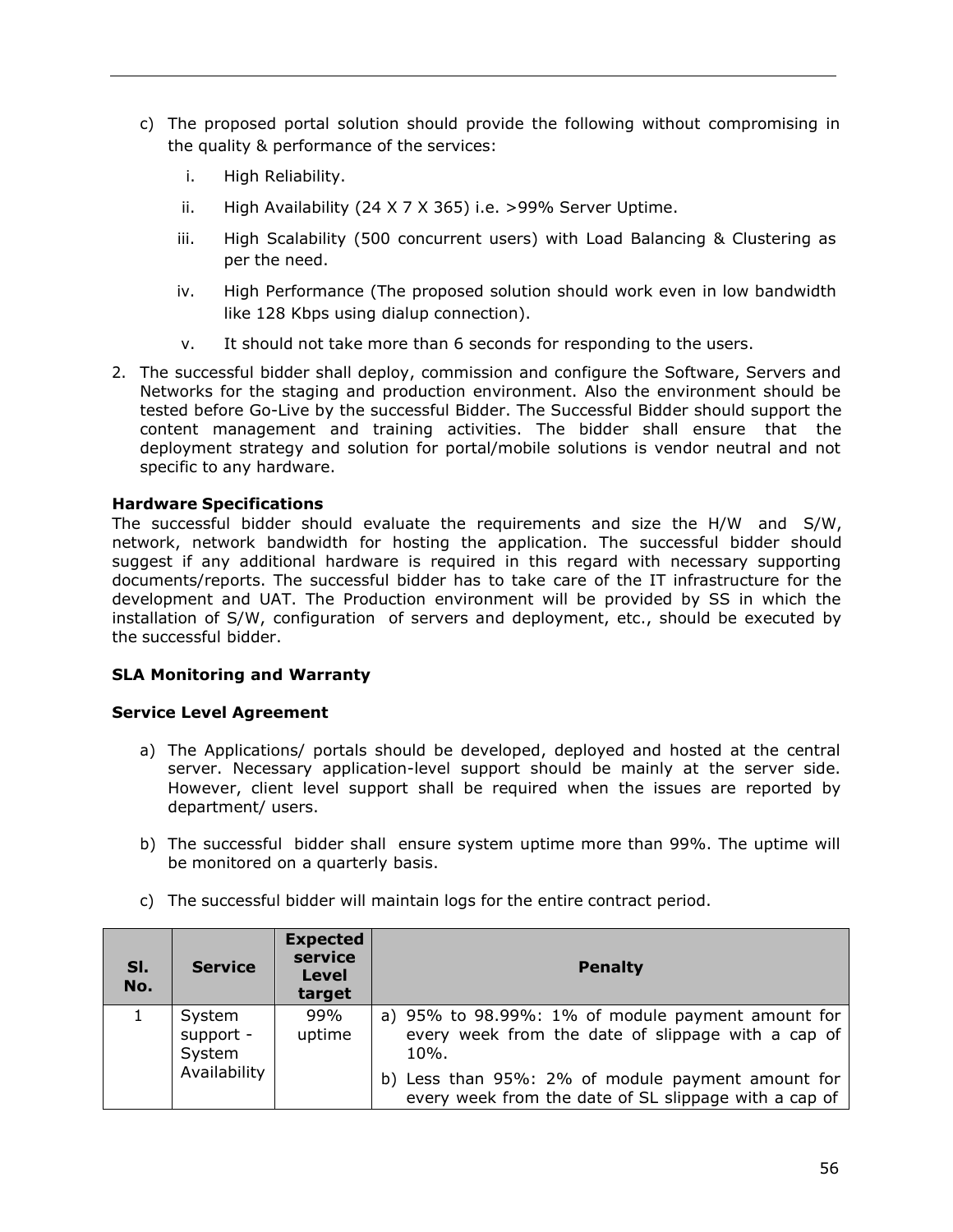c) The proposed portal solution should provide the following without compromising in the quality & performance of the services:

   i. High Reliability.

   ii. High Availability (24 X 7 X 365) i.e. >99% Server Uptime.

   iii. High Scalability (500 concurrent users) with Load Balancing & Clustering as per the need.

   iv. High Performance (The proposed solution should work even in low bandwidth like 128 Kbps using dialup connection).

   v. It should not take more than 6 seconds for responding to the users.

2. The successful bidder shall deploy, commission and configure the Software, Servers and Networks for the staging and production environment. Also the environment should be tested before Go-Live by the successful Bidder. The Successful Bidder should support the content management and training activities. The bidder shall ensure that the deployment strategy and solution for portal/mobile solutions is vendor neutral and not specific to any hardware.

**Hardware Specifications**

The successful bidder should evaluate the requirements and size the H/W and S/W, network, network bandwidth for hosting the application. The successful bidder should suggest if any additional hardware is required in this regard with necessary supporting documents/reports. The successful bidder has to take care of the IT infrastructure for the development and UAT. The Production environment will be provided by SS in which the installation of S/W, configuration of servers and deployment, etc., should be executed by the successful bidder.

**SLA Monitoring and Warranty**

**Service Level Agreement**

a) The Applications/ portals should be developed, deployed and hosted at the central server. Necessary application-level support should be mainly at the server side. However, client level support shall be required when the issues are reported by department/ users.

b) The successful bidder shall ensure system uptime more than 99%. The uptime will be monitored on a quarterly basis.

c) The successful bidder will maintain logs for the entire contract period.

| Sl. No. | Service | Expected service Level target | Penalty |
|---|---|---|---|
| 1 | System support - System Availability | 99% uptime | a) 95% to 98.99%: 1% of module payment amount for every week from the date of slippage with a cap of 10%.<br>b) Less than 95%: 2% of module payment amount for every week from the date of SL slippage with a cap of |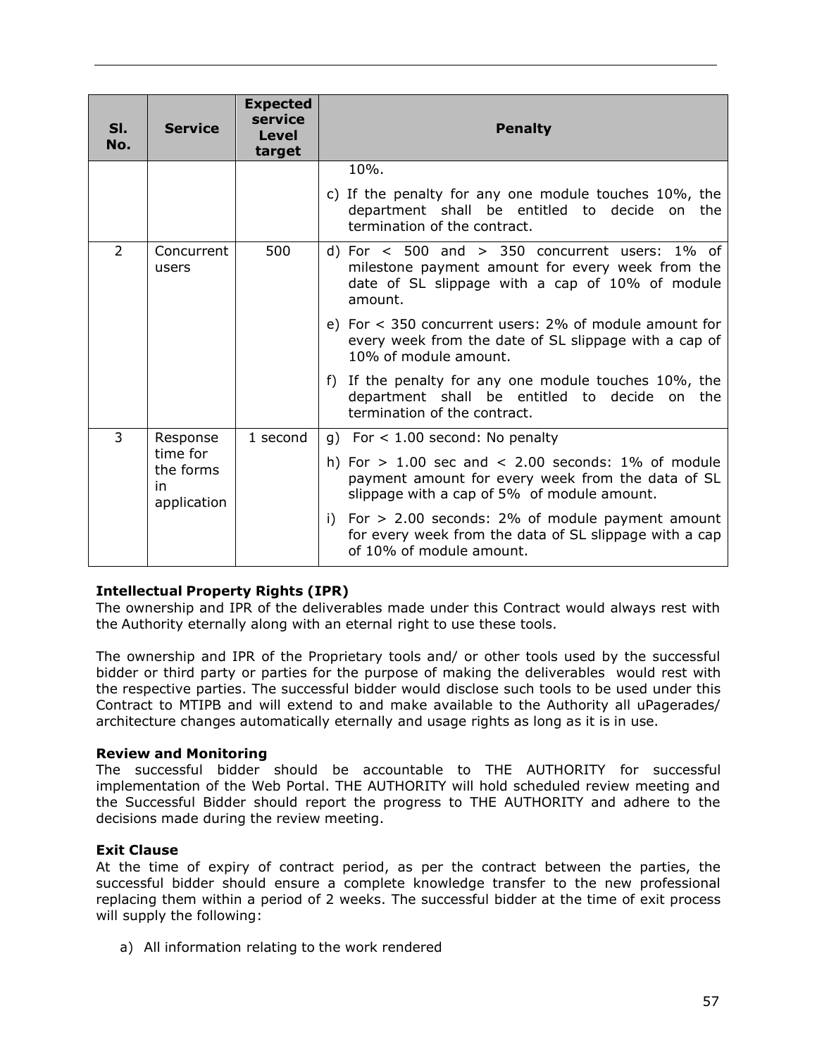| Sl. No. | Service | Expected service Level target | Penalty |
|---|---|---|---|
| | | | 10%.<br><br>c) If the penalty for any one module touches 10%, the department shall be entitled to decide on the termination of the contract. |
| 2 | Concurrent users | 500 | d) For < 500 and > 350 concurrent users: 1% of milestone payment amount for every week from the date of SL slippage with a cap of 10% of module amount.<br><br>e) For < 350 concurrent users: 2% of module amount for every week from the date of SL slippage with a cap of 10% of module amount.<br><br>f) If the penalty for any one module touches 10%, the department shall be entitled to decide on the termination of the contract. |
| 3 | Response time for the forms in application | 1 second | g) For < 1.00 second: No penalty<br><br>h) For > 1.00 sec and < 2.00 seconds: 1% of module payment amount for every week from the data of SL slippage with a cap of 5% of module amount.<br><br>i) For > 2.00 seconds: 2% of module payment amount for every week from the data of SL slippage with a cap of 10% of module amount. |

**Intellectual Property Rights (IPR)**

The ownership and IPR of the deliverables made under this Contract would always rest with the Authority eternally along with an eternal right to use these tools.

The ownership and IPR of the Proprietary tools and/ or other tools used by the successful bidder or third party or parties for the purpose of making the deliverables would rest with the respective parties. The successful bidder would disclose such tools to be used under this Contract to MTIPB and will extend to and make available to the Authority all uPagerades/ architecture changes automatically eternally and usage rights as long as it is in use.

**Review and Monitoring**

The successful bidder should be accountable to THE AUTHORITY for successful implementation of the Web Portal. THE AUTHORITY will hold scheduled review meeting and the Successful Bidder should report the progress to THE AUTHORITY and adhere to the decisions made during the review meeting.

**Exit Clause**

At the time of expiry of contract period, as per the contract between the parties, the successful bidder should ensure a complete knowledge transfer to the new professional replacing them within a period of 2 weeks. The successful bidder at the time of exit process will supply the following:

a) All information relating to the work rendered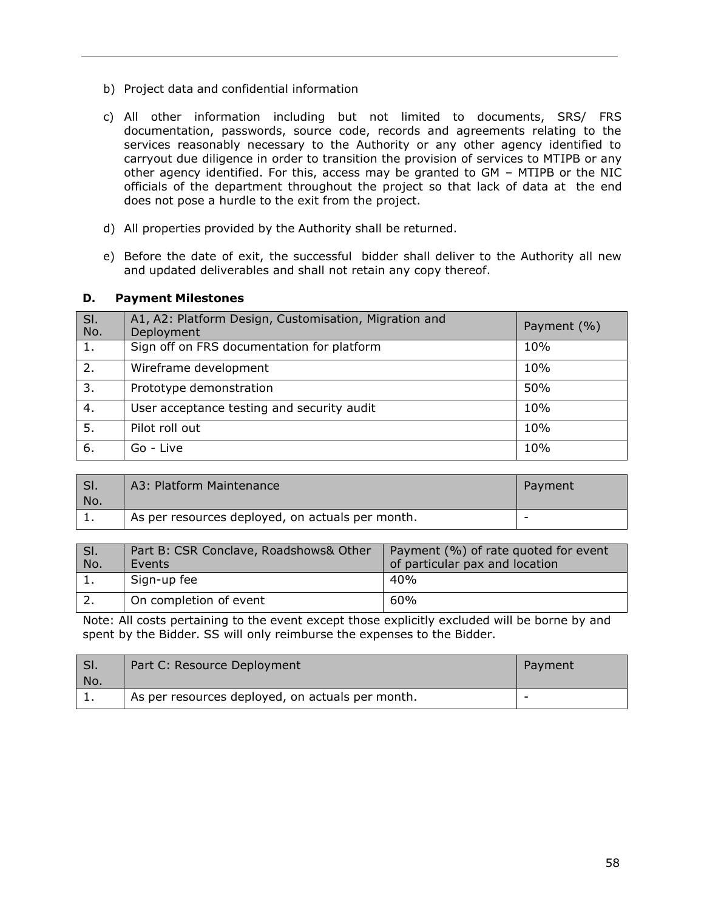b) Project data and confidential information

c) All other information including but not limited to documents, SRS/ FRS documentation, passwords, source code, records and agreements relating to the services reasonably necessary to the Authority or any other agency identified to carryout due diligence in order to transition the provision of services to MTIPB or any other agency identified. For this, access may be granted to GM – MTIPB or the NIC officials of the department throughout the project so that lack of data at the end does not pose a hurdle to the exit from the project.

d) All properties provided by the Authority shall be returned.

e) Before the date of exit, the successful bidder shall deliver to the Authority all new and updated deliverables and shall not retain any copy thereof.

### D. Payment Milestones

| Sl. No. | A1, A2: Platform Design, Customisation, Migration and Deployment | Payment (%) |
|---|---|---|
| 1. | Sign off on FRS documentation for platform | 10% |
| 2. | Wireframe development | 10% |
| 3. | Prototype demonstration | 50% |
| 4. | User acceptance testing and security audit | 10% |
| 5. | Pilot roll out | 10% |
| 6. | Go - Live | 10% |

| Sl. No. | A3: Platform Maintenance | Payment |
|---|---|---|
| 1. | As per resources deployed, on actuals per month. | - |

| Sl. No. | Part B: CSR Conclave, Roadshows& Other Events | Payment (%) of rate quoted for event of particular pax and location |
|---|---|---|
| 1. | Sign-up fee | 40% |
| 2. | On completion of event | 60% |

Note: All costs pertaining to the event except those explicitly excluded will be borne by and spent by the Bidder. SS will only reimburse the expenses to the Bidder.

| Sl. No. | Part C: Resource Deployment | Payment |
|---|---|---|
| 1. | As per resources deployed, on actuals per month. | - |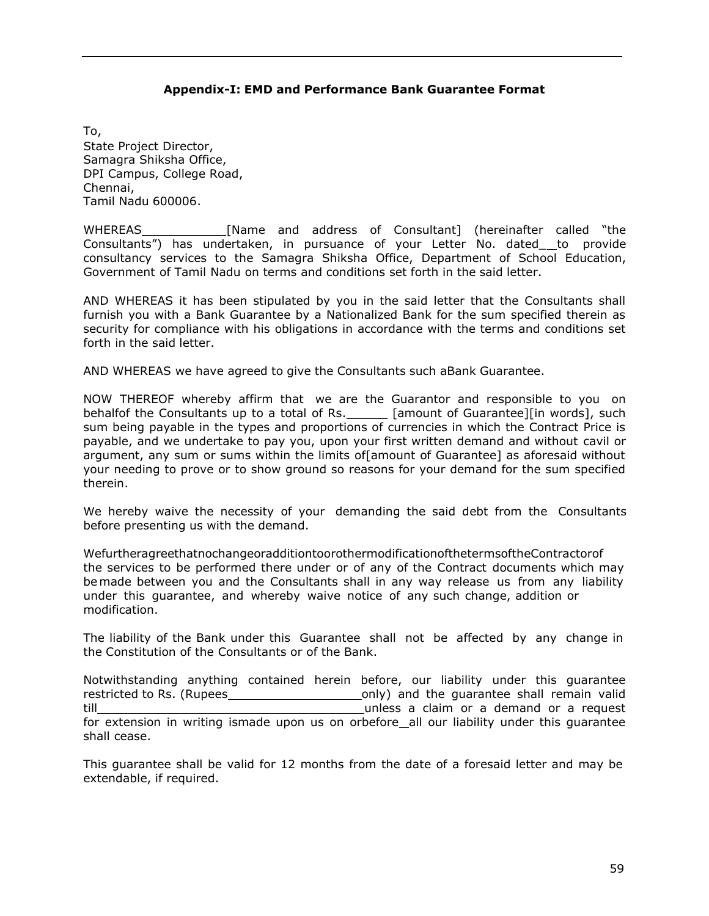### Appendix-I: EMD and Performance Bank Guarantee Format

To,
State Project Director,
Samagra Shiksha Office,
DPI Campus, College Road,
Chennai,
Tamil Nadu 600006.

WHEREAS ___________ [Name and address of Consultant] (hereinafter called "the Consultants") has undertaken, in pursuance of your Letter No. dated__to provide consultancy services to the Samagra Shiksha Office, Department of School Education, Government of Tamil Nadu on terms and conditions set forth in the said letter.

AND WHEREAS it has been stipulated by you in the said letter that the Consultants shall furnish you with a Bank Guarantee by a Nationalized Bank for the sum specified therein as security for compliance with his obligations in accordance with the terms and conditions set forth in the said letter.

AND WHEREAS we have agreed to give the Consultants such aBank Guarantee.

NOW THEREOF whereby affirm that we are the Guarantor and responsible to you on behalfof the Consultants up to a total of Rs._____ [amount of Guarantee][in words], such sum being payable in the types and proportions of currencies in which the Contract Price is payable, and we undertake to pay you, upon your first written demand and without cavil or argument, any sum or sums within the limits of[amount of Guarantee] as aforesaid without your needing to prove or to show ground so reasons for your demand for the sum specified therein.

We hereby waive the necessity of your demanding the said debt from the Consultants before presenting us with the demand.

Wefurtheragreethatnochangeoradditiontoorothermodificationofthetermsof theContractorof the services to be performed there under or of any of the Contract documents which may be made between you and the Consultants shall in any way release us from any liability under this guarantee, and whereby waive notice of any such change, addition or modification.

The liability of the Bank under this Guarantee shall not be affected by any change in the Constitution of the Consultants or of the Bank.

Notwithstanding anything contained herein before, our liability under this guarantee restricted to Rs. (Rupees_________________only) and the guarantee shall remain valid till___________________________________unless a claim or a demand or a request for extension in writing ismade upon us on orbefore_all our liability under this guarantee shall cease.

This guarantee shall be valid for 12 months from the date of a foresaid letter and may be extendable, if required.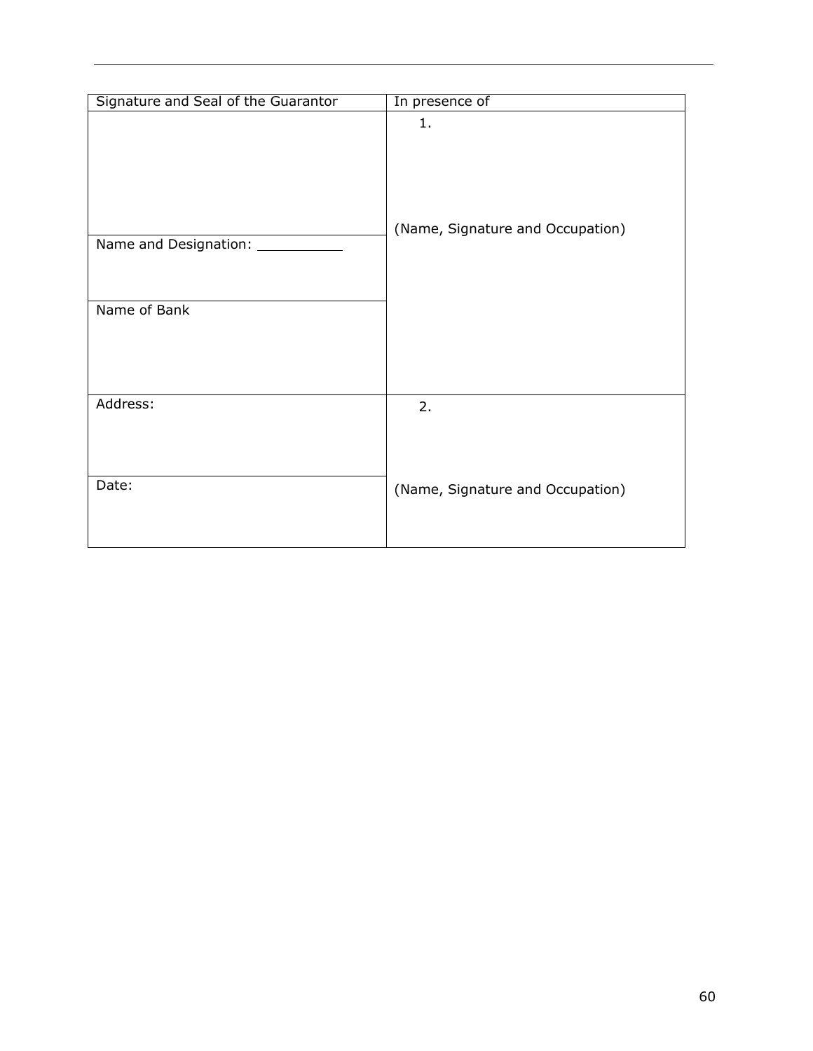| Signature and Seal of the Guarantor | In presence of |
|---|---|
| | 1.<br><br>(Name, Signature and Occupation) |
| Name and Designation: ___________ | |
| Name of Bank | |
| Address: | 2. |
| Date: | (Name, Signature and Occupation) |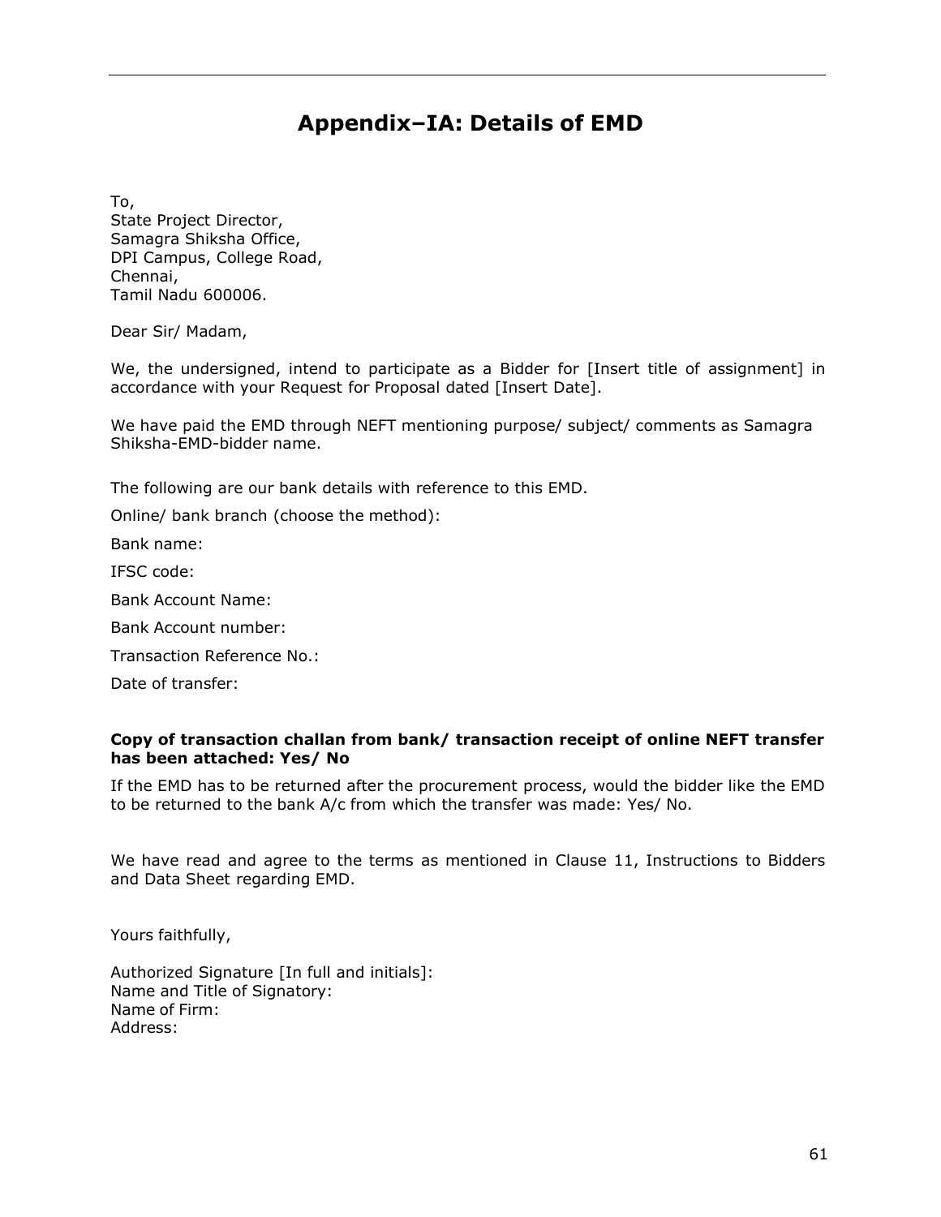# Appendix–IA: Details of EMD

To,
State Project Director,
Samagra Shiksha Office,
DPI Campus, College Road,
Chennai,
Tamil Nadu 600006.

Dear Sir/ Madam,

We, the undersigned, intend to participate as a Bidder for [Insert title of assignment] in accordance with your Request for Proposal dated [Insert Date].

We have paid the EMD through NEFT mentioning purpose/ subject/ comments as Samagra Shiksha-EMD-bidder name.

The following are our bank details with reference to this EMD.

Online/ bank branch (choose the method):

Bank name:

IFSC code:

Bank Account Name:

Bank Account number:

Transaction Reference No.:

Date of transfer:

**Copy of transaction challan from bank/ transaction receipt of online NEFT transfer has been attached: Yes/ No**

If the EMD has to be returned after the procurement process, would the bidder like the EMD to be returned to the bank A/c from which the transfer was made: Yes/ No.

We have read and agree to the terms as mentioned in Clause 11, Instructions to Bidders and Data Sheet regarding EMD.

Yours faithfully,

Authorized Signature [In full and initials]:
Name and Title of Signatory:
Name of Firm:
Address: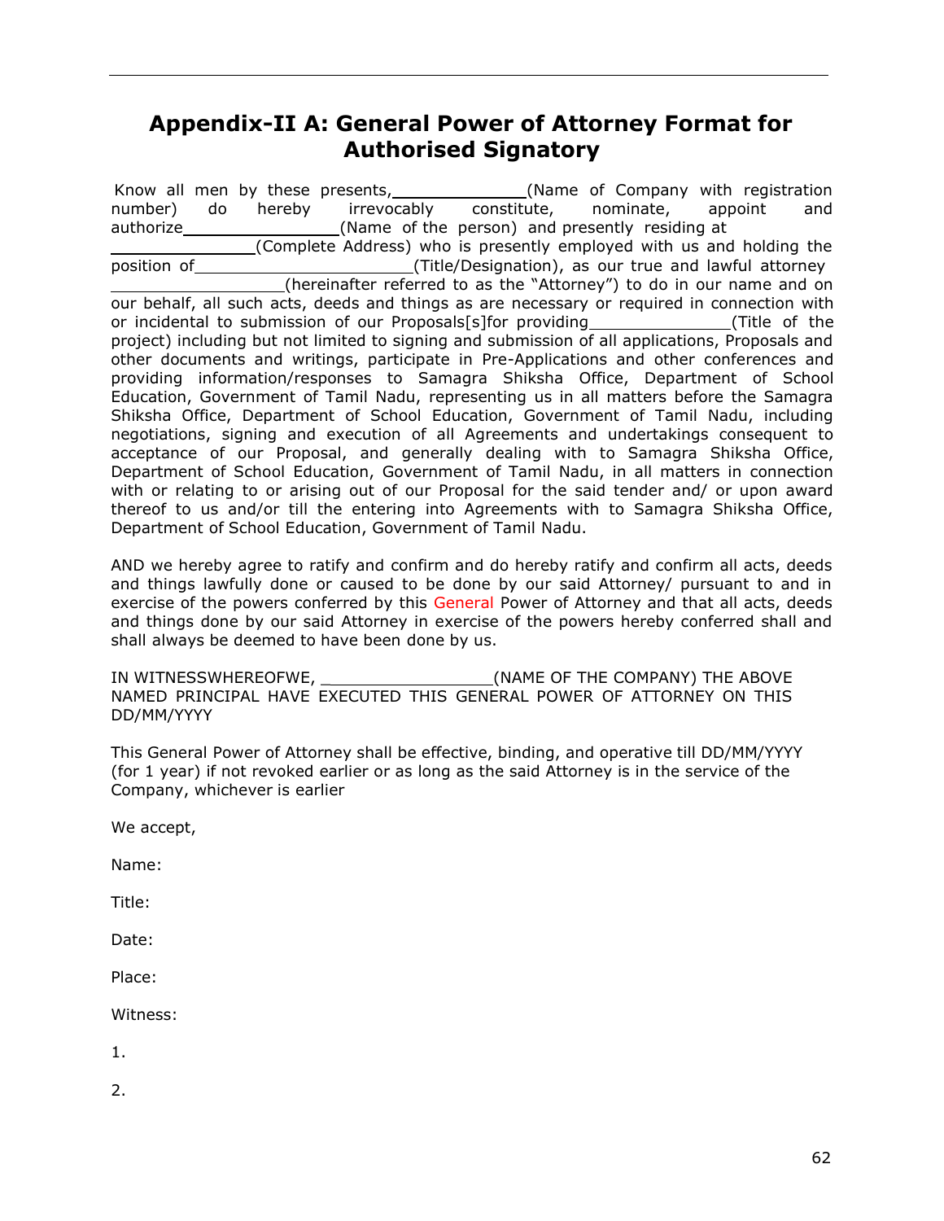## Appendix-II A: General Power of Attorney Format for Authorised Signatory

Know all men by these presents,\_\_\_\_\_\_\_\_\_\_\_\_\_\_(Name of Company with registration number) do hereby irrevocably constitute, nominate, appoint and authorize\_\_\_\_\_\_\_\_\_\_\_\_\_\_\_\_\_(Name of the person) and presently residing at \_\_\_\_\_\_\_\_\_\_\_\_\_\_\_(Complete Address) who is presently employed with us and holding the position of\_\_\_\_\_\_\_\_\_\_\_\_\_\_\_\_\_\_\_\_\_\_\_(Title/Designation), as our true and lawful attorney \_\_\_\_\_\_\_\_\_\_\_\_\_\_\_\_\_\_\_(hereinafter referred to as the "Attorney") to do in our name and on our behalf, all such acts, deeds and things as are necessary or required in connection with or incidental to submission of our Proposals[s]for providing\_\_\_\_\_\_\_\_\_\_\_\_\_\_\_(Title of the project) including but not limited to signing and submission of all applications, Proposals and other documents and writings, participate in Pre-Applications and other conferences and providing information/responses to Samagra Shiksha Office, Department of School Education, Government of Tamil Nadu, representing us in all matters before the Samagra Shiksha Office, Department of School Education, Government of Tamil Nadu, including negotiations, signing and execution of all Agreements and undertakings consequent to acceptance of our Proposal, and generally dealing with to Samagra Shiksha Office, Department of School Education, Government of Tamil Nadu, in all matters in connection with or relating to or arising out of our Proposal for the said tender and/ or upon award thereof to us and/or till the entering into Agreements with to Samagra Shiksha Office, Department of School Education, Government of Tamil Nadu.

AND we hereby agree to ratify and confirm and do hereby ratify and confirm all acts, deeds and things lawfully done or caused to be done by our said Attorney/ pursuant to and in exercise of the powers conferred by this General Power of Attorney and that all acts, deeds and things done by our said Attorney in exercise of the powers hereby conferred shall and shall always be deemed to have been done by us.

IN WITNESSWHEREOFWE, \_\_\_\_\_\_\_\_\_\_\_\_\_\_\_\_\_\_(NAME OF THE COMPANY) THE ABOVE NAMED PRINCIPAL HAVE EXECUTED THIS GENERAL POWER OF ATTORNEY ON THIS DD/MM/YYYY

This General Power of Attorney shall be effective, binding, and operative till DD/MM/YYYY (for 1 year) if not revoked earlier or as long as the said Attorney is in the service of the Company, whichever is earlier

We accept,

Name:

Title:

Date:

Place:

Witness:

1.

2.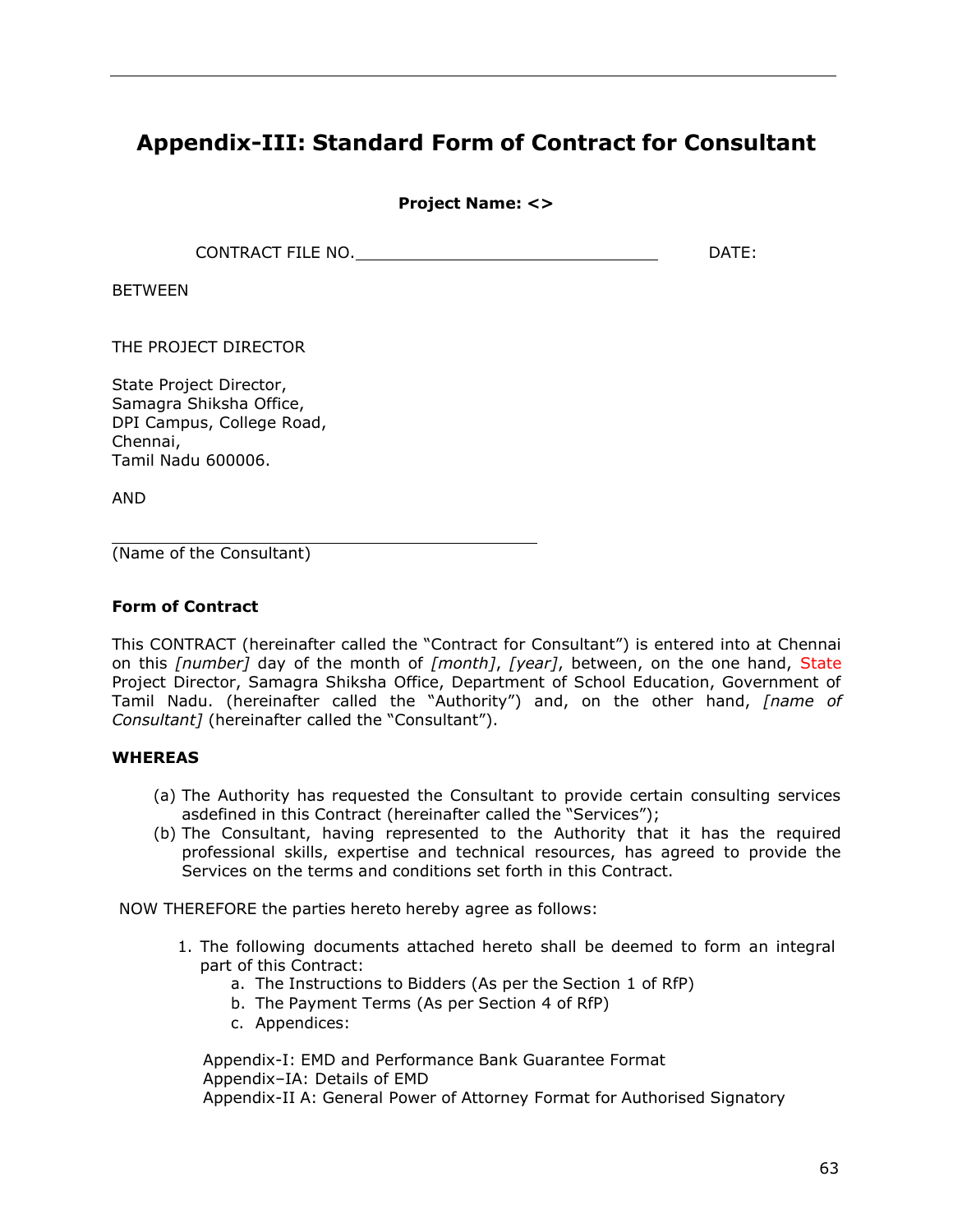# Appendix-III: Standard Form of Contract for Consultant

**Project Name: <>**

CONTRACT FILE NO.\_\_\_\_\_\_\_\_\_\_\_\_\_\_\_\_\_\_\_\_\_\_\_\_\_\_\_\_\_\_\_\_ DATE:

BETWEEN

THE PROJECT DIRECTOR

State Project Director,
Samagra Shiksha Office,
DPI Campus, College Road,
Chennai,
Tamil Nadu 600006.

AND

\_\_\_\_\_\_\_\_\_\_\_\_\_\_\_\_\_\_\_\_\_\_\_\_\_\_\_\_\_\_\_\_\_\_\_\_\_\_\_\_
(Name of the Consultant)

**Form of Contract**

This CONTRACT (hereinafter called the "Contract for Consultant") is entered into at Chennai on this *[number]* day of the month of *[month]*, *[year]*, between, on the one hand, State Project Director, Samagra Shiksha Office, Department of School Education, Government of Tamil Nadu. (hereinafter called the "Authority") and, on the other hand, *[name of Consultant]* (hereinafter called the "Consultant").

**WHEREAS**

(a) The Authority has requested the Consultant to provide certain consulting services asdefined in this Contract (hereinafter called the "Services");
(b) The Consultant, having represented to the Authority that it has the required professional skills, expertise and technical resources, has agreed to provide the Services on the terms and conditions set forth in this Contract.

NOW THEREFORE the parties hereto hereby agree as follows:

1. The following documents attached hereto shall be deemed to form an integral part of this Contract:
    a. The Instructions to Bidders (As per the Section 1 of RfP)
    b. The Payment Terms (As per Section 4 of RfP)
    c. Appendices:

    Appendix-I: EMD and Performance Bank Guarantee Format
    Appendix–IA: Details of EMD
    Appendix-II A: General Power of Attorney Format for Authorised Signatory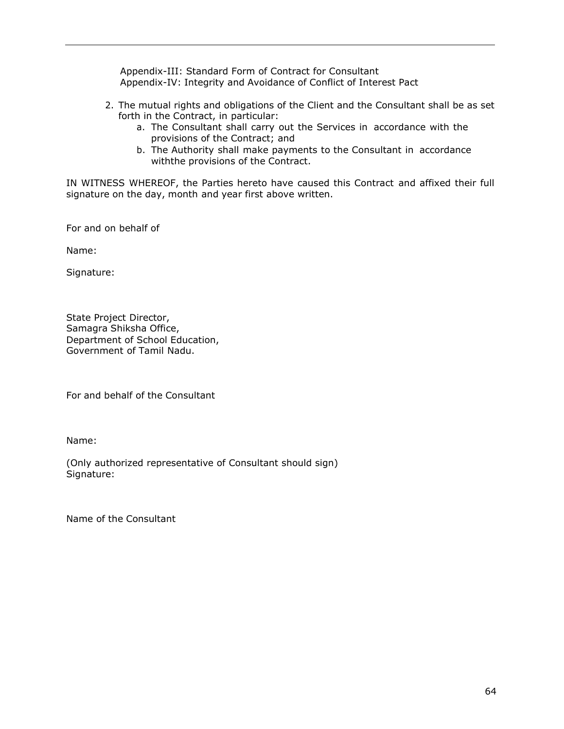Appendix-III: Standard Form of Contract for Consultant
Appendix-IV: Integrity and Avoidance of Conflict of Interest Pact

2. The mutual rights and obligations of the Client and the Consultant shall be as set forth in the Contract, in particular:
   a. The Consultant shall carry out the Services in accordance with the provisions of the Contract; and
   b. The Authority shall make payments to the Consultant in accordance withthe provisions of the Contract.

IN WITNESS WHEREOF, the Parties hereto have caused this Contract and affixed their full signature on the day, month and year first above written.

For and on behalf of

Name:

Signature:

State Project Director,
Samagra Shiksha Office,
Department of School Education,
Government of Tamil Nadu.

For and behalf of the Consultant

Name:

(Only authorized representative of Consultant should sign)
Signature:

Name of the Consultant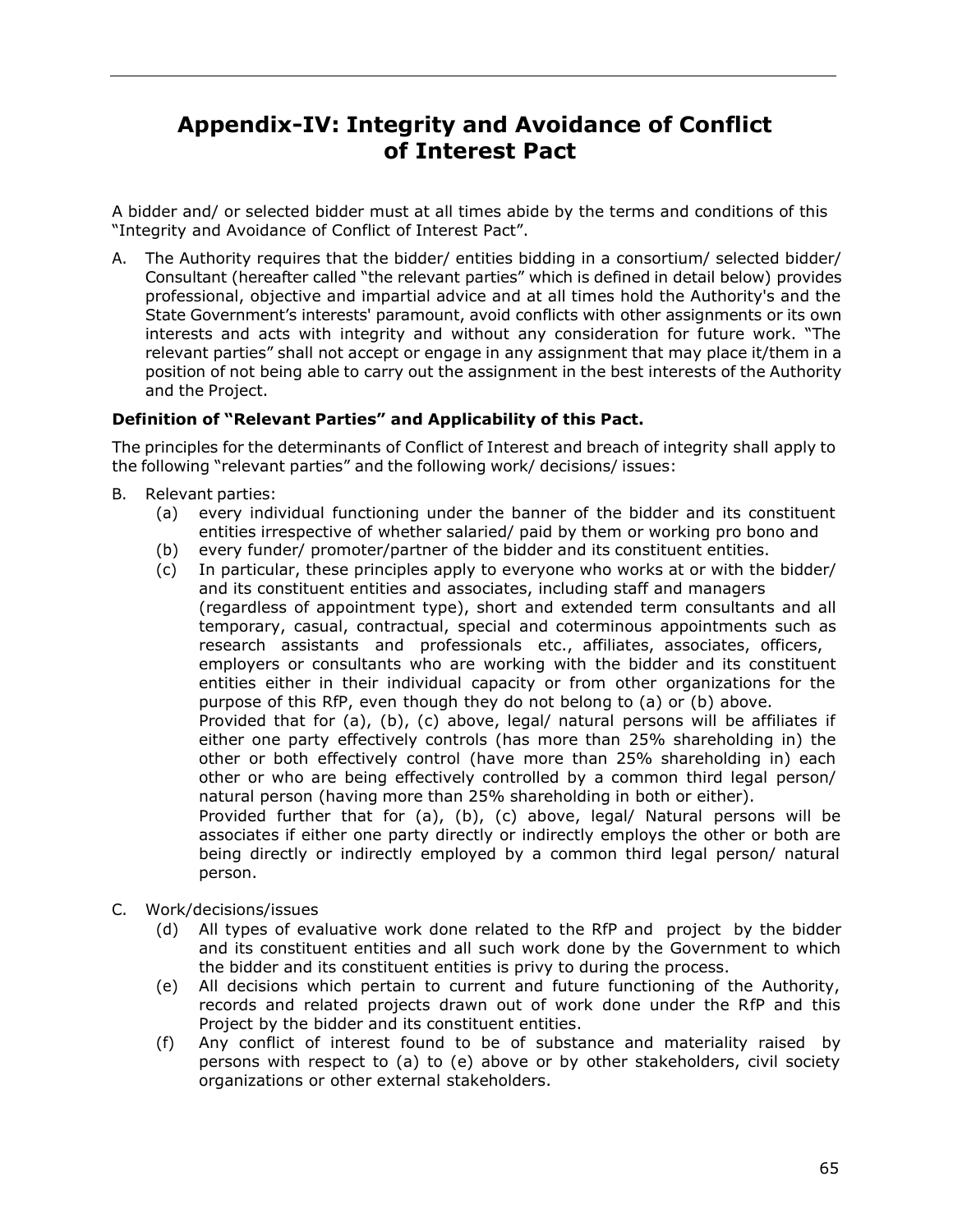# Appendix-IV: Integrity and Avoidance of Conflict of Interest Pact

A bidder and/ or selected bidder must at all times abide by the terms and conditions of this "Integrity and Avoidance of Conflict of Interest Pact".

A. The Authority requires that the bidder/ entities bidding in a consortium/ selected bidder/ Consultant (hereafter called "the relevant parties" which is defined in detail below) provides professional, objective and impartial advice and at all times hold the Authority's and the State Government's interests' paramount, avoid conflicts with other assignments or its own interests and acts with integrity and without any consideration for future work. "The relevant parties" shall not accept or engage in any assignment that may place it/them in a position of not being able to carry out the assignment in the best interests of the Authority and the Project.

**Definition of "Relevant Parties" and Applicability of this Pact.**

The principles for the determinants of Conflict of Interest and breach of integrity shall apply to the following "relevant parties" and the following work/ decisions/ issues:

B. Relevant parties:
   - (a) every individual functioning under the banner of the bidder and its constituent entities irrespective of whether salaried/ paid by them or working pro bono and
   - (b) every funder/ promoter/partner of the bidder and its constituent entities.
   - (c) In particular, these principles apply to everyone who works at or with the bidder/ and its constituent entities and associates, including staff and managers (regardless of appointment type), short and extended term consultants and all temporary, casual, contractual, special and coterminous appointments such as research assistants and professionals etc., affiliates, associates, officers, employers or consultants who are working with the bidder and its constituent entities either in their individual capacity or from other organizations for the purpose of this RfP, even though they do not belong to (a) or (b) above.

     Provided that for (a), (b), (c) above, legal/ natural persons will be affiliates if either one party effectively controls (has more than 25% shareholding in) the other or both effectively control (have more than 25% shareholding in) each other or who are being effectively controlled by a common third legal person/ natural person (having more than 25% shareholding in both or either).

     Provided further that for (a), (b), (c) above, legal/ Natural persons will be associates if either one party directly or indirectly employs the other or both are being directly or indirectly employed by a common third legal person/ natural person.

C. Work/decisions/issues
   - (d) All types of evaluative work done related to the RfP and project by the bidder and its constituent entities and all such work done by the Government to which the bidder and its constituent entities is privy to during the process.
   - (e) All decisions which pertain to current and future functioning of the Authority, records and related projects drawn out of work done under the RfP and this Project by the bidder and its constituent entities.
   - (f) Any conflict of interest found to be of substance and materiality raised by persons with respect to (a) to (e) above or by other stakeholders, civil society organizations or other external stakeholders.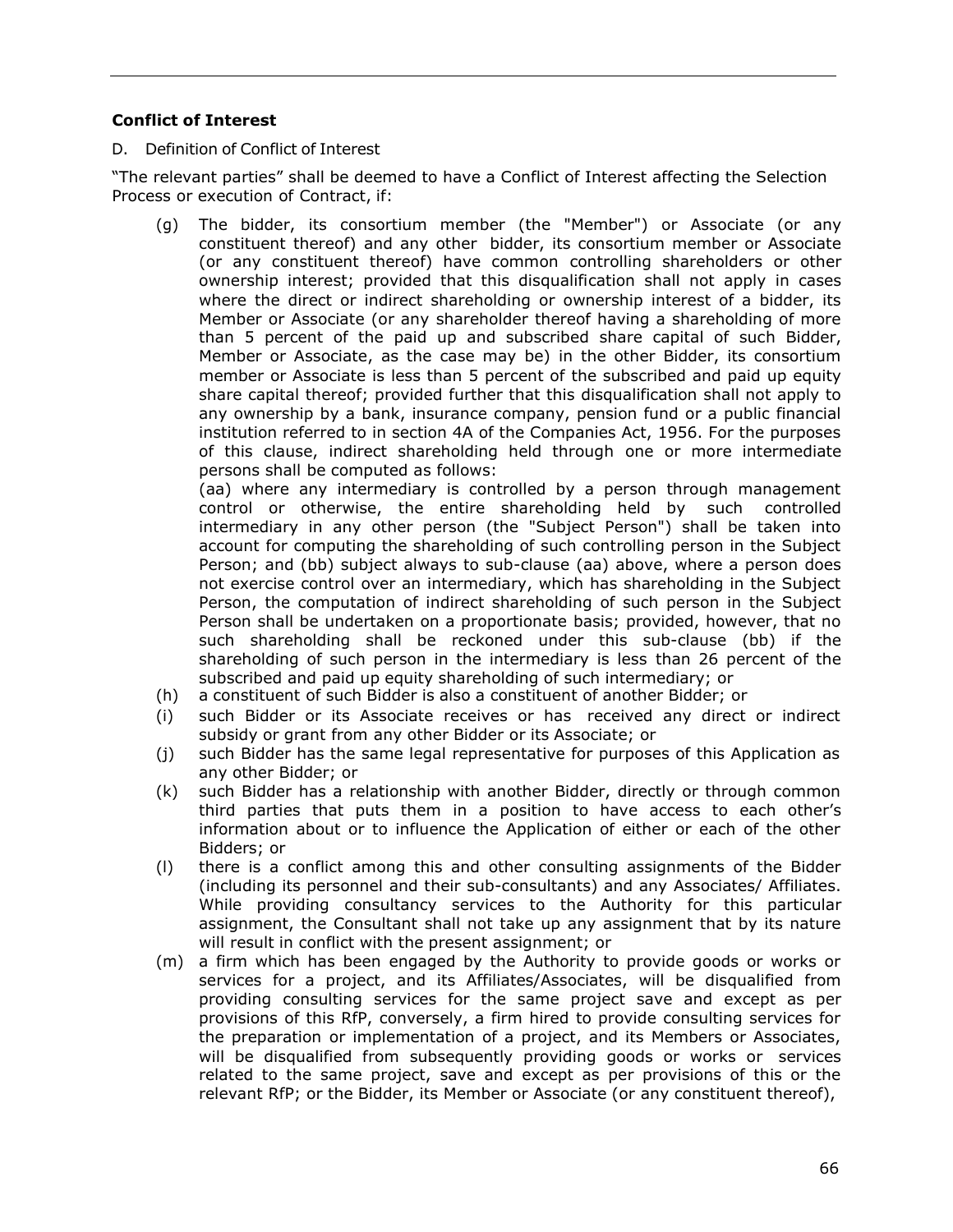**Conflict of Interest**

D. Definition of Conflict of Interest

"The relevant parties" shall be deemed to have a Conflict of Interest affecting the Selection Process or execution of Contract, if:

(g) The bidder, its consortium member (the "Member") or Associate (or any constituent thereof) and any other bidder, its consortium member or Associate (or any constituent thereof) have common controlling shareholders or other ownership interest; provided that this disqualification shall not apply in cases where the direct or indirect shareholding or ownership interest of a bidder, its Member or Associate (or any shareholder thereof having a shareholding of more than 5 percent of the paid up and subscribed share capital of such Bidder, Member or Associate, as the case may be) in the other Bidder, its consortium member or Associate is less than 5 percent of the subscribed and paid up equity share capital thereof; provided further that this disqualification shall not apply to any ownership by a bank, insurance company, pension fund or a public financial institution referred to in section 4A of the Companies Act, 1956. For the purposes of this clause, indirect shareholding held through one or more intermediate persons shall be computed as follows:
(aa) where any intermediary is controlled by a person through management control or otherwise, the entire shareholding held by such controlled intermediary in any other person (the "Subject Person") shall be taken into account for computing the shareholding of such controlling person in the Subject Person; and (bb) subject always to sub-clause (aa) above, where a person does not exercise control over an intermediary, which has shareholding in the Subject Person, the computation of indirect shareholding of such person in the Subject Person shall be undertaken on a proportionate basis; provided, however, that no such shareholding shall be reckoned under this sub-clause (bb) if the shareholding of such person in the intermediary is less than 26 percent of the subscribed and paid up equity shareholding of such intermediary; or

(h) a constituent of such Bidder is also a constituent of another Bidder; or

(i) such Bidder or its Associate receives or has received any direct or indirect subsidy or grant from any other Bidder or its Associate; or

(j) such Bidder has the same legal representative for purposes of this Application as any other Bidder; or

(k) such Bidder has a relationship with another Bidder, directly or through common third parties that puts them in a position to have access to each other's information about or to influence the Application of either or each of the other Bidders; or

(l) there is a conflict among this and other consulting assignments of the Bidder (including its personnel and their sub-consultants) and any Associates/ Affiliates. While providing consultancy services to the Authority for this particular assignment, the Consultant shall not take up any assignment that by its nature will result in conflict with the present assignment; or

(m) a firm which has been engaged by the Authority to provide goods or works or services for a project, and its Affiliates/Associates, will be disqualified from providing consulting services for the same project save and except as per provisions of this RfP, conversely, a firm hired to provide consulting services for the preparation or implementation of a project, and its Members or Associates, will be disqualified from subsequently providing goods or works or services related to the same project, save and except as per provisions of this or the relevant RfP; or the Bidder, its Member or Associate (or any constituent thereof),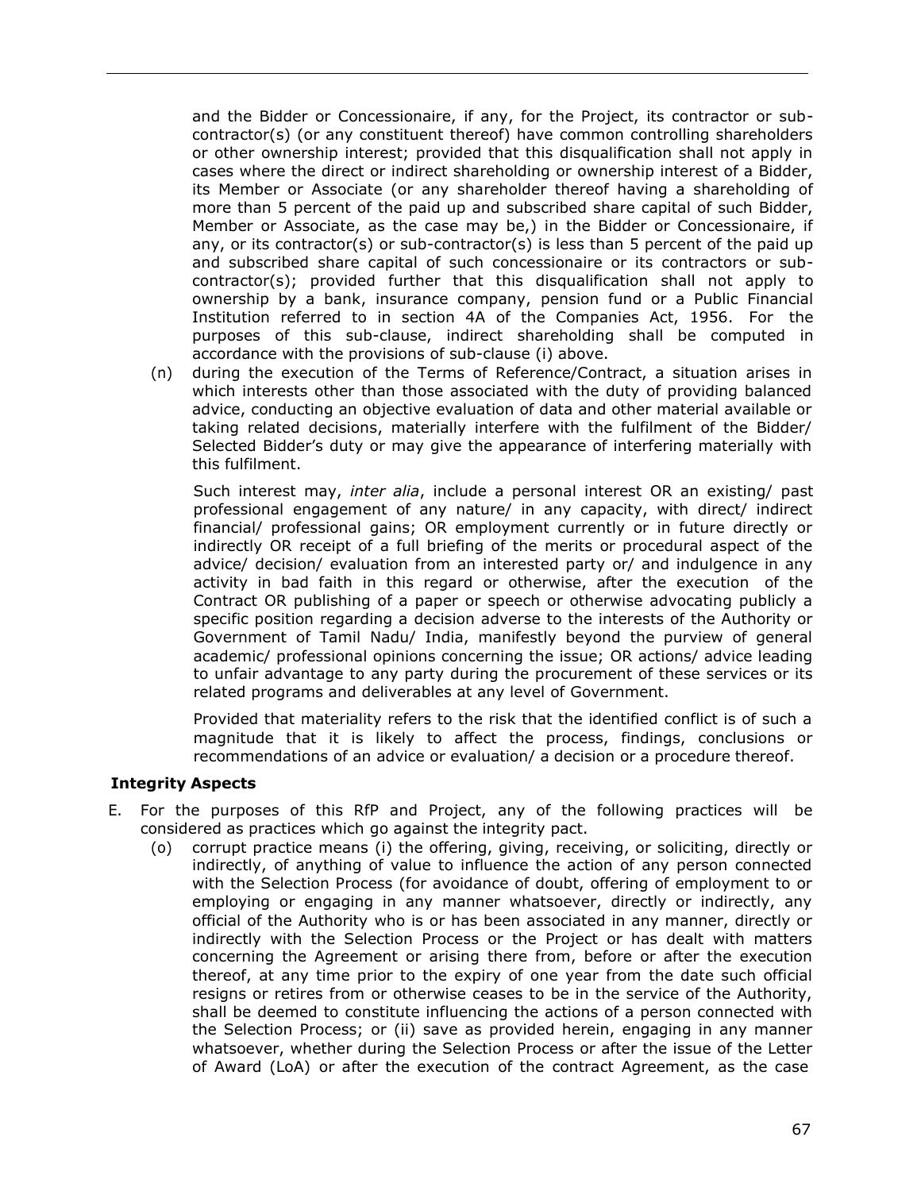and the Bidder or Concessionaire, if any, for the Project, its contractor or sub-contractor(s) (or any constituent thereof) have common controlling shareholders or other ownership interest; provided that this disqualification shall not apply in cases where the direct or indirect shareholding or ownership interest of a Bidder, its Member or Associate (or any shareholder thereof having a shareholding of more than 5 percent of the paid up and subscribed share capital of such Bidder, Member or Associate, as the case may be,) in the Bidder or Concessionaire, if any, or its contractor(s) or sub-contractor(s) is less than 5 percent of the paid up and subscribed share capital of such concessionaire or its contractors or sub-contractor(s); provided further that this disqualification shall not apply to ownership by a bank, insurance company, pension fund or a Public Financial Institution referred to in section 4A of the Companies Act, 1956. For the purposes of this sub-clause, indirect shareholding shall be computed in accordance with the provisions of sub-clause (i) above.

(n) during the execution of the Terms of Reference/Contract, a situation arises in which interests other than those associated with the duty of providing balanced advice, conducting an objective evaluation of data and other material available or taking related decisions, materially interfere with the fulfilment of the Bidder/ Selected Bidder's duty or may give the appearance of interfering materially with this fulfilment.

Such interest may, *inter alia*, include a personal interest OR an existing/ past professional engagement of any nature/ in any capacity, with direct/ indirect financial/ professional gains; OR employment currently or in future directly or indirectly OR receipt of a full briefing of the merits or procedural aspect of the advice/ decision/ evaluation from an interested party or/ and indulgence in any activity in bad faith in this regard or otherwise, after the execution of the Contract OR publishing of a paper or speech or otherwise advocating publicly a specific position regarding a decision adverse to the interests of the Authority or Government of Tamil Nadu/ India, manifestly beyond the purview of general academic/ professional opinions concerning the issue; OR actions/ advice leading to unfair advantage to any party during the procurement of these services or its related programs and deliverables at any level of Government.

Provided that materiality refers to the risk that the identified conflict is of such a magnitude that it is likely to affect the process, findings, conclusions or recommendations of an advice or evaluation/ a decision or a procedure thereof.

**Integrity Aspects**

E. For the purposes of this RfP and Project, any of the following practices will be considered as practices which go against the integrity pact.

(o) corrupt practice means (i) the offering, giving, receiving, or soliciting, directly or indirectly, of anything of value to influence the action of any person connected with the Selection Process (for avoidance of doubt, offering of employment to or employing or engaging in any manner whatsoever, directly or indirectly, any official of the Authority who is or has been associated in any manner, directly or indirectly with the Selection Process or the Project or has dealt with matters concerning the Agreement or arising there from, before or after the execution thereof, at any time prior to the expiry of one year from the date such official resigns or retires from or otherwise ceases to be in the service of the Authority, shall be deemed to constitute influencing the actions of a person connected with the Selection Process; or (ii) save as provided herein, engaging in any manner whatsoever, whether during the Selection Process or after the issue of the Letter of Award (LoA) or after the execution of the contract Agreement, as the case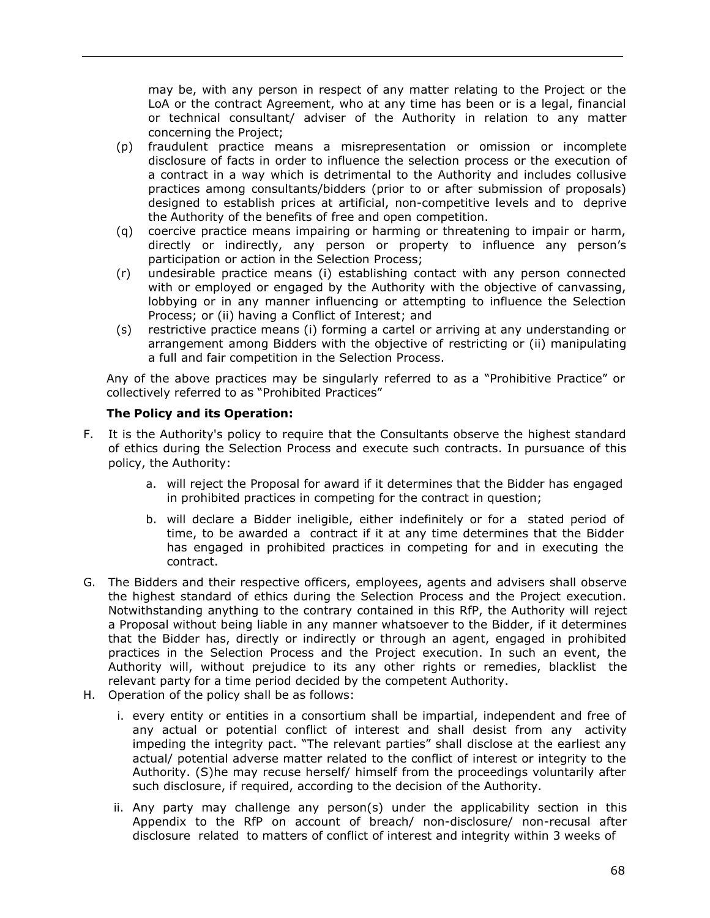may be, with any person in respect of any matter relating to the Project or the LoA or the contract Agreement, who at any time has been or is a legal, financial or technical consultant/ adviser of the Authority in relation to any matter concerning the Project;

(p) fraudulent practice means a misrepresentation or omission or incomplete disclosure of facts in order to influence the selection process or the execution of a contract in a way which is detrimental to the Authority and includes collusive practices among consultants/bidders (prior to or after submission of proposals) designed to establish prices at artificial, non-competitive levels and to deprive the Authority of the benefits of free and open competition.

(q) coercive practice means impairing or harming or threatening to impair or harm, directly or indirectly, any person or property to influence any person's participation or action in the Selection Process;

(r) undesirable practice means (i) establishing contact with any person connected with or employed or engaged by the Authority with the objective of canvassing, lobbying or in any manner influencing or attempting to influence the Selection Process; or (ii) having a Conflict of Interest; and

(s) restrictive practice means (i) forming a cartel or arriving at any understanding or arrangement among Bidders with the objective of restricting or (ii) manipulating a full and fair competition in the Selection Process.

Any of the above practices may be singularly referred to as a "Prohibitive Practice" or collectively referred to as "Prohibited Practices"

**The Policy and its Operation:**

F. It is the Authority's policy to require that the Consultants observe the highest standard of ethics during the Selection Process and execute such contracts. In pursuance of this policy, the Authority:

   a. will reject the Proposal for award if it determines that the Bidder has engaged in prohibited practices in competing for the contract in question;

   b. will declare a Bidder ineligible, either indefinitely or for a stated period of time, to be awarded a contract if it at any time determines that the Bidder has engaged in prohibited practices in competing for and in executing the contract.

G. The Bidders and their respective officers, employees, agents and advisers shall observe the highest standard of ethics during the Selection Process and the Project execution. Notwithstanding anything to the contrary contained in this RfP, the Authority will reject a Proposal without being liable in any manner whatsoever to the Bidder, if it determines that the Bidder has, directly or indirectly or through an agent, engaged in prohibited practices in the Selection Process and the Project execution. In such an event, the Authority will, without prejudice to its any other rights or remedies, blacklist the relevant party for a time period decided by the competent Authority.

H. Operation of the policy shall be as follows:

   i. every entity or entities in a consortium shall be impartial, independent and free of any actual or potential conflict of interest and shall desist from any activity impeding the integrity pact. "The relevant parties" shall disclose at the earliest any actual/ potential adverse matter related to the conflict of interest or integrity to the Authority. (S)he may recuse herself/ himself from the proceedings voluntarily after such disclosure, if required, according to the decision of the Authority.

   ii. Any party may challenge any person(s) under the applicability section in this Appendix to the RfP on account of breach/ non-disclosure/ non-recusal after disclosure related to matters of conflict of interest and integrity within 3 weeks of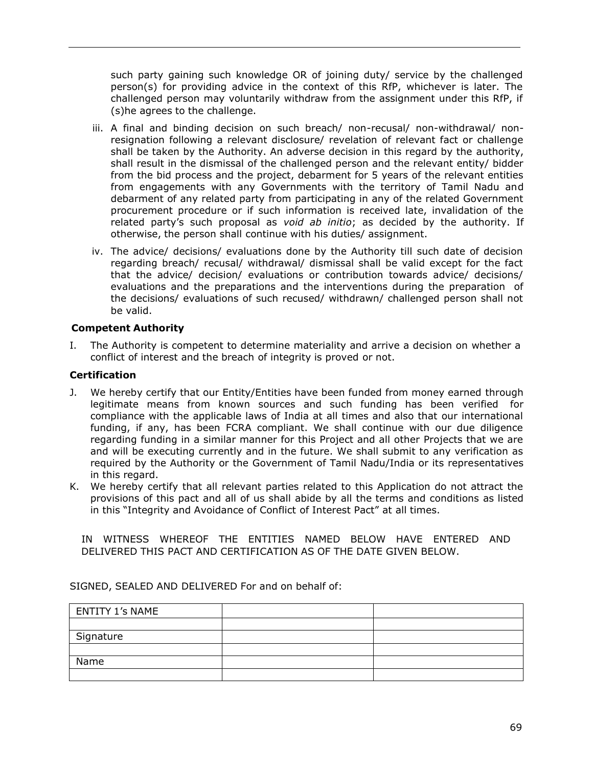such party gaining such knowledge OR of joining duty/ service by the challenged person(s) for providing advice in the context of this RfP, whichever is later. The challenged person may voluntarily withdraw from the assignment under this RfP, if (s)he agrees to the challenge.

iii. A final and binding decision on such breach/ non-recusal/ non-withdrawal/ non-resignation following a relevant disclosure/ revelation of relevant fact or challenge shall be taken by the Authority. An adverse decision in this regard by the authority, shall result in the dismissal of the challenged person and the relevant entity/ bidder from the bid process and the project, debarment for 5 years of the relevant entities from engagements with any Governments with the territory of Tamil Nadu and debarment of any related party from participating in any of the related Government procurement procedure or if such information is received late, invalidation of the related party's such proposal as *void ab initio*; as decided by the authority. If otherwise, the person shall continue with his duties/ assignment.

iv. The advice/ decisions/ evaluations done by the Authority till such date of decision regarding breach/ recusal/ withdrawal/ dismissal shall be valid except for the fact that the advice/ decision/ evaluations or contribution towards advice/ decisions/ evaluations and the preparations and the interventions during the preparation of the decisions/ evaluations of such recused/ withdrawn/ challenged person shall not be valid.

**Competent Authority**

I. The Authority is competent to determine materiality and arrive a decision on whether a conflict of interest and the breach of integrity is proved or not.

**Certification**

J. We hereby certify that our Entity/Entities have been funded from money earned through legitimate means from known sources and such funding has been verified for compliance with the applicable laws of India at all times and also that our international funding, if any, has been FCRA compliant. We shall continue with our due diligence regarding funding in a similar manner for this Project and all other Projects that we are and will be executing currently and in the future. We shall submit to any verification as required by the Authority or the Government of Tamil Nadu/India or its representatives in this regard.

K. We hereby certify that all relevant parties related to this Application do not attract the provisions of this pact and all of us shall abide by all the terms and conditions as listed in this "Integrity and Avoidance of Conflict of Interest Pact" at all times.

IN WITNESS WHEREOF THE ENTITIES NAMED BELOW HAVE ENTERED AND DELIVERED THIS PACT AND CERTIFICATION AS OF THE DATE GIVEN BELOW.

SIGNED, SEALED AND DELIVERED For and on behalf of:

| ENTITY 1's NAME | | |
|---|---|---|
| | | |
| Signature | | |
| | | |
| Name | | |
| | | |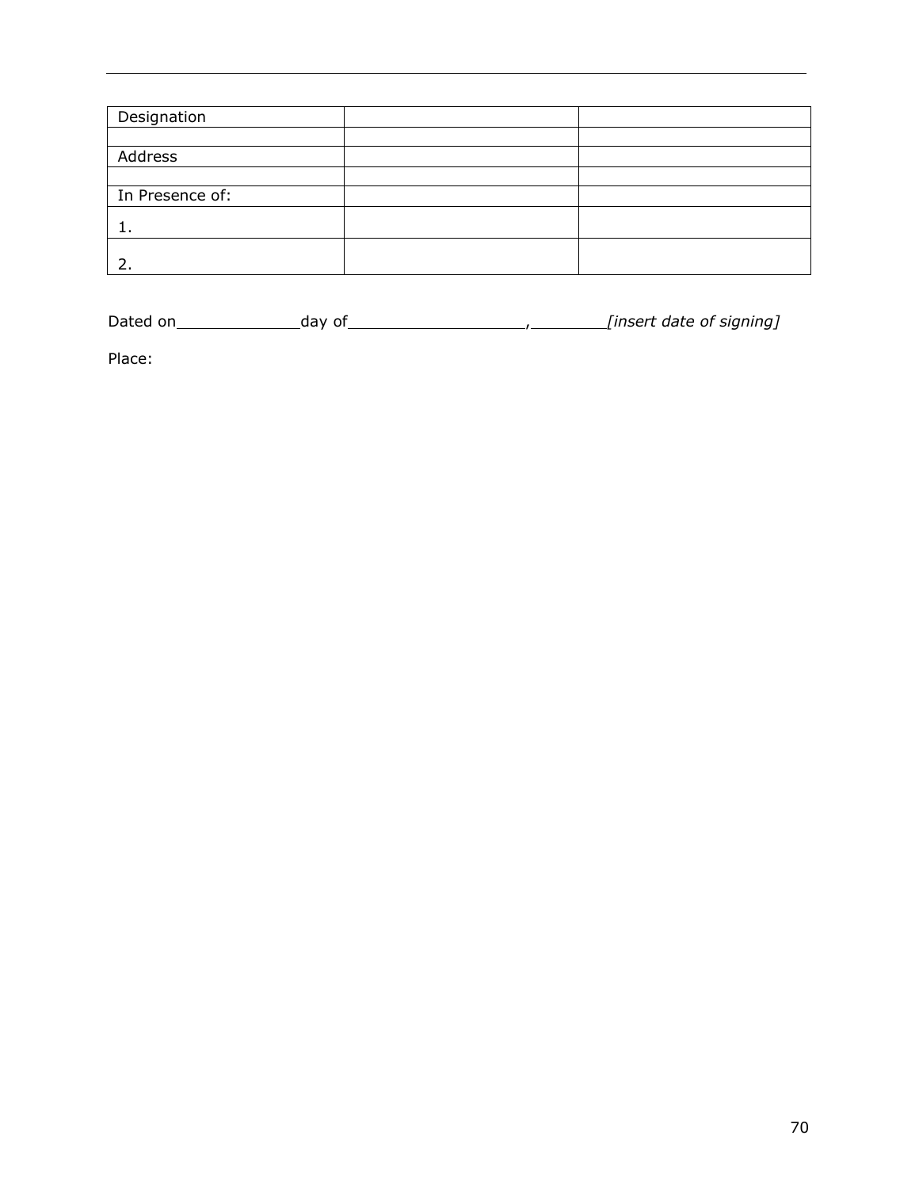| | | |
|---|---|---|
| Designation | | |
| | | |
| Address | | |
| | | |
| In Presence of: | | |
| 1. | | |
| 2. | | |

Dated on\_\_\_\_\_\_\_\_\_\_\_\_\_\_day of\_\_\_\_\_\_\_\_\_\_\_\_\_\_\_\_\_\_\_\_,\_\_\_\_\_\_\_\_\_*[insert date of signing]*

Place: